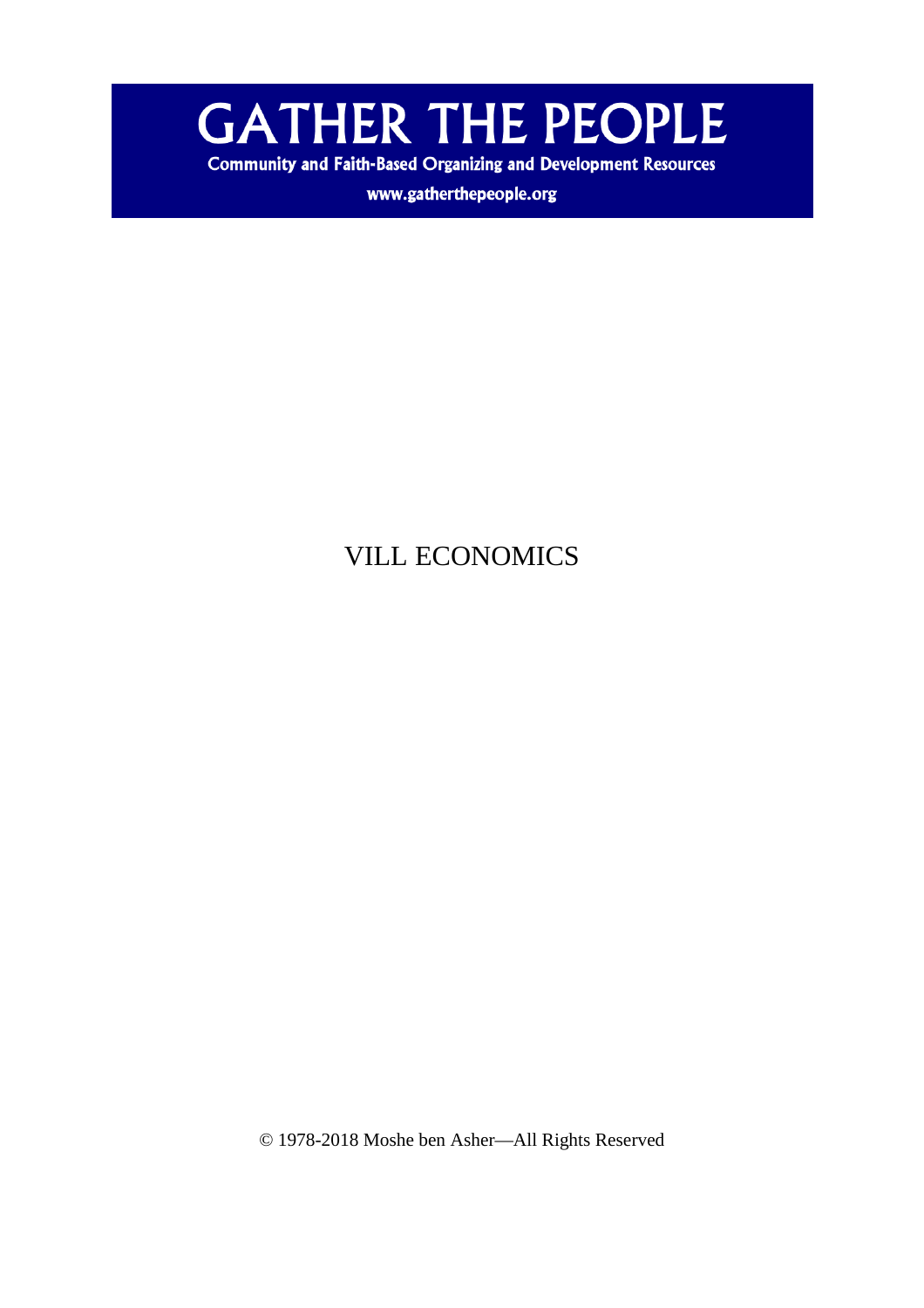# GATHER THE PEOPLE

**Community and Faith-Based Organizing and Development Resources**

**www.gatherthepeople.org**

# VILL ECONOMICS

© 1978-2018 Moshe ben Asher—All Rights Reserved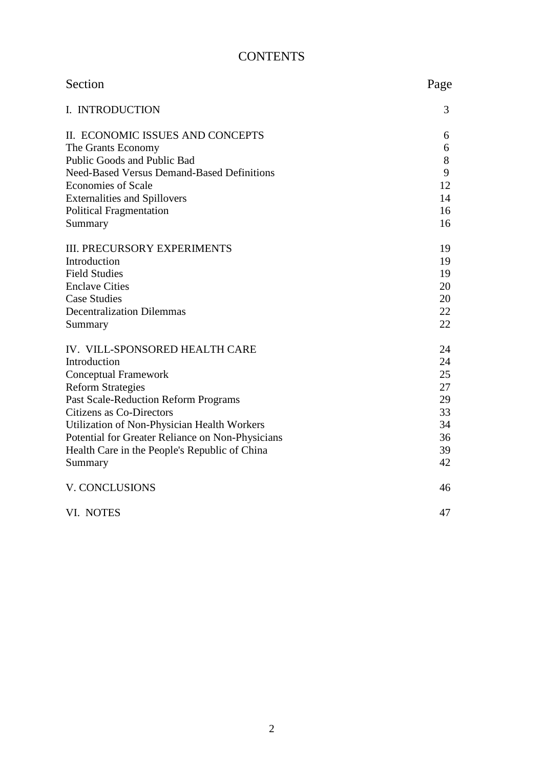# CONTENTS

| Section | Page |
|---|---|
| I. INTRODUCTION | 3 |
| II. ECONOMIC ISSUES AND CONCEPTS | 6 |
| The Grants Economy | 6 |
| Public Goods and Public Bad | 8 |
| Need-Based Versus Demand-Based Definitions | 9 |
| Economies of Scale | 12 |
| Externalities and Spillovers | 14 |
| Political Fragmentation | 16 |
| Summary | 16 |
| III. PRECURSORY EXPERIMENTS | 19 |
| Introduction | 19 |
| Field Studies | 19 |
| Enclave Cities | 20 |
| Case Studies | 20 |
| Decentralization Dilemmas | 22 |
| Summary | 22 |
| IV. VILL-SPONSORED HEALTH CARE | 24 |
| Introduction | 24 |
| Conceptual Framework | 25 |
| Reform Strategies | 27 |
| Past Scale-Reduction Reform Programs | 29 |
| Citizens as Co-Directors | 33 |
| Utilization of Non-Physician Health Workers | 34 |
| Potential for Greater Reliance on Non-Physicians | 36 |
| Health Care in the People's Republic of China | 39 |
| Summary | 42 |
| V. CONCLUSIONS | 46 |
| VI. NOTES | 47 |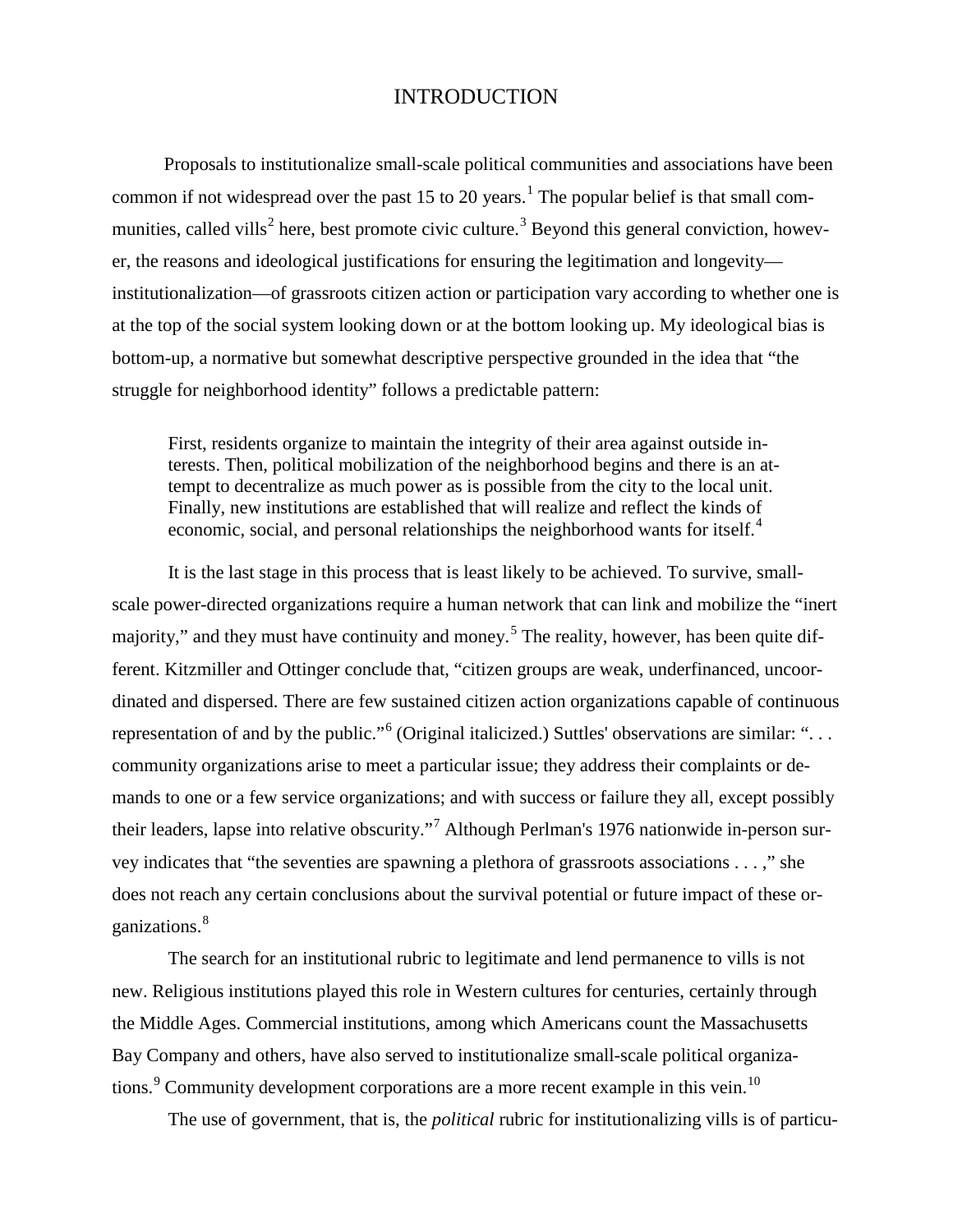# INTRODUCTION

Proposals to institutionalize small-scale political communities and associations have been common if not widespread over the past 15 to 20 years.[1] The popular belief is that small communities, called vills[2] here, best promote civic culture.[3] Beyond this general conviction, however, the reasons and ideological justifications for ensuring the legitimation and longevity—institutionalization—of grassroots citizen action or participation vary according to whether one is at the top of the social system looking down or at the bottom looking up. My ideological bias is bottom-up, a normative but somewhat descriptive perspective grounded in the idea that "the struggle for neighborhood identity" follows a predictable pattern:

> First, residents organize to maintain the integrity of their area against outside interests. Then, political mobilization of the neighborhood begins and there is an attempt to decentralize as much power as is possible from the city to the local unit. Finally, new institutions are established that will realize and reflect the kinds of economic, social, and personal relationships the neighborhood wants for itself.[4]

It is the last stage in this process that is least likely to be achieved. To survive, small-scale power-directed organizations require a human network that can link and mobilize the "inert majority," and they must have continuity and money.[5] The reality, however, has been quite different. Kitzmiller and Ottinger conclude that, "citizen groups are weak, underfinanced, uncoordinated and dispersed. There are few sustained citizen action organizations capable of continuous representation of and by the public."[6] (Original italicized.) Suttles' observations are similar: ". . . community organizations arise to meet a particular issue; they address their complaints or demands to one or a few service organizations; and with success or failure they all, except possibly their leaders, lapse into relative obscurity."[7] Although Perlman's 1976 nationwide in-person survey indicates that "the seventies are spawning a plethora of grassroots associations . . . ," she does not reach any certain conclusions about the survival potential or future impact of these organizations.[8]

The search for an institutional rubric to legitimate and lend permanence to vills is not new. Religious institutions played this role in Western cultures for centuries, certainly through the Middle Ages. Commercial institutions, among which Americans count the Massachusetts Bay Company and others, have also served to institutionalize small-scale political organizations.[9] Community development corporations are a more recent example in this vein.[10]

The use of government, that is, the *political* rubric for institutionalizing vills is of particu-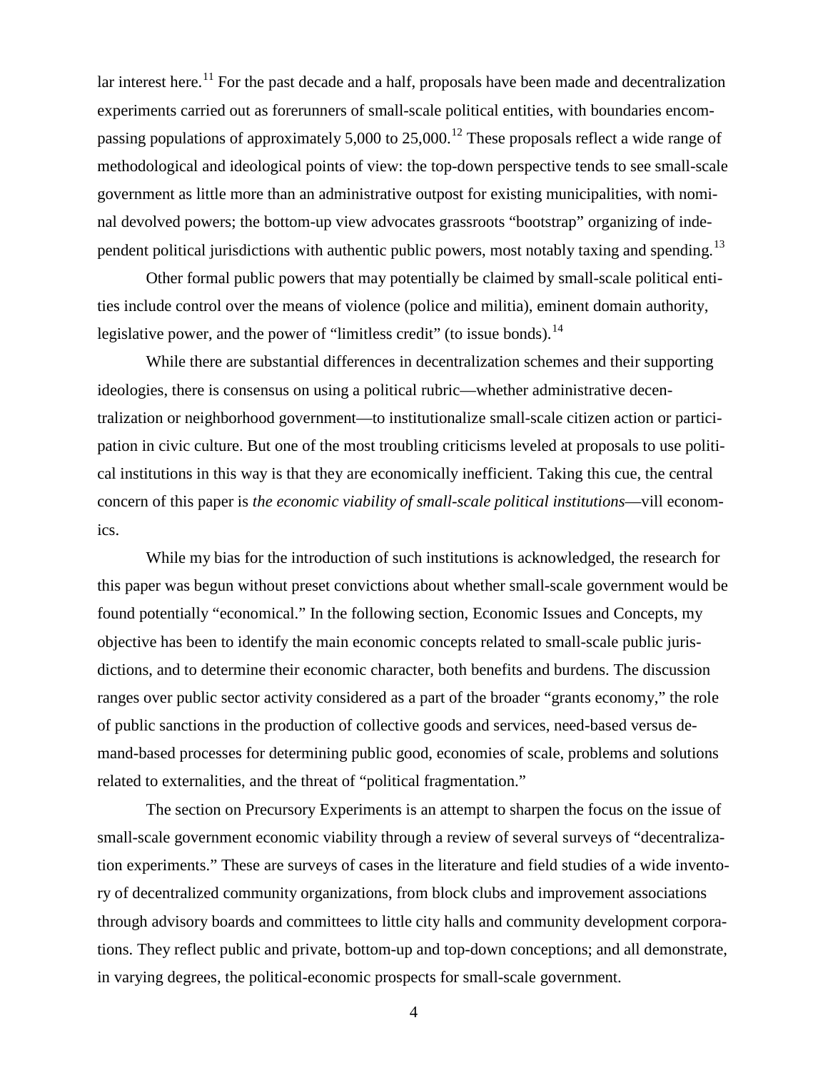lar interest here.[11] For the past decade and a half, proposals have been made and decentralization experiments carried out as forerunners of small-scale political entities, with boundaries encompassing populations of approximately 5,000 to 25,000.[12] These proposals reflect a wide range of methodological and ideological points of view: the top-down perspective tends to see small-scale government as little more than an administrative outpost for existing municipalities, with nominal devolved powers; the bottom-up view advocates grassroots "bootstrap" organizing of independent political jurisdictions with authentic public powers, most notably taxing and spending.[13]

Other formal public powers that may potentially be claimed by small-scale political entities include control over the means of violence (police and militia), eminent domain authority, legislative power, and the power of "limitless credit" (to issue bonds).[14]

While there are substantial differences in decentralization schemes and their supporting ideologies, there is consensus on using a political rubric—whether administrative decentralization or neighborhood government—to institutionalize small-scale citizen action or participation in civic culture. But one of the most troubling criticisms leveled at proposals to use political institutions in this way is that they are economically inefficient. Taking this cue, the central concern of this paper is *the economic viability of small-scale political institutions*—vill economics.

While my bias for the introduction of such institutions is acknowledged, the research for this paper was begun without preset convictions about whether small-scale government would be found potentially "economical." In the following section, Economic Issues and Concepts, my objective has been to identify the main economic concepts related to small-scale public jurisdictions, and to determine their economic character, both benefits and burdens. The discussion ranges over public sector activity considered as a part of the broader "grants economy," the role of public sanctions in the production of collective goods and services, need-based versus demand-based processes for determining public good, economies of scale, problems and solutions related to externalities, and the threat of "political fragmentation."

The section on Precursory Experiments is an attempt to sharpen the focus on the issue of small-scale government economic viability through a review of several surveys of "decentralization experiments." These are surveys of cases in the literature and field studies of a wide inventory of decentralized community organizations, from block clubs and improvement associations through advisory boards and committees to little city halls and community development corporations. They reflect public and private, bottom-up and top-down conceptions; and all demonstrate, in varying degrees, the political-economic prospects for small-scale government.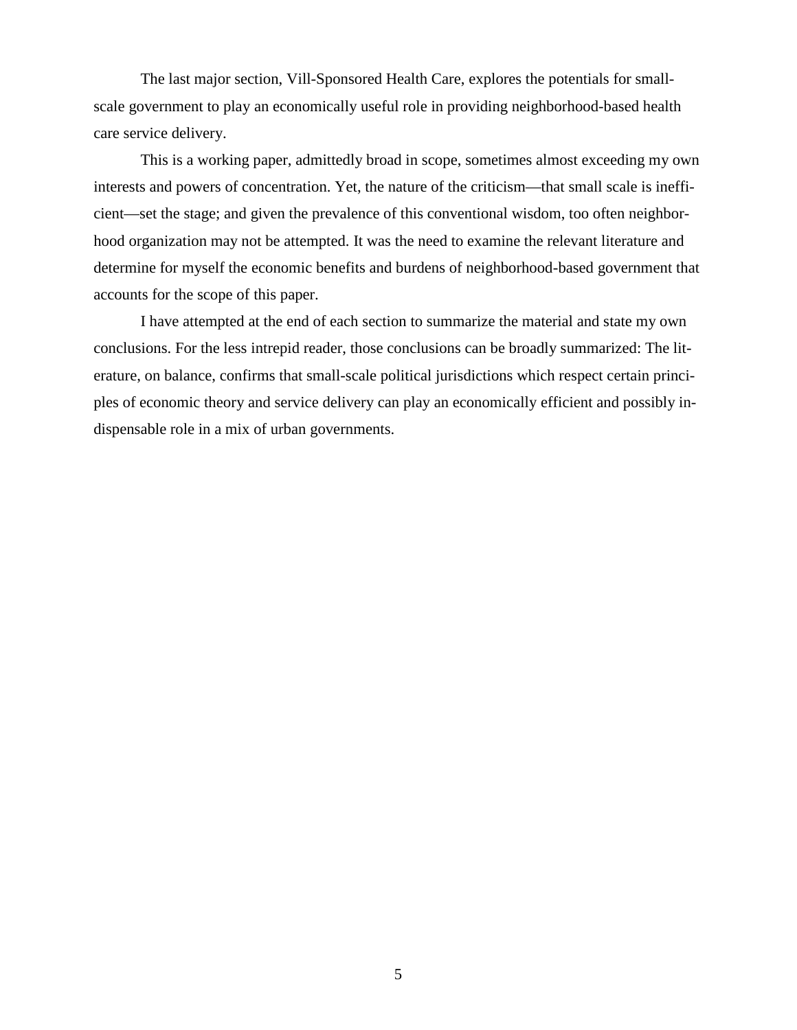The last major section, Vill-Sponsored Health Care, explores the potentials for small-scale government to play an economically useful role in providing neighborhood-based health care service delivery.

This is a working paper, admittedly broad in scope, sometimes almost exceeding my own interests and powers of concentration. Yet, the nature of the criticism—that small scale is inefficient—set the stage; and given the prevalence of this conventional wisdom, too often neighborhood organization may not be attempted. It was the need to examine the relevant literature and determine for myself the economic benefits and burdens of neighborhood-based government that accounts for the scope of this paper.

I have attempted at the end of each section to summarize the material and state my own conclusions. For the less intrepid reader, those conclusions can be broadly summarized: The literature, on balance, confirms that small-scale political jurisdictions which respect certain principles of economic theory and service delivery can play an economically efficient and possibly indispensable role in a mix of urban governments.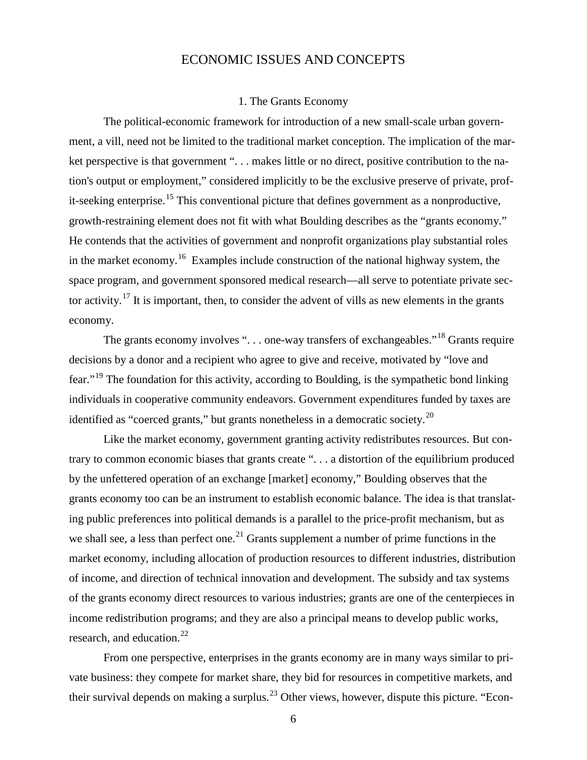# ECONOMIC ISSUES AND CONCEPTS

## 1. The Grants Economy

The political-economic framework for introduction of a new small-scale urban government, a vill, need not be limited to the traditional market conception. The implication of the market perspective is that government ". . . makes little or no direct, positive contribution to the nation's output or employment," considered implicitly to be the exclusive preserve of private, profit-seeking enterprise.[15] This conventional picture that defines government as a nonproductive, growth-restraining element does not fit with what Boulding describes as the "grants economy." He contends that the activities of government and nonprofit organizations play substantial roles in the market economy.[16] Examples include construction of the national highway system, the space program, and government sponsored medical research—all serve to potentiate private sector activity.[17] It is important, then, to consider the advent of vills as new elements in the grants economy.

The grants economy involves ". . . one-way transfers of exchangeables."[18] Grants require decisions by a donor and a recipient who agree to give and receive, motivated by "love and fear."[19] The foundation for this activity, according to Boulding, is the sympathetic bond linking individuals in cooperative community endeavors. Government expenditures funded by taxes are identified as "coerced grants," but grants nonetheless in a democratic society.[20]

Like the market economy, government granting activity redistributes resources. But contrary to common economic biases that grants create ". . . a distortion of the equilibrium produced by the unfettered operation of an exchange [market] economy," Boulding observes that the grants economy too can be an instrument to establish economic balance. The idea is that translating public preferences into political demands is a parallel to the price-profit mechanism, but as we shall see, a less than perfect one.[21] Grants supplement a number of prime functions in the market economy, including allocation of production resources to different industries, distribution of income, and direction of technical innovation and development. The subsidy and tax systems of the grants economy direct resources to various industries; grants are one of the centerpieces in income redistribution programs; and they are also a principal means to develop public works, research, and education.[22]

From one perspective, enterprises in the grants economy are in many ways similar to private business: they compete for market share, they bid for resources in competitive markets, and their survival depends on making a surplus.[23] Other views, however, dispute this picture. "Econ-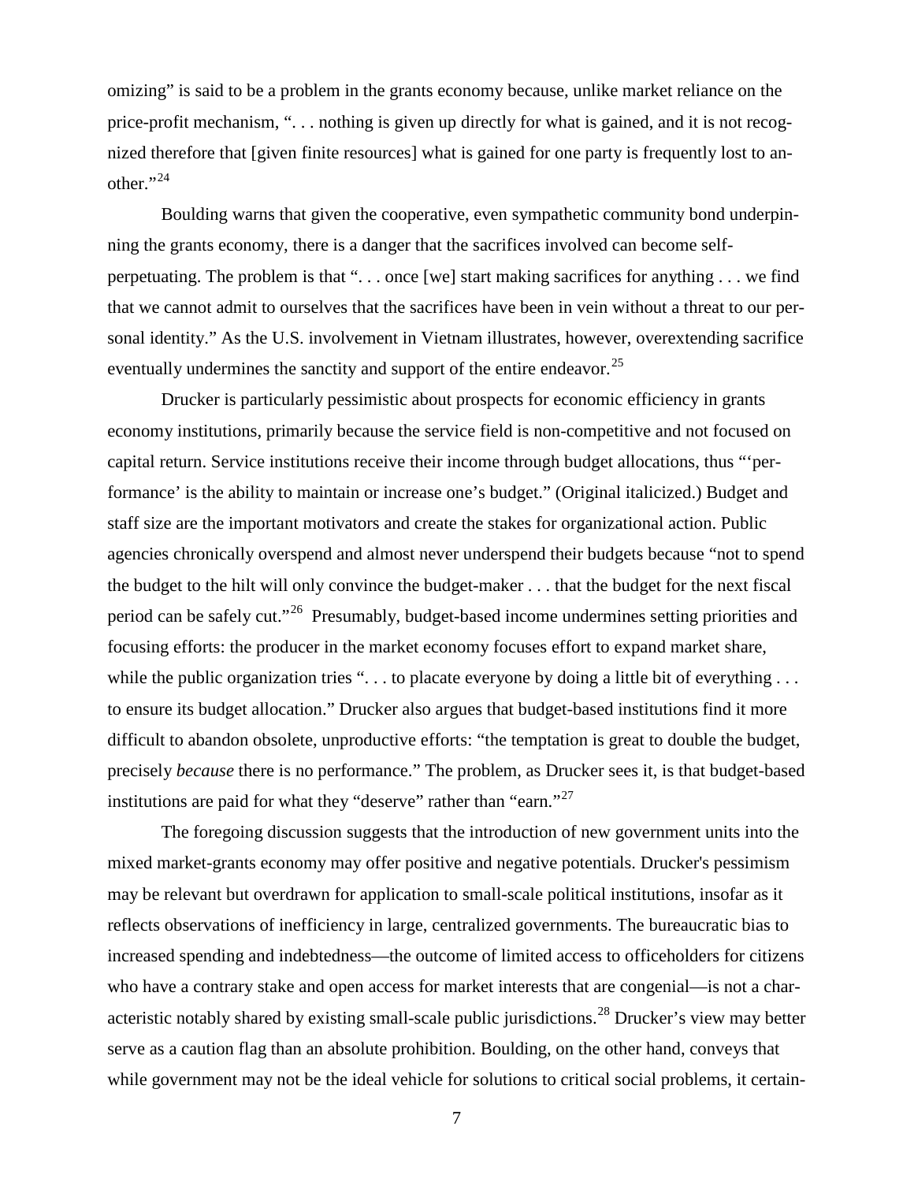omizing" is said to be a problem in the grants economy because, unlike market reliance on the price-profit mechanism, ". . . nothing is given up directly for what is gained, and it is not recognized therefore that [given finite resources] what is gained for one party is frequently lost to another."[24]

Boulding warns that given the cooperative, even sympathetic community bond underpinning the grants economy, there is a danger that the sacrifices involved can become self-perpetuating. The problem is that ". . . once [we] start making sacrifices for anything . . . we find that we cannot admit to ourselves that the sacrifices have been in vein without a threat to our personal identity." As the U.S. involvement in Vietnam illustrates, however, overextending sacrifice eventually undermines the sanctity and support of the entire endeavor.[25]

Drucker is particularly pessimistic about prospects for economic efficiency in grants economy institutions, primarily because the service field is non-competitive and not focused on capital return. Service institutions receive their income through budget allocations, thus "'performance' is the ability to maintain or increase one's budget." (Original italicized.) Budget and staff size are the important motivators and create the stakes for organizational action. Public agencies chronically overspend and almost never underspend their budgets because "not to spend the budget to the hilt will only convince the budget-maker . . . that the budget for the next fiscal period can be safely cut."[26] Presumably, budget-based income undermines setting priorities and focusing efforts: the producer in the market economy focuses effort to expand market share, while the public organization tries ". . . to placate everyone by doing a little bit of everything . . . to ensure its budget allocation." Drucker also argues that budget-based institutions find it more difficult to abandon obsolete, unproductive efforts: "the temptation is great to double the budget, precisely *because* there is no performance." The problem, as Drucker sees it, is that budget-based institutions are paid for what they "deserve" rather than "earn."[27]

The foregoing discussion suggests that the introduction of new government units into the mixed market-grants economy may offer positive and negative potentials. Drucker's pessimism may be relevant but overdrawn for application to small-scale political institutions, insofar as it reflects observations of inefficiency in large, centralized governments. The bureaucratic bias to increased spending and indebtedness—the outcome of limited access to officeholders for citizens who have a contrary stake and open access for market interests that are congenial—is not a characteristic notably shared by existing small-scale public jurisdictions.[28] Drucker's view may better serve as a caution flag than an absolute prohibition. Boulding, on the other hand, conveys that while government may not be the ideal vehicle for solutions to critical social problems, it certain-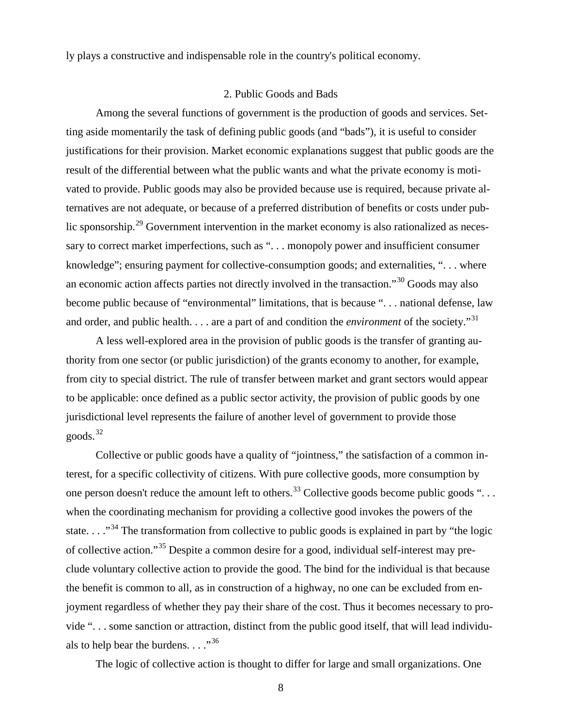ly plays a constructive and indispensable role in the country's political economy.

## 2. Public Goods and Bads

Among the several functions of government is the production of goods and services. Setting aside momentarily the task of defining public goods (and "bads"), it is useful to consider justifications for their provision. Market economic explanations suggest that public goods are the result of the differential between what the public wants and what the private economy is motivated to provide. Public goods may also be provided because use is required, because private alternatives are not adequate, or because of a preferred distribution of benefits or costs under public sponsorship.[29] Government intervention in the market economy is also rationalized as necessary to correct market imperfections, such as ". . . monopoly power and insufficient consumer knowledge"; ensuring payment for collective-consumption goods; and externalities, ". . . where an economic action affects parties not directly involved in the transaction."[30] Goods may also become public because of "environmental" limitations, that is because ". . . national defense, law and order, and public health. . . . are a part of and condition the *environment* of the society."[31]

A less well-explored area in the provision of public goods is the transfer of granting authority from one sector (or public jurisdiction) of the grants economy to another, for example, from city to special district. The rule of transfer between market and grant sectors would appear to be applicable: once defined as a public sector activity, the provision of public goods by one jurisdictional level represents the failure of another level of government to provide those goods.[32]

Collective or public goods have a quality of "jointness," the satisfaction of a common interest, for a specific collectivity of citizens. With pure collective goods, more consumption by one person doesn't reduce the amount left to others.[33] Collective goods become public goods ". . . when the coordinating mechanism for providing a collective good invokes the powers of the state. . . ."[34] The transformation from collective to public goods is explained in part by "the logic of collective action."[35] Despite a common desire for a good, individual self-interest may preclude voluntary collective action to provide the good. The bind for the individual is that because the benefit is common to all, as in construction of a highway, no one can be excluded from enjoyment regardless of whether they pay their share of the cost. Thus it becomes necessary to provide ". . . some sanction or attraction, distinct from the public good itself, that will lead individuals to help bear the burdens. . . ."[36]

The logic of collective action is thought to differ for large and small organizations. One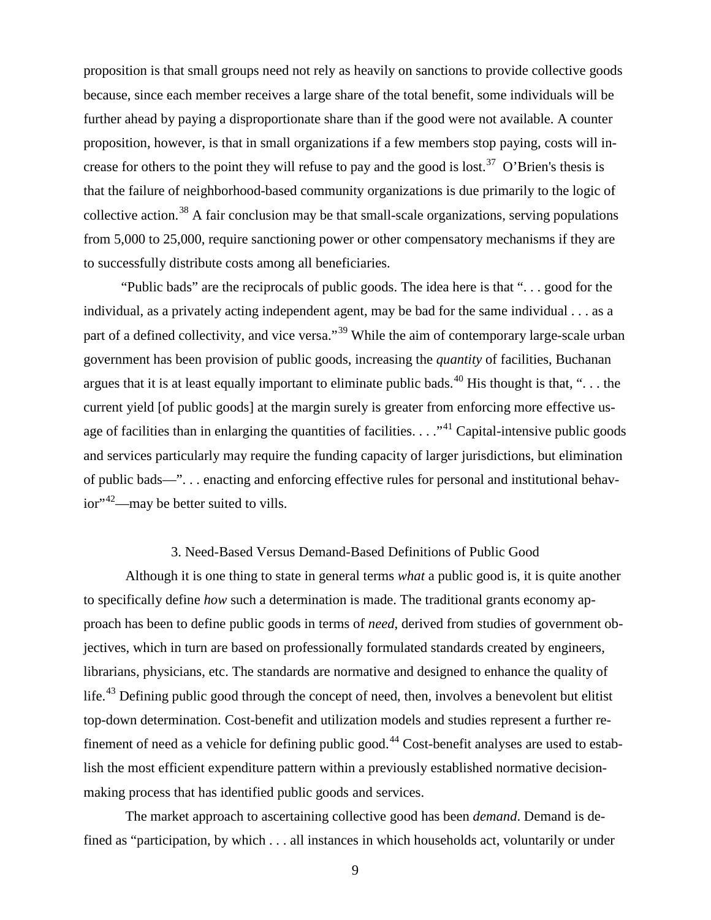proposition is that small groups need not rely as heavily on sanctions to provide collective goods because, since each member receives a large share of the total benefit, some individuals will be further ahead by paying a disproportionate share than if the good were not available. A counter proposition, however, is that in small organizations if a few members stop paying, costs will increase for others to the point they will refuse to pay and the good is lost.[37] O'Brien's thesis is that the failure of neighborhood-based community organizations is due primarily to the logic of collective action.[38] A fair conclusion may be that small-scale organizations, serving populations from 5,000 to 25,000, require sanctioning power or other compensatory mechanisms if they are to successfully distribute costs among all beneficiaries.

"Public bads" are the reciprocals of public goods. The idea here is that ". . . good for the individual, as a privately acting independent agent, may be bad for the same individual . . . as a part of a defined collectivity, and vice versa."[39] While the aim of contemporary large-scale urban government has been provision of public goods, increasing the *quantity* of facilities, Buchanan argues that it is at least equally important to eliminate public bads.[40] His thought is that, ". . . the current yield [of public goods] at the margin surely is greater from enforcing more effective usage of facilities than in enlarging the quantities of facilities. . . ."[41] Capital-intensive public goods and services particularly may require the funding capacity of larger jurisdictions, but elimination of public bads—". . . enacting and enforcing effective rules for personal and institutional behavior"[42]—may be better suited to vills.

### 3. Need-Based Versus Demand-Based Definitions of Public Good

Although it is one thing to state in general terms *what* a public good is, it is quite another to specifically define *how* such a determination is made. The traditional grants economy approach has been to define public goods in terms of *need*, derived from studies of government objectives, which in turn are based on professionally formulated standards created by engineers, librarians, physicians, etc. The standards are normative and designed to enhance the quality of life.[43] Defining public good through the concept of need, then, involves a benevolent but elitist top-down determination. Cost-benefit and utilization models and studies represent a further refinement of need as a vehicle for defining public good.[44] Cost-benefit analyses are used to establish the most efficient expenditure pattern within a previously established normative decision-making process that has identified public goods and services.

The market approach to ascertaining collective good has been *demand*. Demand is defined as "participation, by which . . . all instances in which households act, voluntarily or under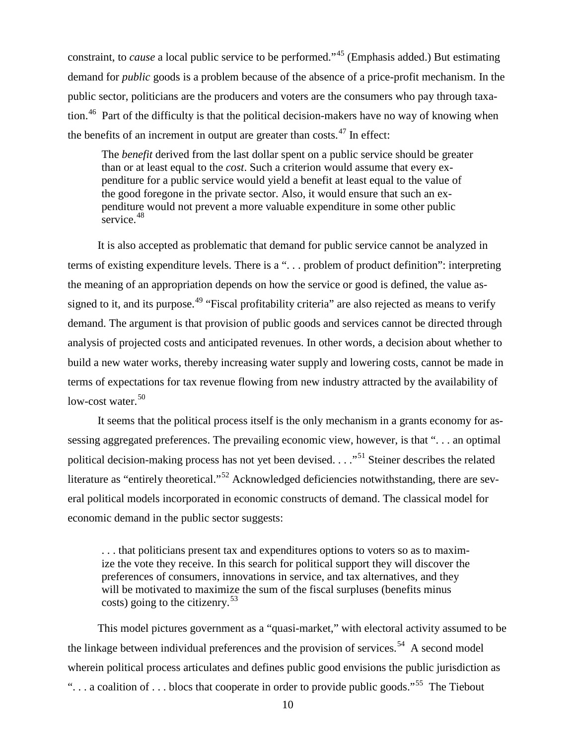constraint, to *cause* a local public service to be performed."[45] (Emphasis added.) But estimating demand for *public* goods is a problem because of the absence of a price-profit mechanism. In the public sector, politicians are the producers and voters are the consumers who pay through taxation.[46] Part of the difficulty is that the political decision-makers have no way of knowing when the benefits of an increment in output are greater than costs.[47] In effect:

> The *benefit* derived from the last dollar spent on a public service should be greater than or at least equal to the *cost*. Such a criterion would assume that every expenditure for a public service would yield a benefit at least equal to the value of the good foregone in the private sector. Also, it would ensure that such an expenditure would not prevent a more valuable expenditure in some other public service.[48]

It is also accepted as problematic that demand for public service cannot be analyzed in terms of existing expenditure levels. There is a ". . . problem of product definition": interpreting the meaning of an appropriation depends on how the service or good is defined, the value assigned to it, and its purpose.[49] "Fiscal profitability criteria" are also rejected as means to verify demand. The argument is that provision of public goods and services cannot be directed through analysis of projected costs and anticipated revenues. In other words, a decision about whether to build a new water works, thereby increasing water supply and lowering costs, cannot be made in terms of expectations for tax revenue flowing from new industry attracted by the availability of low-cost water.[50]

It seems that the political process itself is the only mechanism in a grants economy for assessing aggregated preferences. The prevailing economic view, however, is that ". . . an optimal political decision-making process has not yet been devised. . . ."[51] Steiner describes the related literature as "entirely theoretical."[52] Acknowledged deficiencies notwithstanding, there are several political models incorporated in economic constructs of demand. The classical model for economic demand in the public sector suggests:

> . . . that politicians present tax and expenditures options to voters so as to maximize the vote they receive. In this search for political support they will discover the preferences of consumers, innovations in service, and tax alternatives, and they will be motivated to maximize the sum of the fiscal surpluses (benefits minus costs) going to the citizenry.[53]

This model pictures government as a "quasi-market," with electoral activity assumed to be the linkage between individual preferences and the provision of services.[54] A second model wherein political process articulates and defines public good envisions the public jurisdiction as ". . . a coalition of . . . blocs that cooperate in order to provide public goods."[55] The Tiebout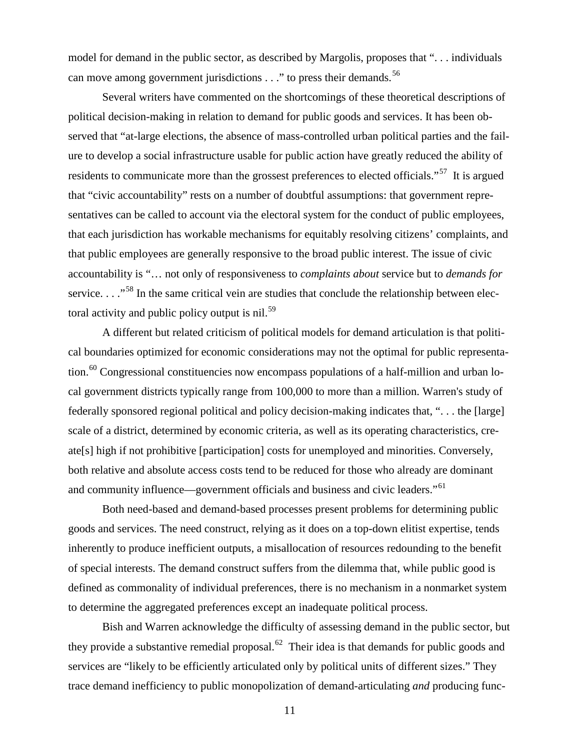model for demand in the public sector, as described by Margolis, proposes that ". . . individuals can move among government jurisdictions . . ." to press their demands.[56]

Several writers have commented on the shortcomings of these theoretical descriptions of political decision-making in relation to demand for public goods and services. It has been observed that "at-large elections, the absence of mass-controlled urban political parties and the failure to develop a social infrastructure usable for public action have greatly reduced the ability of residents to communicate more than the grossest preferences to elected officials."[57] It is argued that "civic accountability" rests on a number of doubtful assumptions: that government representatives can be called to account via the electoral system for the conduct of public employees, that each jurisdiction has workable mechanisms for equitably resolving citizens' complaints, and that public employees are generally responsive to the broad public interest. The issue of civic accountability is "… not only of responsiveness to *complaints about* service but to *demands for* service. . . ."[58] In the same critical vein are studies that conclude the relationship between electoral activity and public policy output is nil.[59]

A different but related criticism of political models for demand articulation is that political boundaries optimized for economic considerations may not the optimal for public representation.[60] Congressional constituencies now encompass populations of a half-million and urban local government districts typically range from 100,000 to more than a million. Warren's study of federally sponsored regional political and policy decision-making indicates that, ". . . the [large] scale of a district, determined by economic criteria, as well as its operating characteristics, create[s] high if not prohibitive [participation] costs for unemployed and minorities. Conversely, both relative and absolute access costs tend to be reduced for those who already are dominant and community influence—government officials and business and civic leaders."[61]

Both need-based and demand-based processes present problems for determining public goods and services. The need construct, relying as it does on a top-down elitist expertise, tends inherently to produce inefficient outputs, a misallocation of resources redounding to the benefit of special interests. The demand construct suffers from the dilemma that, while public good is defined as commonality of individual preferences, there is no mechanism in a nonmarket system to determine the aggregated preferences except an inadequate political process.

Bish and Warren acknowledge the difficulty of assessing demand in the public sector, but they provide a substantive remedial proposal.[62] Their idea is that demands for public goods and services are "likely to be efficiently articulated only by political units of different sizes." They trace demand inefficiency to public monopolization of demand-articulating *and* producing func-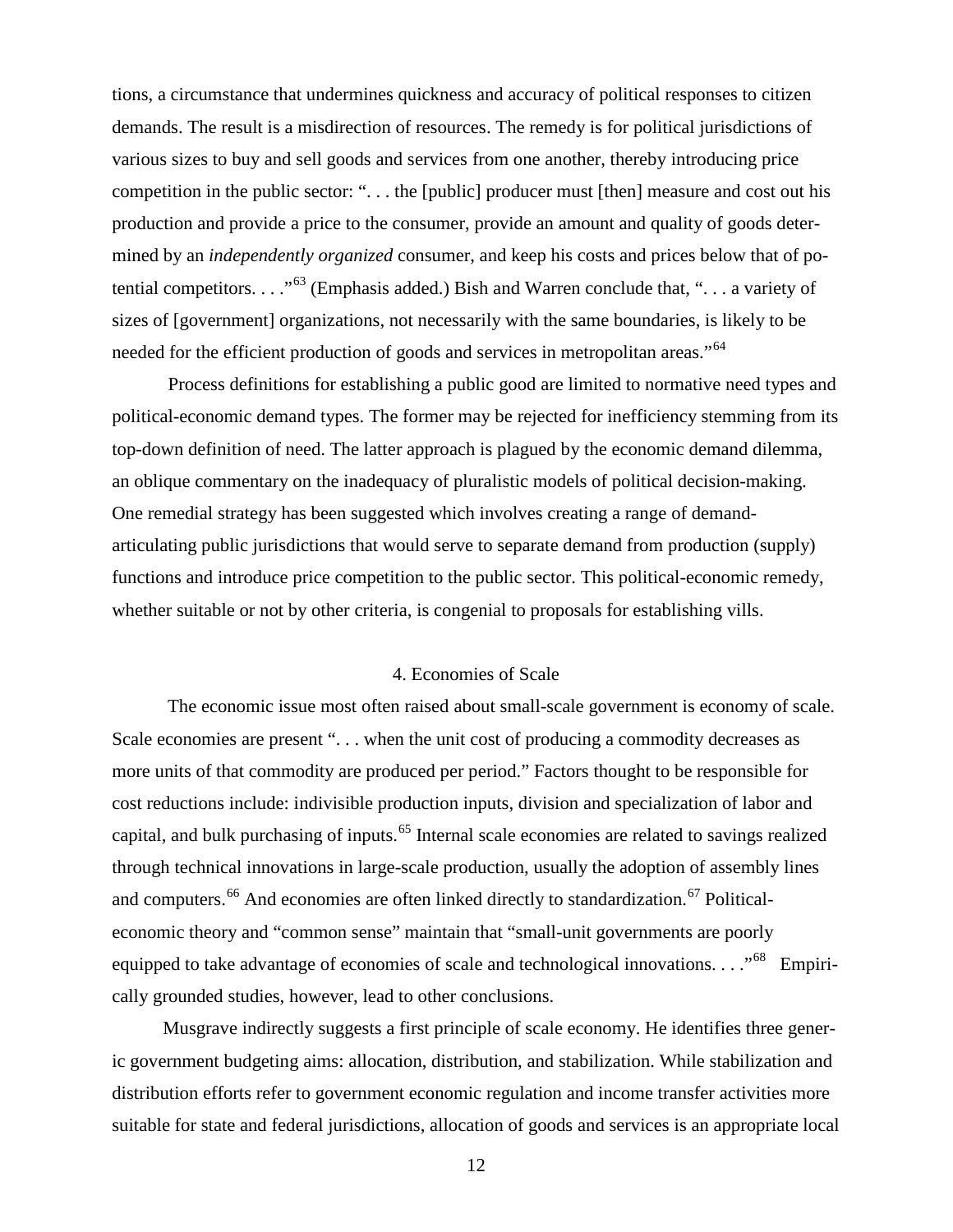tions, a circumstance that undermines quickness and accuracy of political responses to citizen demands. The result is a misdirection of resources. The remedy is for political jurisdictions of various sizes to buy and sell goods and services from one another, thereby introducing price competition in the public sector: ". . . the [public] producer must [then] measure and cost out his production and provide a price to the consumer, provide an amount and quality of goods determined by an *independently organized* consumer, and keep his costs and prices below that of potential competitors. . . ."[63] (Emphasis added.) Bish and Warren conclude that, ". . . a variety of sizes of [government] organizations, not necessarily with the same boundaries, is likely to be needed for the efficient production of goods and services in metropolitan areas."[64]

Process definitions for establishing a public good are limited to normative need types and political-economic demand types. The former may be rejected for inefficiency stemming from its top-down definition of need. The latter approach is plagued by the economic demand dilemma, an oblique commentary on the inadequacy of pluralistic models of political decision-making. One remedial strategy has been suggested which involves creating a range of demand-articulating public jurisdictions that would serve to separate demand from production (supply) functions and introduce price competition to the public sector. This political-economic remedy, whether suitable or not by other criteria, is congenial to proposals for establishing vills.

### 4. Economies of Scale

The economic issue most often raised about small-scale government is economy of scale. Scale economies are present ". . . when the unit cost of producing a commodity decreases as more units of that commodity are produced per period." Factors thought to be responsible for cost reductions include: indivisible production inputs, division and specialization of labor and capital, and bulk purchasing of inputs.[65] Internal scale economies are related to savings realized through technical innovations in large-scale production, usually the adoption of assembly lines and computers.[66] And economies are often linked directly to standardization.[67] Political-economic theory and "common sense" maintain that "small-unit governments are poorly equipped to take advantage of economies of scale and technological innovations. . . ."[68] Empirically grounded studies, however, lead to other conclusions.

Musgrave indirectly suggests a first principle of scale economy. He identifies three generic government budgeting aims: allocation, distribution, and stabilization. While stabilization and distribution efforts refer to government economic regulation and income transfer activities more suitable for state and federal jurisdictions, allocation of goods and services is an appropriate local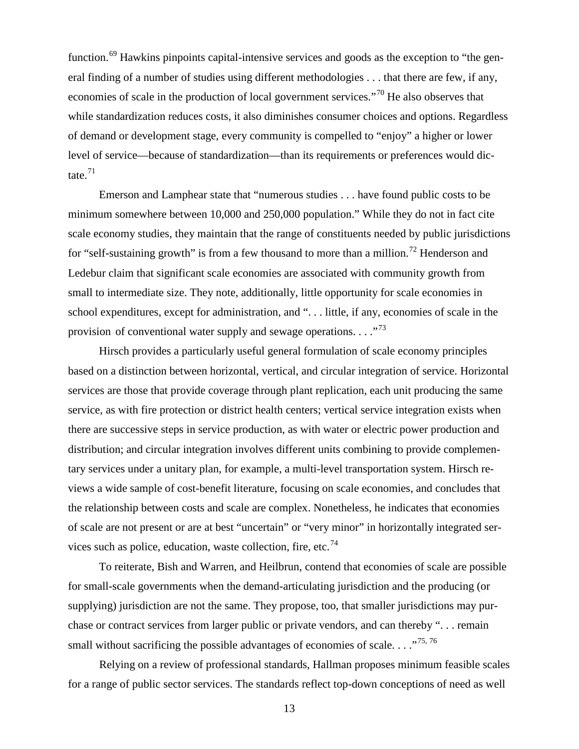function.[69] Hawkins pinpoints capital-intensive services and goods as the exception to "the general finding of a number of studies using different methodologies . . . that there are few, if any, economies of scale in the production of local government services."[70] He also observes that while standardization reduces costs, it also diminishes consumer choices and options. Regardless of demand or development stage, every community is compelled to "enjoy" a higher or lower level of service—because of standardization—than its requirements or preferences would dictate.[71]

Emerson and Lamphear state that "numerous studies . . . have found public costs to be minimum somewhere between 10,000 and 250,000 population." While they do not in fact cite scale economy studies, they maintain that the range of constituents needed by public jurisdictions for "self-sustaining growth" is from a few thousand to more than a million.[72] Henderson and Ledebur claim that significant scale economies are associated with community growth from small to intermediate size. They note, additionally, little opportunity for scale economies in school expenditures, except for administration, and ". . . little, if any, economies of scale in the provision of conventional water supply and sewage operations. . . ."[73]

Hirsch provides a particularly useful general formulation of scale economy principles based on a distinction between horizontal, vertical, and circular integration of service. Horizontal services are those that provide coverage through plant replication, each unit producing the same service, as with fire protection or district health centers; vertical service integration exists when there are successive steps in service production, as with water or electric power production and distribution; and circular integration involves different units combining to provide complementary services under a unitary plan, for example, a multi-level transportation system. Hirsch reviews a wide sample of cost-benefit literature, focusing on scale economies, and concludes that the relationship between costs and scale are complex. Nonetheless, he indicates that economies of scale are not present or are at best "uncertain" or "very minor" in horizontally integrated services such as police, education, waste collection, fire, etc.[74]

To reiterate, Bish and Warren, and Heilbrun, contend that economies of scale are possible for small-scale governments when the demand-articulating jurisdiction and the producing (or supplying) jurisdiction are not the same. They propose, too, that smaller jurisdictions may purchase or contract services from larger public or private vendors, and can thereby ". . . remain small without sacrificing the possible advantages of economies of scale. . . ."[75, 76]

Relying on a review of professional standards, Hallman proposes minimum feasible scales for a range of public sector services. The standards reflect top-down conceptions of need as well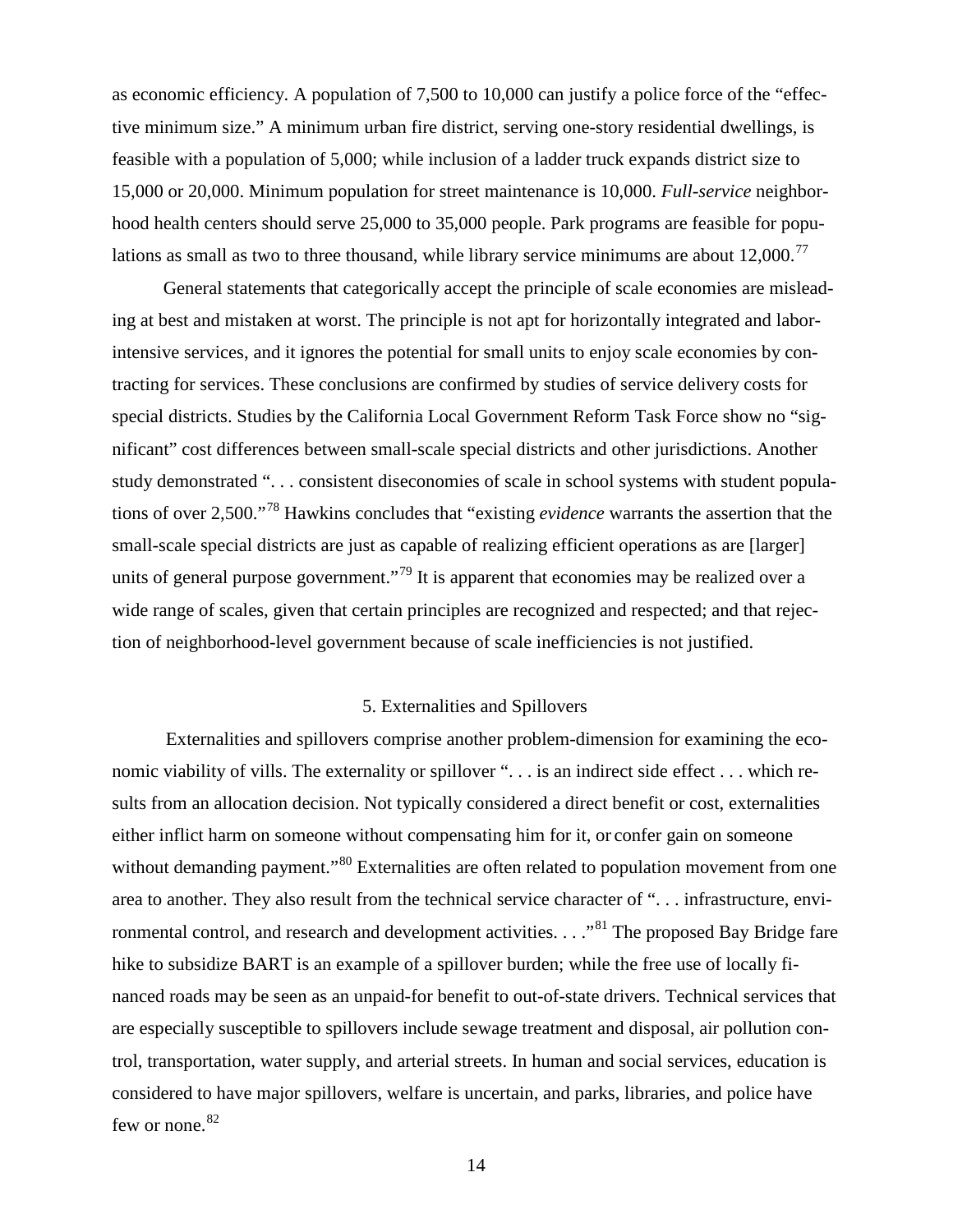as economic efficiency. A population of 7,500 to 10,000 can justify a police force of the "effective minimum size." A minimum urban fire district, serving one-story residential dwellings, is feasible with a population of 5,000; while inclusion of a ladder truck expands district size to 15,000 or 20,000. Minimum population for street maintenance is 10,000. *Full-service* neighborhood health centers should serve 25,000 to 35,000 people. Park programs are feasible for populations as small as two to three thousand, while library service minimums are about 12,000.[77]

General statements that categorically accept the principle of scale economies are misleading at best and mistaken at worst. The principle is not apt for horizontally integrated and labor-intensive services, and it ignores the potential for small units to enjoy scale economies by contracting for services. These conclusions are confirmed by studies of service delivery costs for special districts. Studies by the California Local Government Reform Task Force show no "significant" cost differences between small-scale special districts and other jurisdictions. Another study demonstrated ". . . consistent diseconomies of scale in school systems with student populations of over 2,500."[78] Hawkins concludes that "existing *evidence* warrants the assertion that the small-scale special districts are just as capable of realizing efficient operations as are [larger] units of general purpose government."[79] It is apparent that economies may be realized over a wide range of scales, given that certain principles are recognized and respected; and that rejection of neighborhood-level government because of scale inefficiencies is not justified.

### 5. Externalities and Spillovers

Externalities and spillovers comprise another problem-dimension for examining the economic viability of vills. The externality or spillover ". . . is an indirect side effect . . . which results from an allocation decision. Not typically considered a direct benefit or cost, externalities either inflict harm on someone without compensating him for it, or confer gain on someone without demanding payment."[80] Externalities are often related to population movement from one area to another. They also result from the technical service character of ". . . infrastructure, environmental control, and research and development activities. . . ."[81] The proposed Bay Bridge fare hike to subsidize BART is an example of a spillover burden; while the free use of locally financed roads may be seen as an unpaid-for benefit to out-of-state drivers. Technical services that are especially susceptible to spillovers include sewage treatment and disposal, air pollution control, transportation, water supply, and arterial streets. In human and social services, education is considered to have major spillovers, welfare is uncertain, and parks, libraries, and police have few or none.[82]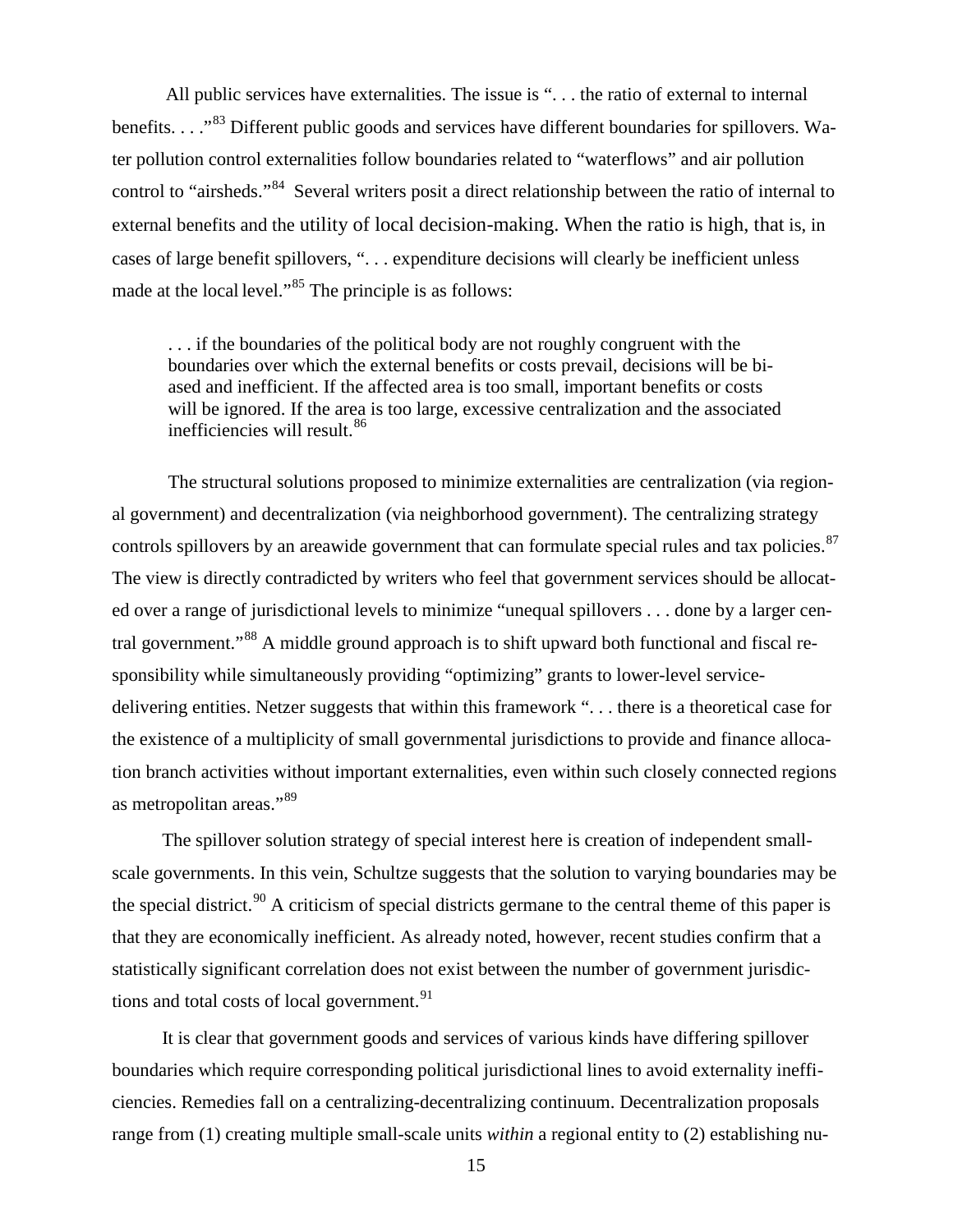All public services have externalities. The issue is ". . . the ratio of external to internal benefits. . . ."[83] Different public goods and services have different boundaries for spillovers. Water pollution control externalities follow boundaries related to "waterflows" and air pollution control to "airsheds."[84] Several writers posit a direct relationship between the ratio of internal to external benefits and the utility of local decision-making. When the ratio is high, that is, in cases of large benefit spillovers, ". . . expenditure decisions will clearly be inefficient unless made at the local level."[85] The principle is as follows:

> . . . if the boundaries of the political body are not roughly congruent with the boundaries over which the external benefits or costs prevail, decisions will be biased and inefficient. If the affected area is too small, important benefits or costs will be ignored. If the area is too large, excessive centralization and the associated inefficiencies will result.[86]

The structural solutions proposed to minimize externalities are centralization (via regional government) and decentralization (via neighborhood government). The centralizing strategy controls spillovers by an areawide government that can formulate special rules and tax policies.[87] The view is directly contradicted by writers who feel that government services should be allocated over a range of jurisdictional levels to minimize "unequal spillovers . . . done by a larger central government."[88] A middle ground approach is to shift upward both functional and fiscal responsibility while simultaneously providing "optimizing" grants to lower-level service-delivering entities. Netzer suggests that within this framework ". . . there is a theoretical case for the existence of a multiplicity of small governmental jurisdictions to provide and finance allocation branch activities without important externalities, even within such closely connected regions as metropolitan areas."[89]

The spillover solution strategy of special interest here is creation of independent small-scale governments. In this vein, Schultze suggests that the solution to varying boundaries may be the special district.[90] A criticism of special districts germane to the central theme of this paper is that they are economically inefficient. As already noted, however, recent studies confirm that a statistically significant correlation does not exist between the number of government jurisdictions and total costs of local government.[91]

It is clear that government goods and services of various kinds have differing spillover boundaries which require corresponding political jurisdictional lines to avoid externality inefficiencies. Remedies fall on a centralizing-decentralizing continuum. Decentralization proposals range from (1) creating multiple small-scale units *within* a regional entity to (2) establishing nu-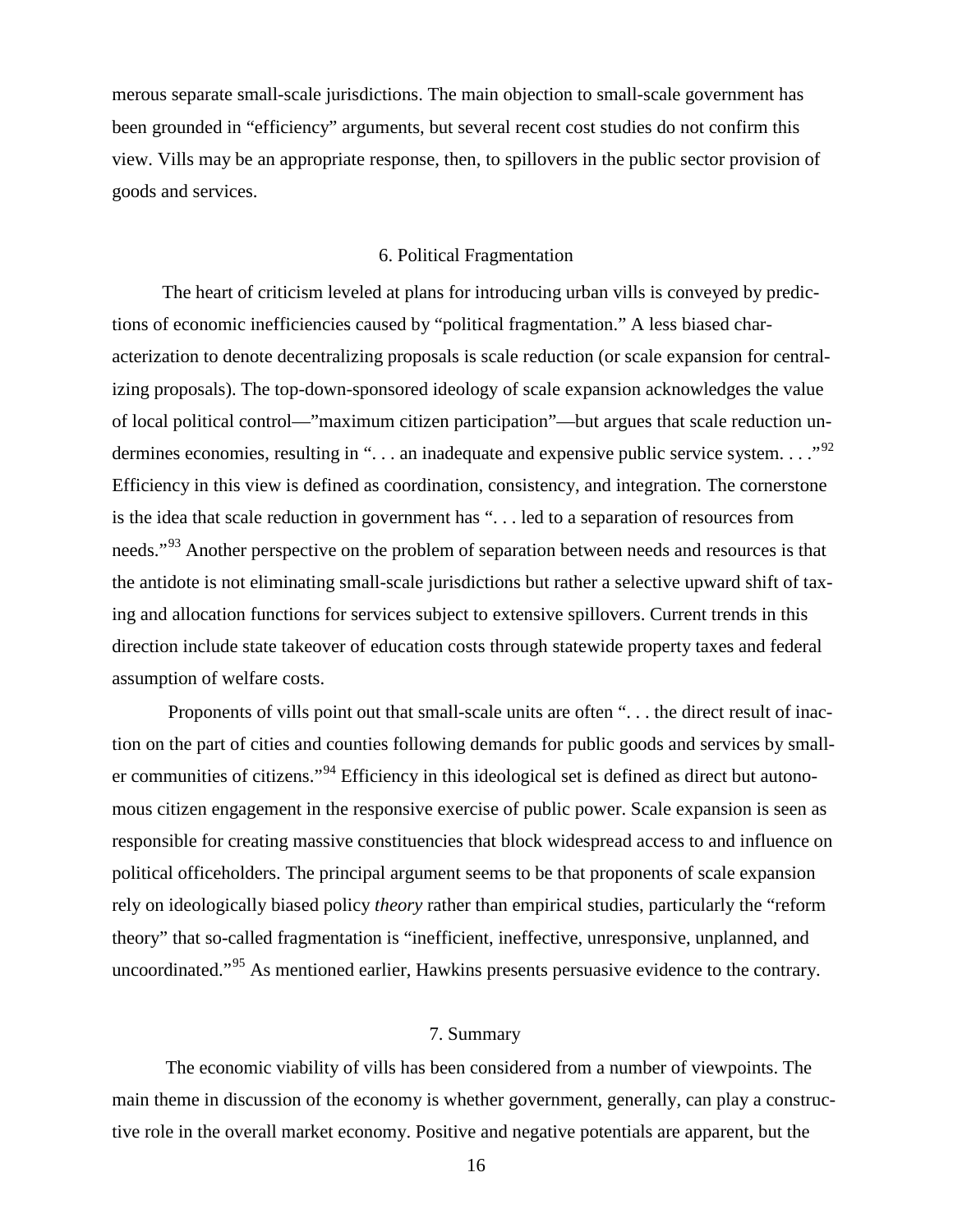merous separate small-scale jurisdictions. The main objection to small-scale government has been grounded in "efficiency" arguments, but several recent cost studies do not confirm this view. Vills may be an appropriate response, then, to spillovers in the public sector provision of goods and services.

## 6. Political Fragmentation

The heart of criticism leveled at plans for introducing urban vills is conveyed by predictions of economic inefficiencies caused by "political fragmentation." A less biased characterization to denote decentralizing proposals is scale reduction (or scale expansion for centralizing proposals). The top-down-sponsored ideology of scale expansion acknowledges the value of local political control—"maximum citizen participation"—but argues that scale reduction undermines economies, resulting in ". . . an inadequate and expensive public service system. . . ."[92] Efficiency in this view is defined as coordination, consistency, and integration. The cornerstone is the idea that scale reduction in government has ". . . led to a separation of resources from needs."[93] Another perspective on the problem of separation between needs and resources is that the antidote is not eliminating small-scale jurisdictions but rather a selective upward shift of taxing and allocation functions for services subject to extensive spillovers. Current trends in this direction include state takeover of education costs through statewide property taxes and federal assumption of welfare costs.

Proponents of vills point out that small-scale units are often ". . . the direct result of inaction on the part of cities and counties following demands for public goods and services by smaller communities of citizens."[94] Efficiency in this ideological set is defined as direct but autonomous citizen engagement in the responsive exercise of public power. Scale expansion is seen as responsible for creating massive constituencies that block widespread access to and influence on political officeholders. The principal argument seems to be that proponents of scale expansion rely on ideologically biased policy *theory* rather than empirical studies, particularly the "reform theory" that so-called fragmentation is "inefficient, ineffective, unresponsive, unplanned, and uncoordinated."[95] As mentioned earlier, Hawkins presents persuasive evidence to the contrary.

## 7. Summary

The economic viability of vills has been considered from a number of viewpoints. The main theme in discussion of the economy is whether government, generally, can play a constructive role in the overall market economy. Positive and negative potentials are apparent, but the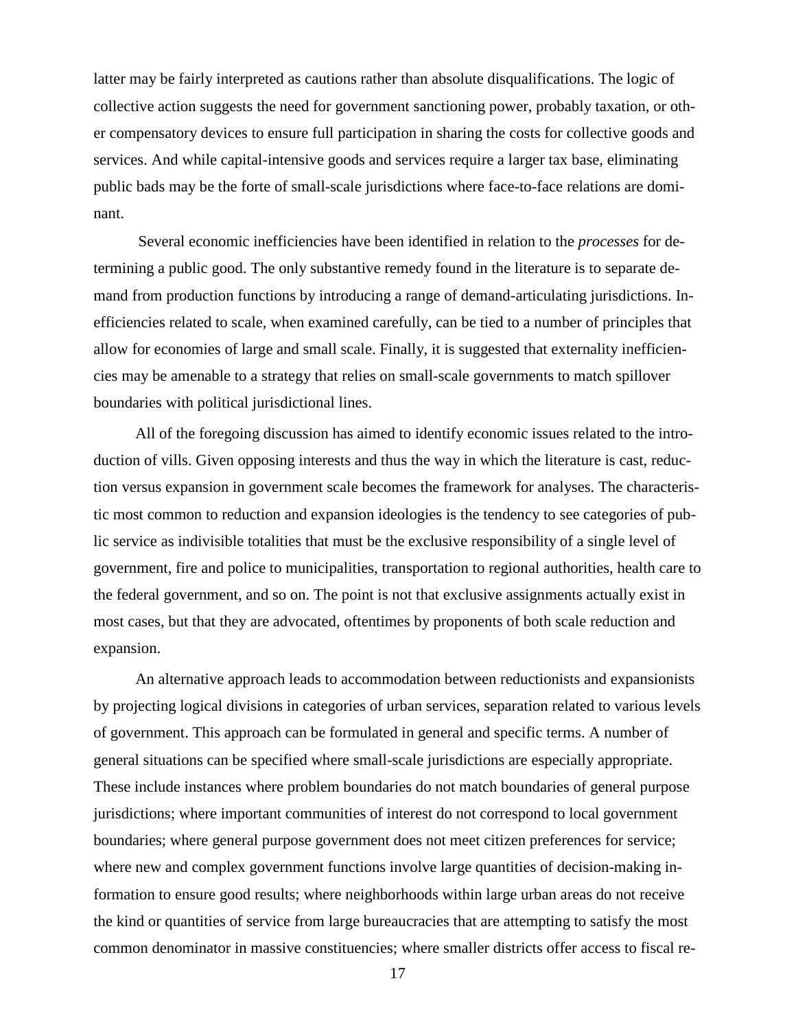latter may be fairly interpreted as cautions rather than absolute disqualifications. The logic of collective action suggests the need for government sanctioning power, probably taxation, or other compensatory devices to ensure full participation in sharing the costs for collective goods and services. And while capital-intensive goods and services require a larger tax base, eliminating public bads may be the forte of small-scale jurisdictions where face-to-face relations are dominant.

Several economic inefficiencies have been identified in relation to the *processes* for determining a public good. The only substantive remedy found in the literature is to separate demand from production functions by introducing a range of demand-articulating jurisdictions. Inefficiencies related to scale, when examined carefully, can be tied to a number of principles that allow for economies of large and small scale. Finally, it is suggested that externality inefficiencies may be amenable to a strategy that relies on small-scale governments to match spillover boundaries with political jurisdictional lines.

All of the foregoing discussion has aimed to identify economic issues related to the introduction of vills. Given opposing interests and thus the way in which the literature is cast, reduction versus expansion in government scale becomes the framework for analyses. The characteristic most common to reduction and expansion ideologies is the tendency to see categories of public service as indivisible totalities that must be the exclusive responsibility of a single level of government, fire and police to municipalities, transportation to regional authorities, health care to the federal government, and so on. The point is not that exclusive assignments actually exist in most cases, but that they are advocated, oftentimes by proponents of both scale reduction and expansion.

An alternative approach leads to accommodation between reductionists and expansionists by projecting logical divisions in categories of urban services, separation related to various levels of government. This approach can be formulated in general and specific terms. A number of general situations can be specified where small-scale jurisdictions are especially appropriate. These include instances where problem boundaries do not match boundaries of general purpose jurisdictions; where important communities of interest do not correspond to local government boundaries; where general purpose government does not meet citizen preferences for service; where new and complex government functions involve large quantities of decision-making information to ensure good results; where neighborhoods within large urban areas do not receive the kind or quantities of service from large bureaucracies that are attempting to satisfy the most common denominator in massive constituencies; where smaller districts offer access to fiscal re-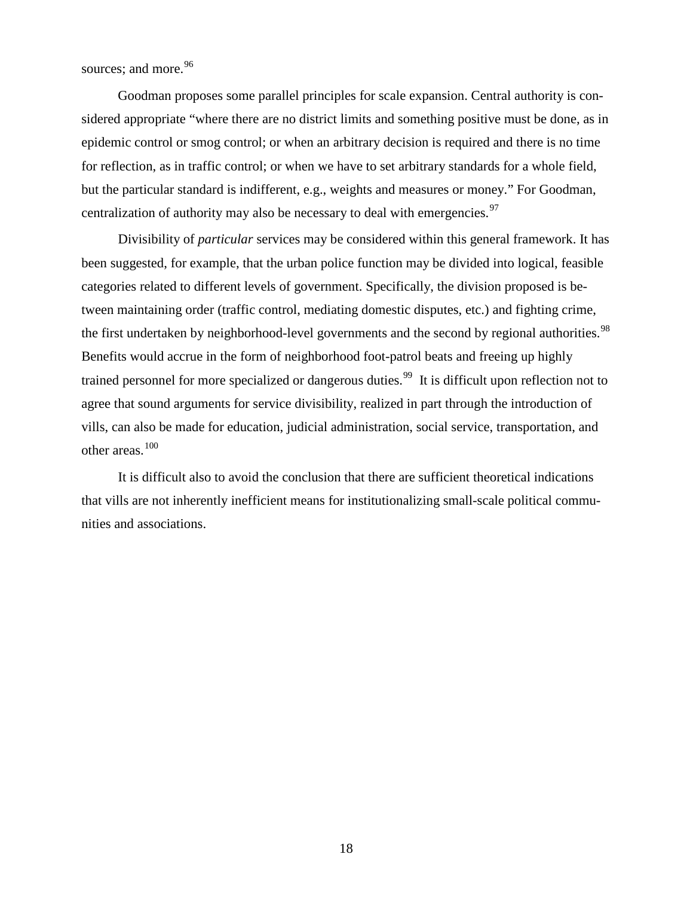sources; and more.[96]

Goodman proposes some parallel principles for scale expansion. Central authority is considered appropriate "where there are no district limits and something positive must be done, as in epidemic control or smog control; or when an arbitrary decision is required and there is no time for reflection, as in traffic control; or when we have to set arbitrary standards for a whole field, but the particular standard is indifferent, e.g., weights and measures or money." For Goodman, centralization of authority may also be necessary to deal with emergencies.[97]

Divisibility of *particular* services may be considered within this general framework. It has been suggested, for example, that the urban police function may be divided into logical, feasible categories related to different levels of government. Specifically, the division proposed is between maintaining order (traffic control, mediating domestic disputes, etc.) and fighting crime, the first undertaken by neighborhood-level governments and the second by regional authorities.[98] Benefits would accrue in the form of neighborhood foot-patrol beats and freeing up highly trained personnel for more specialized or dangerous duties.[99] It is difficult upon reflection not to agree that sound arguments for service divisibility, realized in part through the introduction of vills, can also be made for education, judicial administration, social service, transportation, and other areas.[100]

It is difficult also to avoid the conclusion that there are sufficient theoretical indications that vills are not inherently inefficient means for institutionalizing small-scale political communities and associations.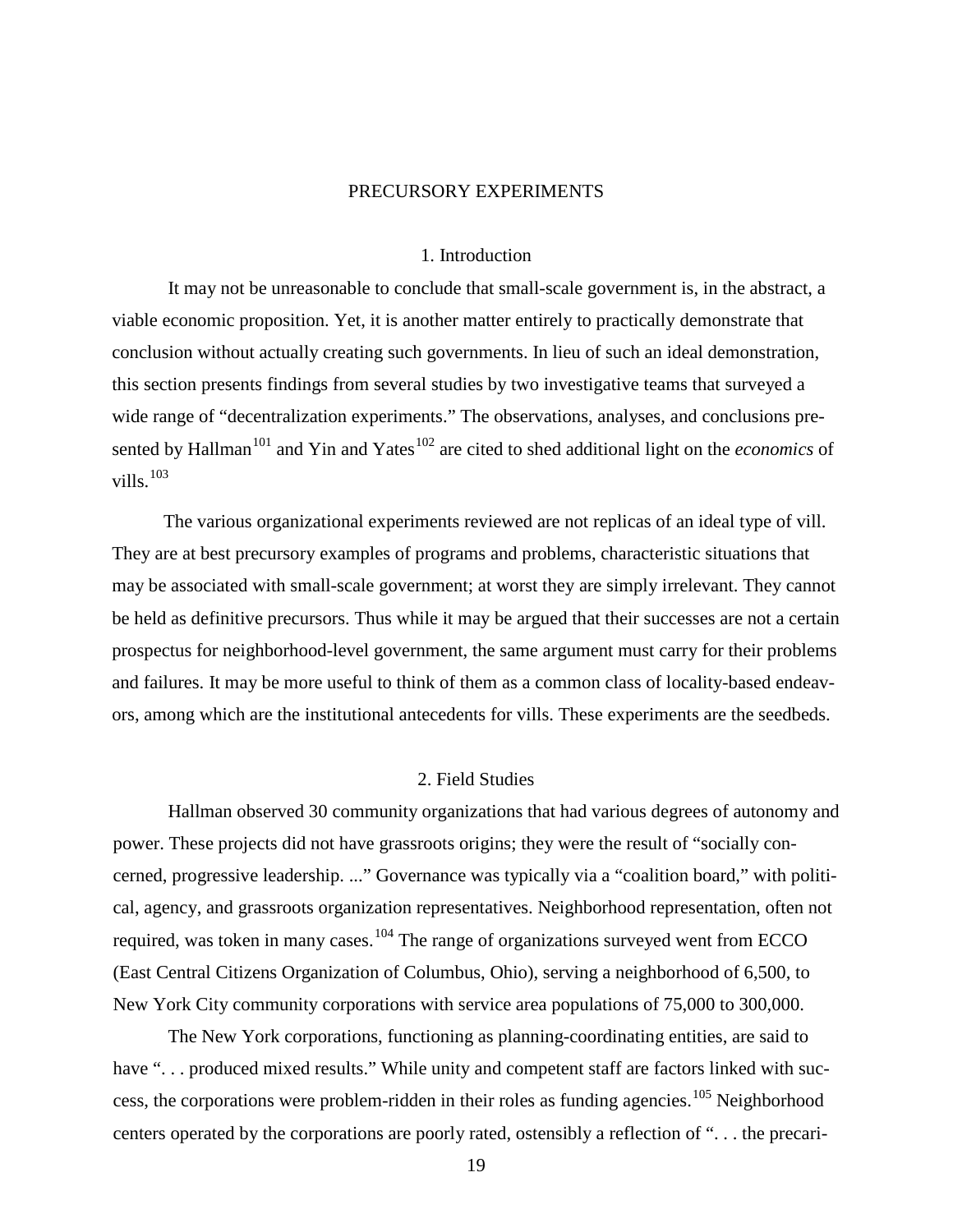# PRECURSORY EXPERIMENTS

## 1. Introduction

It may not be unreasonable to conclude that small-scale government is, in the abstract, a viable economic proposition. Yet, it is another matter entirely to practically demonstrate that conclusion without actually creating such governments. In lieu of such an ideal demonstration, this section presents findings from several studies by two investigative teams that surveyed a wide range of "decentralization experiments." The observations, analyses, and conclusions presented by Hallman[101] and Yin and Yates[102] are cited to shed additional light on the *economics* of vills.[103]

The various organizational experiments reviewed are not replicas of an ideal type of vill. They are at best precursory examples of programs and problems, characteristic situations that may be associated with small-scale government; at worst they are simply irrelevant. They cannot be held as definitive precursors. Thus while it may be argued that their successes are not a certain prospectus for neighborhood-level government, the same argument must carry for their problems and failures. It may be more useful to think of them as a common class of locality-based endeavors, among which are the institutional antecedents for vills. These experiments are the seedbeds.

## 2. Field Studies

Hallman observed 30 community organizations that had various degrees of autonomy and power. These projects did not have grassroots origins; they were the result of "socially concerned, progressive leadership. ..." Governance was typically via a "coalition board," with political, agency, and grassroots organization representatives. Neighborhood representation, often not required, was token in many cases.[104] The range of organizations surveyed went from ECCO (East Central Citizens Organization of Columbus, Ohio), serving a neighborhood of 6,500, to New York City community corporations with service area populations of 75,000 to 300,000.

The New York corporations, functioning as planning-coordinating entities, are said to have ". . . produced mixed results." While unity and competent staff are factors linked with success, the corporations were problem-ridden in their roles as funding agencies.[105] Neighborhood centers operated by the corporations are poorly rated, ostensibly a reflection of ". . . the precari-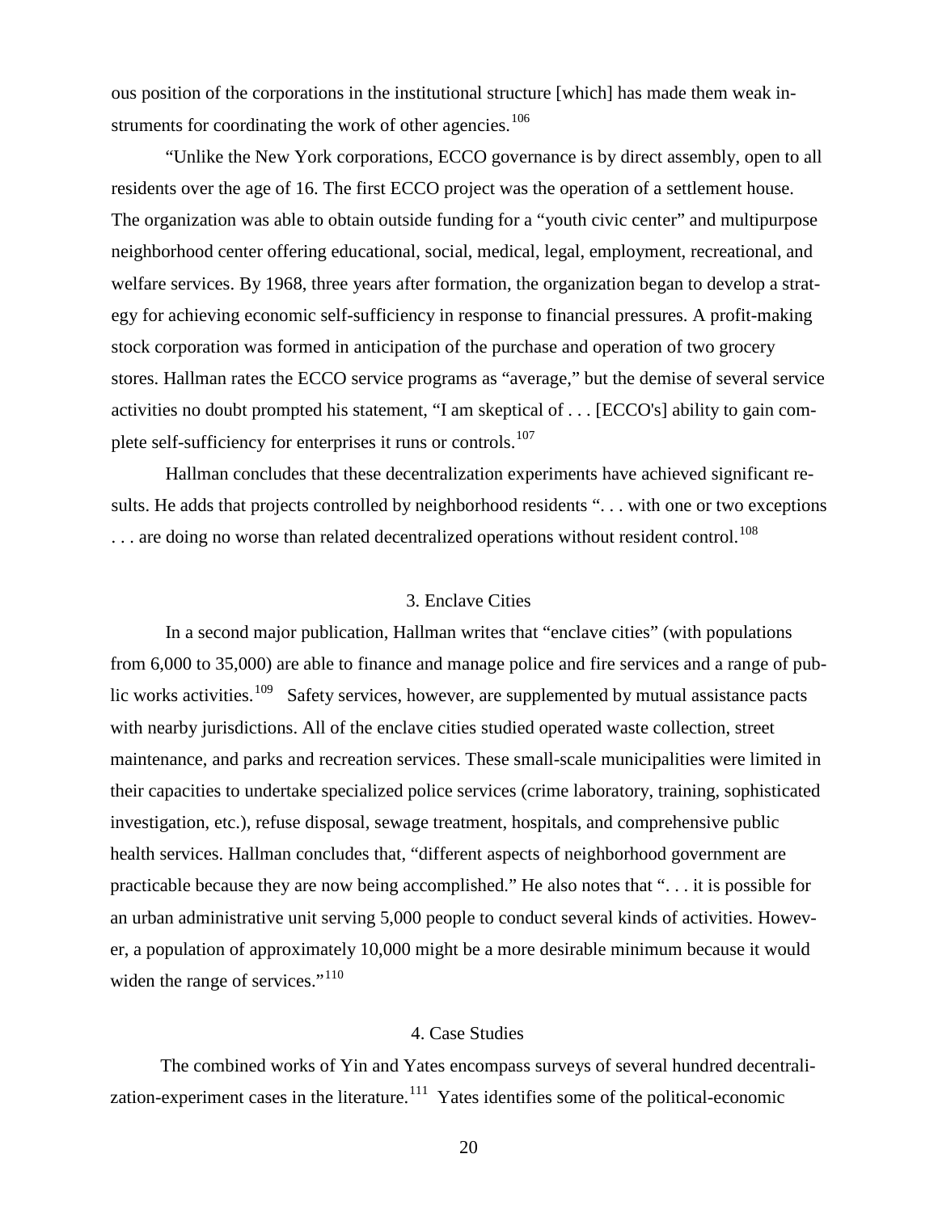ous position of the corporations in the institutional structure [which] has made them weak instruments for coordinating the work of other agencies.[106]

"Unlike the New York corporations, ECCO governance is by direct assembly, open to all residents over the age of 16. The first ECCO project was the operation of a settlement house. The organization was able to obtain outside funding for a "youth civic center" and multipurpose neighborhood center offering educational, social, medical, legal, employment, recreational, and welfare services. By 1968, three years after formation, the organization began to develop a strategy for achieving economic self-sufficiency in response to financial pressures. A profit-making stock corporation was formed in anticipation of the purchase and operation of two grocery stores. Hallman rates the ECCO service programs as "average," but the demise of several service activities no doubt prompted his statement, "I am skeptical of . . . [ECCO's] ability to gain complete self-sufficiency for enterprises it runs or controls.[107]

Hallman concludes that these decentralization experiments have achieved significant results. He adds that projects controlled by neighborhood residents ". . . with one or two exceptions . . . are doing no worse than related decentralized operations without resident control.[108]

### 3. Enclave Cities

In a second major publication, Hallman writes that "enclave cities" (with populations from 6,000 to 35,000) are able to finance and manage police and fire services and a range of public works activities.[109] Safety services, however, are supplemented by mutual assistance pacts with nearby jurisdictions. All of the enclave cities studied operated waste collection, street maintenance, and parks and recreation services. These small-scale municipalities were limited in their capacities to undertake specialized police services (crime laboratory, training, sophisticated investigation, etc.), refuse disposal, sewage treatment, hospitals, and comprehensive public health services. Hallman concludes that, "different aspects of neighborhood government are practicable because they are now being accomplished." He also notes that ". . . it is possible for an urban administrative unit serving 5,000 people to conduct several kinds of activities. However, a population of approximately 10,000 might be a more desirable minimum because it would widen the range of services."[110]

### 4. Case Studies

The combined works of Yin and Yates encompass surveys of several hundred decentralization-experiment cases in the literature.[111] Yates identifies some of the political-economic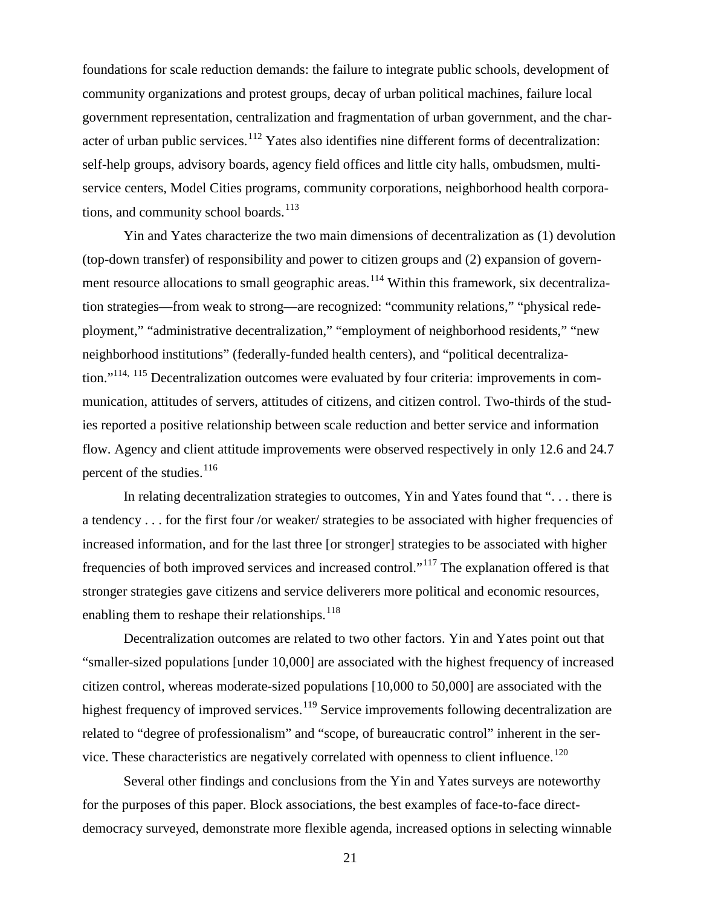foundations for scale reduction demands: the failure to integrate public schools, development of community organizations and protest groups, decay of urban political machines, failure local government representation, centralization and fragmentation of urban government, and the character of urban public services.[112] Yates also identifies nine different forms of decentralization: self-help groups, advisory boards, agency field offices and little city halls, ombudsmen, multi-service centers, Model Cities programs, community corporations, neighborhood health corporations, and community school boards.[113]

Yin and Yates characterize the two main dimensions of decentralization as (1) devolution (top-down transfer) of responsibility and power to citizen groups and (2) expansion of government resource allocations to small geographic areas.[114] Within this framework, six decentralization strategies—from weak to strong—are recognized: "community relations," "physical redeployment," "administrative decentralization," "employment of neighborhood residents," "new neighborhood institutions" (federally-funded health centers), and "political decentralization."[114, 115] Decentralization outcomes were evaluated by four criteria: improvements in communication, attitudes of servers, attitudes of citizens, and citizen control. Two-thirds of the studies reported a positive relationship between scale reduction and better service and information flow. Agency and client attitude improvements were observed respectively in only 12.6 and 24.7 percent of the studies.[116]

In relating decentralization strategies to outcomes, Yin and Yates found that ". . . there is a tendency . . . for the first four /or weaker/ strategies to be associated with higher frequencies of increased information, and for the last three [or stronger] strategies to be associated with higher frequencies of both improved services and increased control."[117] The explanation offered is that stronger strategies gave citizens and service deliverers more political and economic resources, enabling them to reshape their relationships.[118]

Decentralization outcomes are related to two other factors. Yin and Yates point out that "smaller-sized populations [under 10,000] are associated with the highest frequency of increased citizen control, whereas moderate-sized populations [10,000 to 50,000] are associated with the highest frequency of improved services.[119] Service improvements following decentralization are related to "degree of professionalism" and "scope, of bureaucratic control" inherent in the service. These characteristics are negatively correlated with openness to client influence.[120]

Several other findings and conclusions from the Yin and Yates surveys are noteworthy for the purposes of this paper. Block associations, the best examples of face-to-face direct-democracy surveyed, demonstrate more flexible agenda, increased options in selecting winnable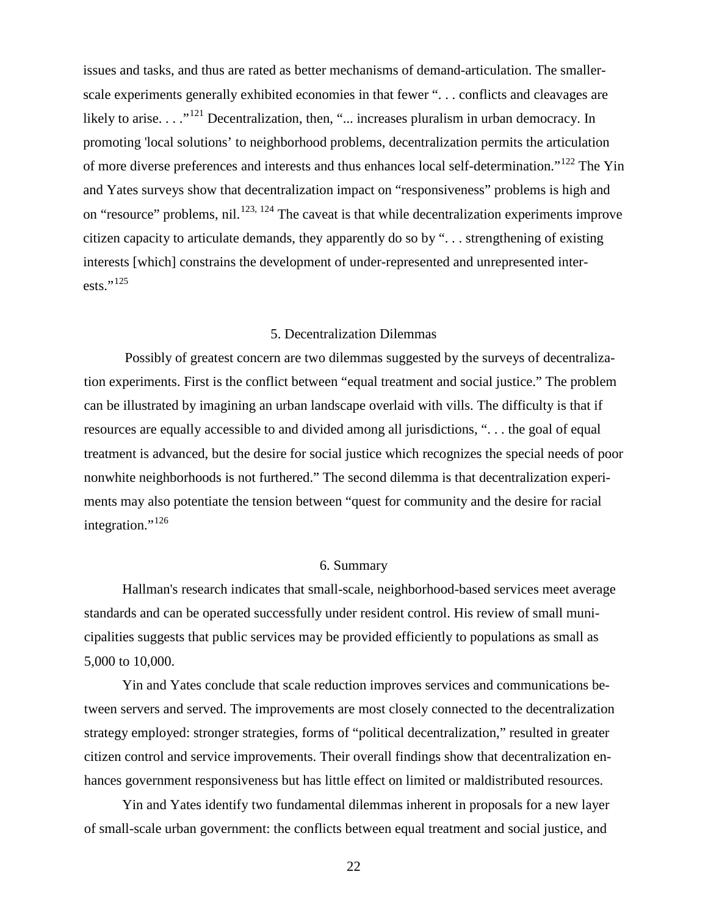issues and tasks, and thus are rated as better mechanisms of demand-articulation. The smaller-scale experiments generally exhibited economies in that fewer ". . . conflicts and cleavages are likely to arise. . . ."[121] Decentralization, then, "... increases pluralism in urban democracy. In promoting 'local solutions' to neighborhood problems, decentralization permits the articulation of more diverse preferences and interests and thus enhances local self-determination."[122] The Yin and Yates surveys show that decentralization impact on "responsiveness" problems is high and on "resource" problems, nil.[123, 124] The caveat is that while decentralization experiments improve citizen capacity to articulate demands, they apparently do so by ". . . strengthening of existing interests [which] constrains the development of under-represented and unrepresented interests."[125]

## 5. Decentralization Dilemmas

Possibly of greatest concern are two dilemmas suggested by the surveys of decentralization experiments. First is the conflict between "equal treatment and social justice." The problem can be illustrated by imagining an urban landscape overlaid with vills. The difficulty is that if resources are equally accessible to and divided among all jurisdictions, ". . . the goal of equal treatment is advanced, but the desire for social justice which recognizes the special needs of poor nonwhite neighborhoods is not furthered." The second dilemma is that decentralization experiments may also potentiate the tension between "quest for community and the desire for racial integration."[126]

## 6. Summary

Hallman's research indicates that small-scale, neighborhood-based services meet average standards and can be operated successfully under resident control. His review of small municipalities suggests that public services may be provided efficiently to populations as small as 5,000 to 10,000.

Yin and Yates conclude that scale reduction improves services and communications between servers and served. The improvements are most closely connected to the decentralization strategy employed: stronger strategies, forms of "political decentralization," resulted in greater citizen control and service improvements. Their overall findings show that decentralization enhances government responsiveness but has little effect on limited or maldistributed resources.

Yin and Yates identify two fundamental dilemmas inherent in proposals for a new layer of small-scale urban government: the conflicts between equal treatment and social justice, and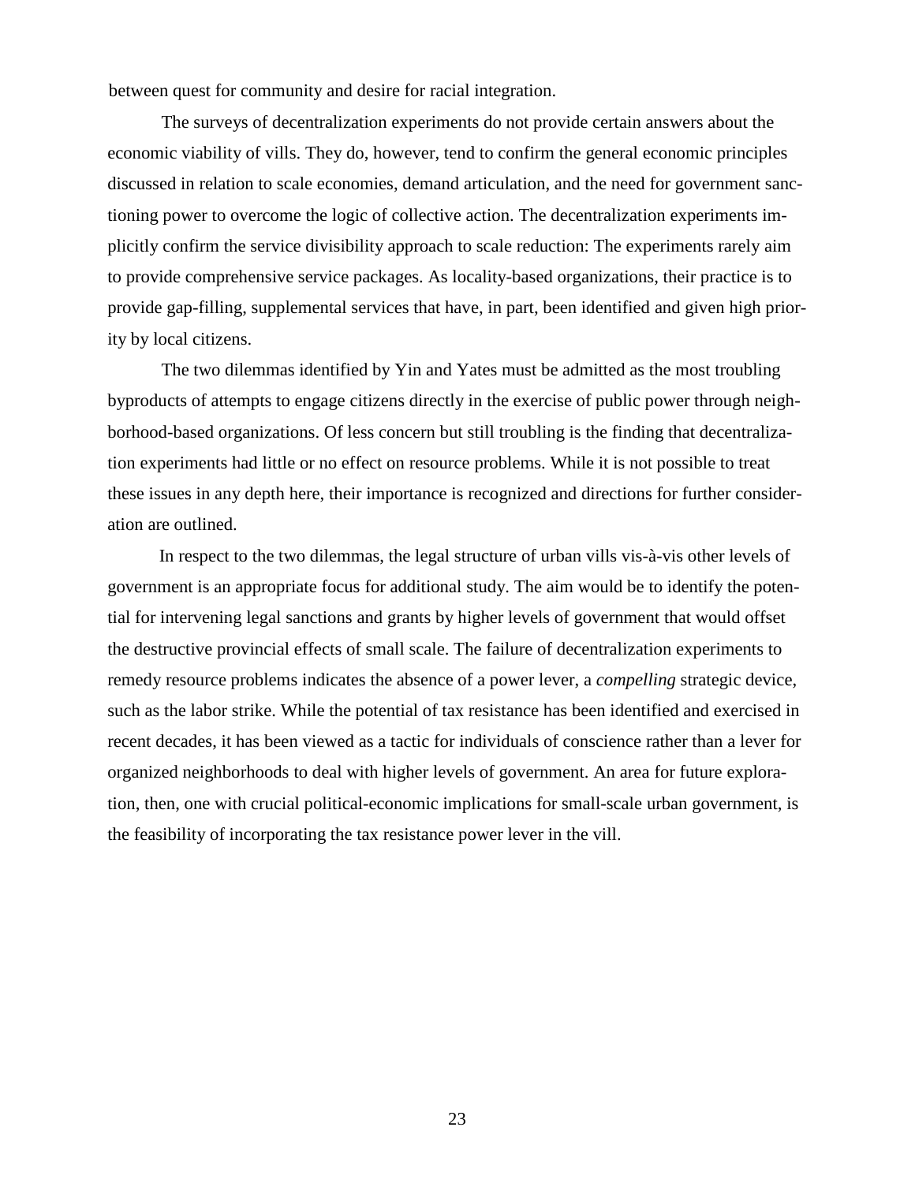between quest for community and desire for racial integration.

The surveys of decentralization experiments do not provide certain answers about the economic viability of vills. They do, however, tend to confirm the general economic principles discussed in relation to scale economies, demand articulation, and the need for government sanctioning power to overcome the logic of collective action. The decentralization experiments implicitly confirm the service divisibility approach to scale reduction: The experiments rarely aim to provide comprehensive service packages. As locality-based organizations, their practice is to provide gap-filling, supplemental services that have, in part, been identified and given high priority by local citizens.

The two dilemmas identified by Yin and Yates must be admitted as the most troubling byproducts of attempts to engage citizens directly in the exercise of public power through neighborhood-based organizations. Of less concern but still troubling is the finding that decentralization experiments had little or no effect on resource problems. While it is not possible to treat these issues in any depth here, their importance is recognized and directions for further consideration are outlined.

In respect to the two dilemmas, the legal structure of urban vills vis-à-vis other levels of government is an appropriate focus for additional study. The aim would be to identify the potential for intervening legal sanctions and grants by higher levels of government that would offset the destructive provincial effects of small scale. The failure of decentralization experiments to remedy resource problems indicates the absence of a power lever, a *compelling* strategic device, such as the labor strike. While the potential of tax resistance has been identified and exercised in recent decades, it has been viewed as a tactic for individuals of conscience rather than a lever for organized neighborhoods to deal with higher levels of government. An area for future exploration, then, one with crucial political-economic implications for small-scale urban government, is the feasibility of incorporating the tax resistance power lever in the vill.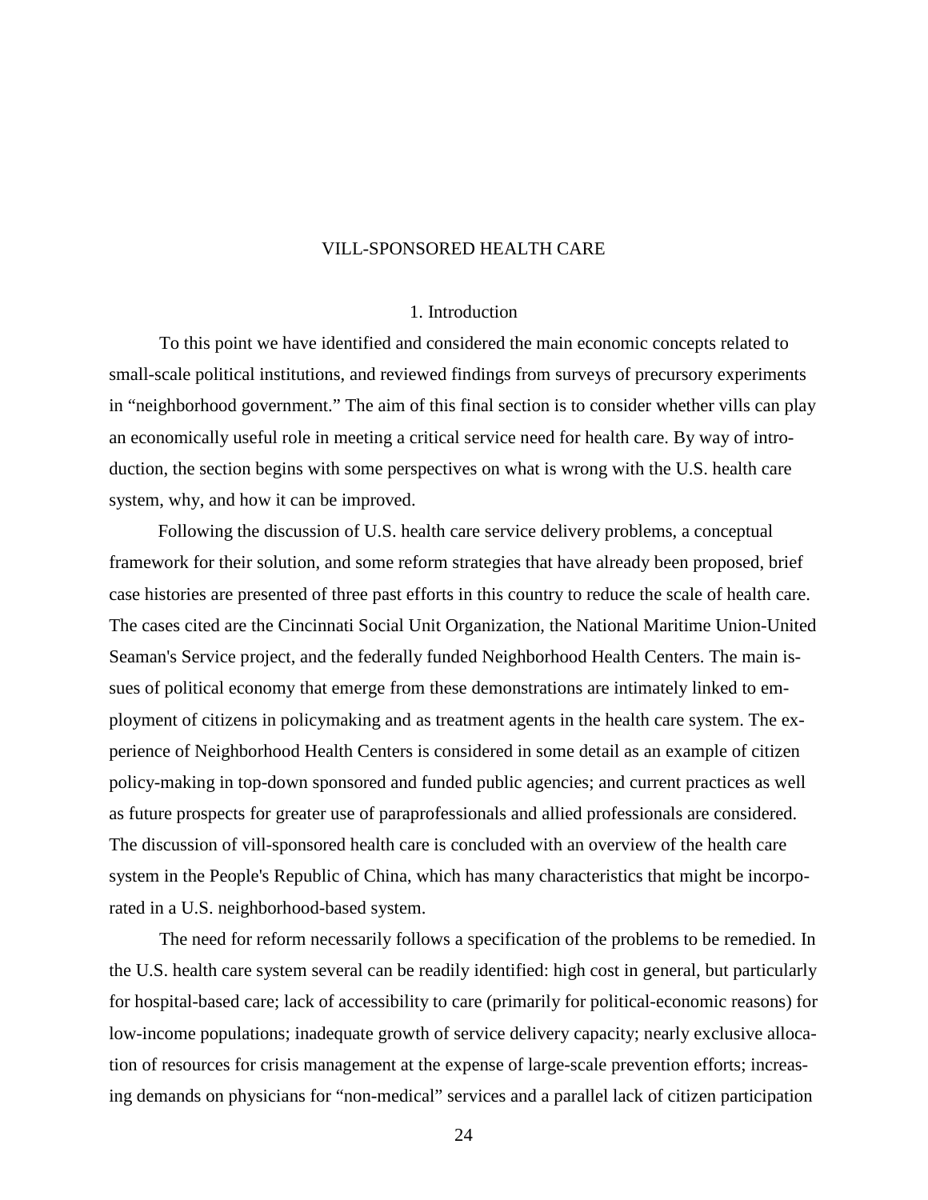# VILL-SPONSORED HEALTH CARE

## 1. Introduction

To this point we have identified and considered the main economic concepts related to small-scale political institutions, and reviewed findings from surveys of precursory experiments in "neighborhood government." The aim of this final section is to consider whether vills can play an economically useful role in meeting a critical service need for health care. By way of introduction, the section begins with some perspectives on what is wrong with the U.S. health care system, why, and how it can be improved.

Following the discussion of U.S. health care service delivery problems, a conceptual framework for their solution, and some reform strategies that have already been proposed, brief case histories are presented of three past efforts in this country to reduce the scale of health care. The cases cited are the Cincinnati Social Unit Organization, the National Maritime Union-United Seaman's Service project, and the federally funded Neighborhood Health Centers. The main issues of political economy that emerge from these demonstrations are intimately linked to employment of citizens in policymaking and as treatment agents in the health care system. The experience of Neighborhood Health Centers is considered in some detail as an example of citizen policy-making in top-down sponsored and funded public agencies; and current practices as well as future prospects for greater use of paraprofessionals and allied professionals are considered. The discussion of vill-sponsored health care is concluded with an overview of the health care system in the People's Republic of China, which has many characteristics that might be incorporated in a U.S. neighborhood-based system.

The need for reform necessarily follows a specification of the problems to be remedied. In the U.S. health care system several can be readily identified: high cost in general, but particularly for hospital-based care; lack of accessibility to care (primarily for political-economic reasons) for low-income populations; inadequate growth of service delivery capacity; nearly exclusive allocation of resources for crisis management at the expense of large-scale prevention efforts; increasing demands on physicians for "non-medical" services and a parallel lack of citizen participation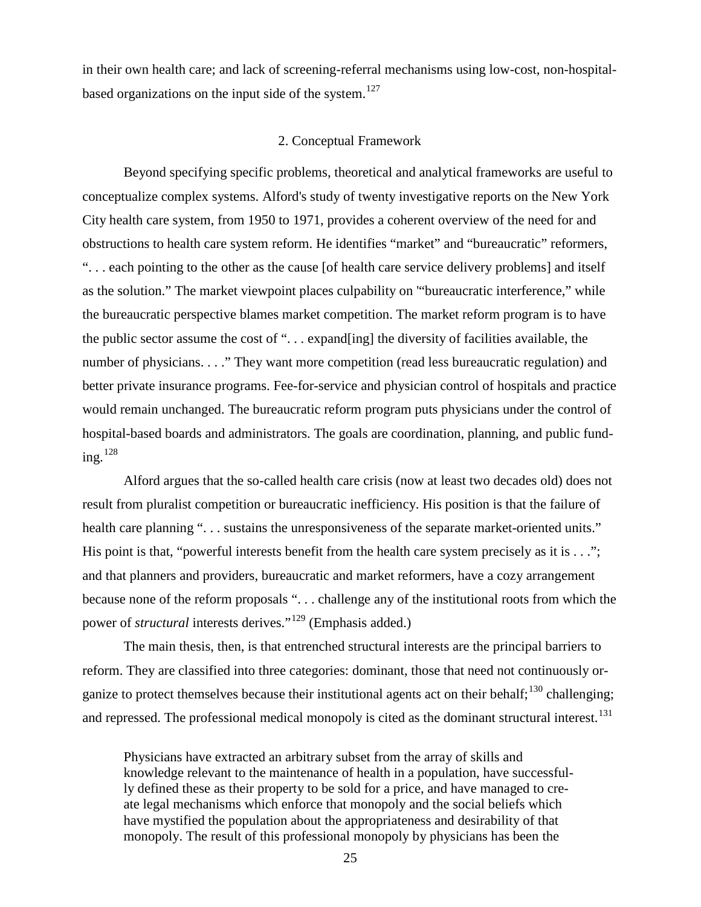in their own health care; and lack of screening-referral mechanisms using low-cost, non-hospital-based organizations on the input side of the system.[127]

## 2. Conceptual Framework

Beyond specifying specific problems, theoretical and analytical frameworks are useful to conceptualize complex systems. Alford's study of twenty investigative reports on the New York City health care system, from 1950 to 1971, provides a coherent overview of the need for and obstructions to health care system reform. He identifies "market" and "bureaucratic" reformers, ". . . each pointing to the other as the cause [of health care service delivery problems] and itself as the solution." The market viewpoint places culpability on '"bureaucratic interference," while the bureaucratic perspective blames market competition. The market reform program is to have the public sector assume the cost of ". . . expand[ing] the diversity of facilities available, the number of physicians. . . ." They want more competition (read less bureaucratic regulation) and better private insurance programs. Fee-for-service and physician control of hospitals and practice would remain unchanged. The bureaucratic reform program puts physicians under the control of hospital-based boards and administrators. The goals are coordination, planning, and public funding.[128]

Alford argues that the so-called health care crisis (now at least two decades old) does not result from pluralist competition or bureaucratic inefficiency. His position is that the failure of health care planning ". . . sustains the unresponsiveness of the separate market-oriented units." His point is that, "powerful interests benefit from the health care system precisely as it is . . ."; and that planners and providers, bureaucratic and market reformers, have a cozy arrangement because none of the reform proposals ". . . challenge any of the institutional roots from which the power of *structural* interests derives."[129] (Emphasis added.)

The main thesis, then, is that entrenched structural interests are the principal barriers to reform. They are classified into three categories: dominant, those that need not continuously organize to protect themselves because their institutional agents act on their behalf;[130] challenging; and repressed. The professional medical monopoly is cited as the dominant structural interest.[131]

> Physicians have extracted an arbitrary subset from the array of skills and knowledge relevant to the maintenance of health in a population, have successfully defined these as their property to be sold for a price, and have managed to create legal mechanisms which enforce that monopoly and the social beliefs which have mystified the population about the appropriateness and desirability of that monopoly. The result of this professional monopoly by physicians has been the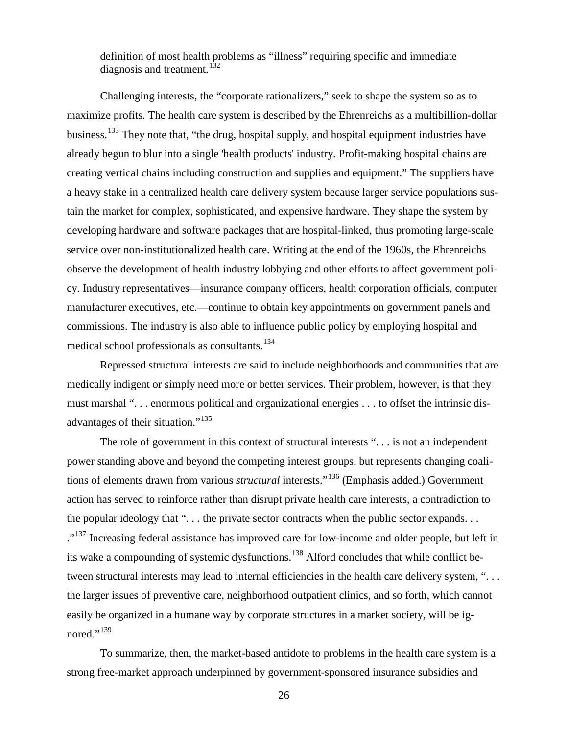definition of most health problems as "illness" requiring specific and immediate diagnosis and treatment.[132]

Challenging interests, the "corporate rationalizers," seek to shape the system so as to maximize profits. The health care system is described by the Ehrenreichs as a multibillion-dollar business.[133] They note that, "the drug, hospital supply, and hospital equipment industries have already begun to blur into a single 'health products' industry. Profit-making hospital chains are creating vertical chains including construction and supplies and equipment." The suppliers have a heavy stake in a centralized health care delivery system because larger service populations sustain the market for complex, sophisticated, and expensive hardware. They shape the system by developing hardware and software packages that are hospital-linked, thus promoting large-scale service over non-institutionalized health care. Writing at the end of the 1960s, the Ehrenreichs observe the development of health industry lobbying and other efforts to affect government policy. Industry representatives—insurance company officers, health corporation officials, computer manufacturer executives, etc.—continue to obtain key appointments on government panels and commissions. The industry is also able to influence public policy by employing hospital and medical school professionals as consultants.[134]

Repressed structural interests are said to include neighborhoods and communities that are medically indigent or simply need more or better services. Their problem, however, is that they must marshal ". . . enormous political and organizational energies . . . to offset the intrinsic disadvantages of their situation."[135]

The role of government in this context of structural interests ". . . is not an independent power standing above and beyond the competing interest groups, but represents changing coalitions of elements drawn from various *structural* interests."[136] (Emphasis added.) Government action has served to reinforce rather than disrupt private health care interests, a contradiction to the popular ideology that ". . . the private sector contracts when the public sector expands. . . ."[137] Increasing federal assistance has improved care for low-income and older people, but left in its wake a compounding of systemic dysfunctions.[138] Alford concludes that while conflict between structural interests may lead to internal efficiencies in the health care delivery system, ". . . the larger issues of preventive care, neighborhood outpatient clinics, and so forth, which cannot easily be organized in a humane way by corporate structures in a market society, will be ignored."[139]

To summarize, then, the market-based antidote to problems in the health care system is a strong free-market approach underpinned by government-sponsored insurance subsidies and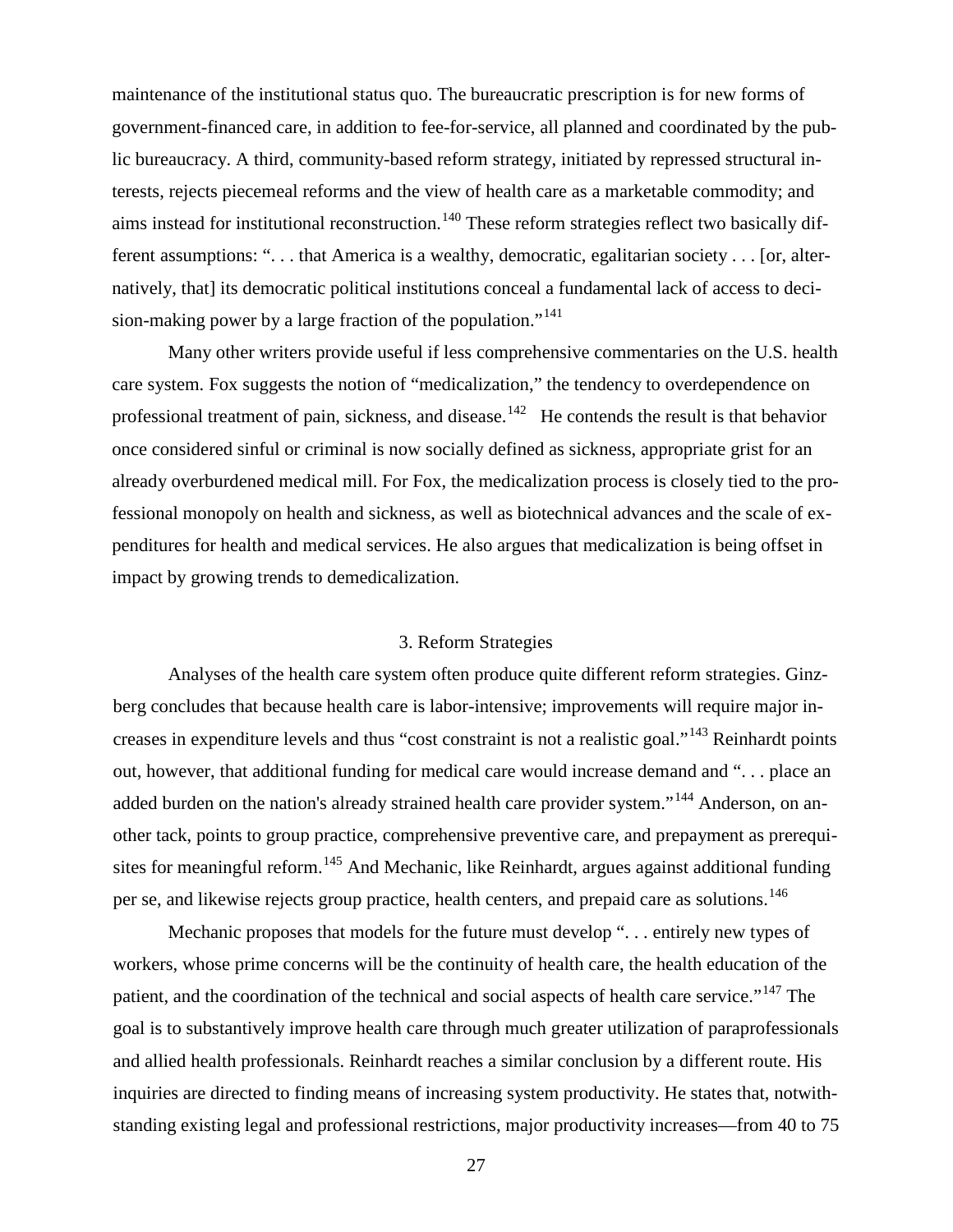maintenance of the institutional status quo. The bureaucratic prescription is for new forms of government-financed care, in addition to fee-for-service, all planned and coordinated by the public bureaucracy. A third, community-based reform strategy, initiated by repressed structural interests, rejects piecemeal reforms and the view of health care as a marketable commodity; and aims instead for institutional reconstruction.[140] These reform strategies reflect two basically different assumptions: ". . . that America is a wealthy, democratic, egalitarian society . . . [or, alternatively, that] its democratic political institutions conceal a fundamental lack of access to decision-making power by a large fraction of the population."[141]

Many other writers provide useful if less comprehensive commentaries on the U.S. health care system. Fox suggests the notion of "medicalization," the tendency to overdependence on professional treatment of pain, sickness, and disease.[142] He contends the result is that behavior once considered sinful or criminal is now socially defined as sickness, appropriate grist for an already overburdened medical mill. For Fox, the medicalization process is closely tied to the professional monopoly on health and sickness, as well as biotechnical advances and the scale of expenditures for health and medical services. He also argues that medicalization is being offset in impact by growing trends to demedicalization.

### 3. Reform Strategies

Analyses of the health care system often produce quite different reform strategies. Ginzberg concludes that because health care is labor-intensive; improvements will require major increases in expenditure levels and thus "cost constraint is not a realistic goal."[143] Reinhardt points out, however, that additional funding for medical care would increase demand and ". . . place an added burden on the nation's already strained health care provider system."[144] Anderson, on another tack, points to group practice, comprehensive preventive care, and prepayment as prerequisites for meaningful reform.[145] And Mechanic, like Reinhardt, argues against additional funding per se, and likewise rejects group practice, health centers, and prepaid care as solutions.[146]

Mechanic proposes that models for the future must develop ". . . entirely new types of workers, whose prime concerns will be the continuity of health care, the health education of the patient, and the coordination of the technical and social aspects of health care service."[147] The goal is to substantively improve health care through much greater utilization of paraprofessionals and allied health professionals. Reinhardt reaches a similar conclusion by a different route. His inquiries are directed to finding means of increasing system productivity. He states that, notwithstanding existing legal and professional restrictions, major productivity increases—from 40 to 75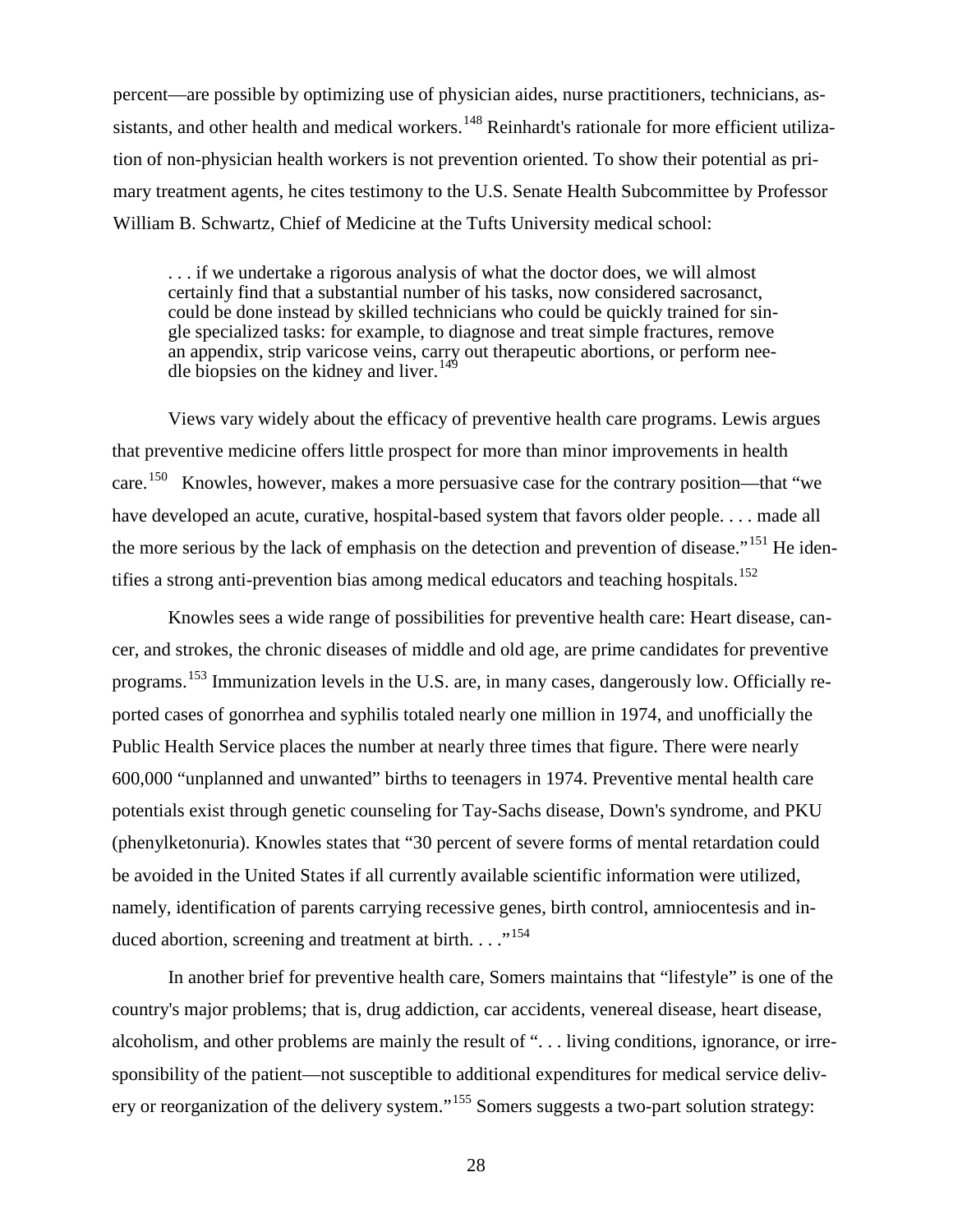percent—are possible by optimizing use of physician aides, nurse practitioners, technicians, assistants, and other health and medical workers.[148] Reinhardt's rationale for more efficient utilization of non-physician health workers is not prevention oriented. To show their potential as primary treatment agents, he cites testimony to the U.S. Senate Health Subcommittee by Professor William B. Schwartz, Chief of Medicine at the Tufts University medical school:

> . . . if we undertake a rigorous analysis of what the doctor does, we will almost certainly find that a substantial number of his tasks, now considered sacrosanct, could be done instead by skilled technicians who could be quickly trained for single specialized tasks: for example, to diagnose and treat simple fractures, remove an appendix, strip varicose veins, carry out therapeutic abortions, or perform needle biopsies on the kidney and liver.[149]

Views vary widely about the efficacy of preventive health care programs. Lewis argues that preventive medicine offers little prospect for more than minor improvements in health care.[150] Knowles, however, makes a more persuasive case for the contrary position—that "we have developed an acute, curative, hospital-based system that favors older people. . . . made all the more serious by the lack of emphasis on the detection and prevention of disease."[151] He identifies a strong anti-prevention bias among medical educators and teaching hospitals.[152]

Knowles sees a wide range of possibilities for preventive health care: Heart disease, cancer, and strokes, the chronic diseases of middle and old age, are prime candidates for preventive programs.[153] Immunization levels in the U.S. are, in many cases, dangerously low. Officially reported cases of gonorrhea and syphilis totaled nearly one million in 1974, and unofficially the Public Health Service places the number at nearly three times that figure. There were nearly 600,000 "unplanned and unwanted" births to teenagers in 1974. Preventive mental health care potentials exist through genetic counseling for Tay-Sachs disease, Down's syndrome, and PKU (phenylketonuria). Knowles states that "30 percent of severe forms of mental retardation could be avoided in the United States if all currently available scientific information were utilized, namely, identification of parents carrying recessive genes, birth control, amniocentesis and induced abortion, screening and treatment at birth. . . ."[154]

In another brief for preventive health care, Somers maintains that "lifestyle" is one of the country's major problems; that is, drug addiction, car accidents, venereal disease, heart disease, alcoholism, and other problems are mainly the result of ". . . living conditions, ignorance, or irresponsibility of the patient—not susceptible to additional expenditures for medical service delivery or reorganization of the delivery system."[155] Somers suggests a two-part solution strategy: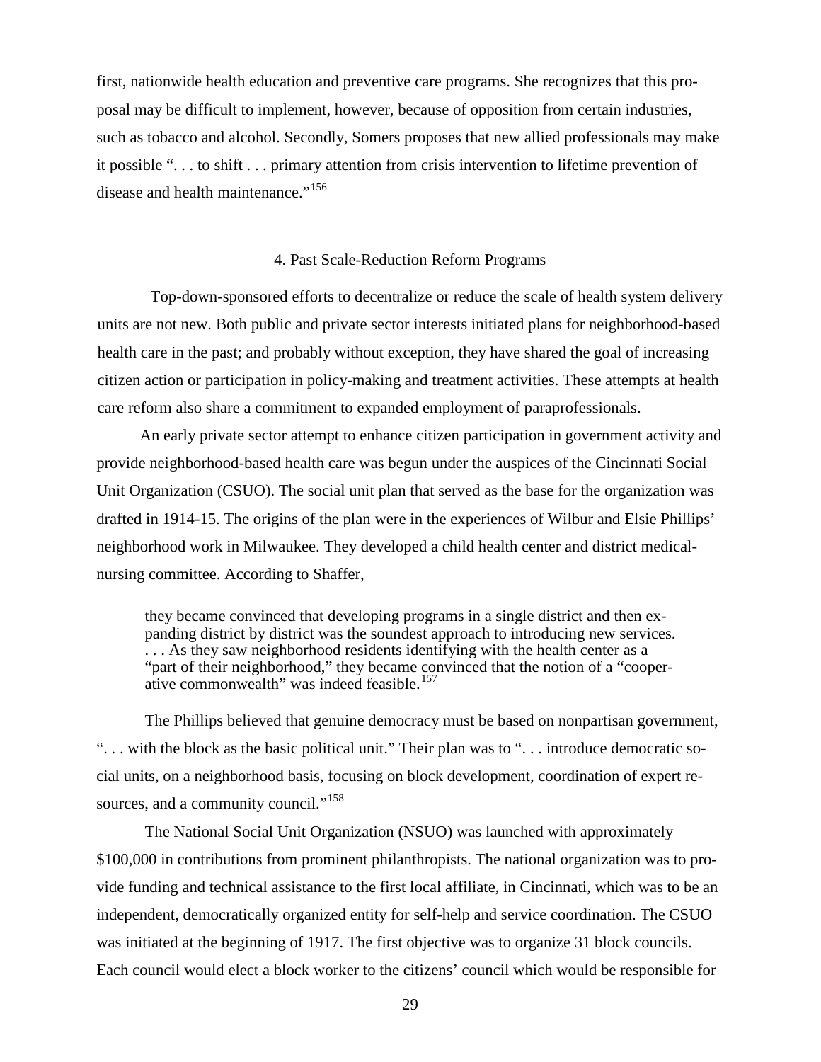first, nationwide health education and preventive care programs. She recognizes that this proposal may be difficult to implement, however, because of opposition from certain industries, such as tobacco and alcohol. Secondly, Somers proposes that new allied professionals may make it possible ". . . to shift . . . primary attention from crisis intervention to lifetime prevention of disease and health maintenance."[156]

## 4. Past Scale-Reduction Reform Programs

Top-down-sponsored efforts to decentralize or reduce the scale of health system delivery units are not new. Both public and private sector interests initiated plans for neighborhood-based health care in the past; and probably without exception, they have shared the goal of increasing citizen action or participation in policy-making and treatment activities. These attempts at health care reform also share a commitment to expanded employment of paraprofessionals.

An early private sector attempt to enhance citizen participation in government activity and provide neighborhood-based health care was begun under the auspices of the Cincinnati Social Unit Organization (CSUO). The social unit plan that served as the base for the organization was drafted in 1914-15. The origins of the plan were in the experiences of Wilbur and Elsie Phillips' neighborhood work in Milwaukee. They developed a child health center and district medical-nursing committee. According to Shaffer,

> they became convinced that developing programs in a single district and then expanding district by district was the soundest approach to introducing new services. . . . As they saw neighborhood residents identifying with the health center as a "part of their neighborhood," they became convinced that the notion of a "cooperative commonwealth" was indeed feasible.[157]

The Phillips believed that genuine democracy must be based on nonpartisan government, ". . . with the block as the basic political unit." Their plan was to ". . . introduce democratic social units, on a neighborhood basis, focusing on block development, coordination of expert resources, and a community council."[158]

The National Social Unit Organization (NSUO) was launched with approximately $100,000 in contributions from prominent philanthropists. The national organization was to provide funding and technical assistance to the first local affiliate, in Cincinnati, which was to be an independent, democratically organized entity for self-help and service coordination. The CSUO was initiated at the beginning of 1917. The first objective was to organize 31 block councils. Each council would elect a block worker to the citizens' council which would be responsible for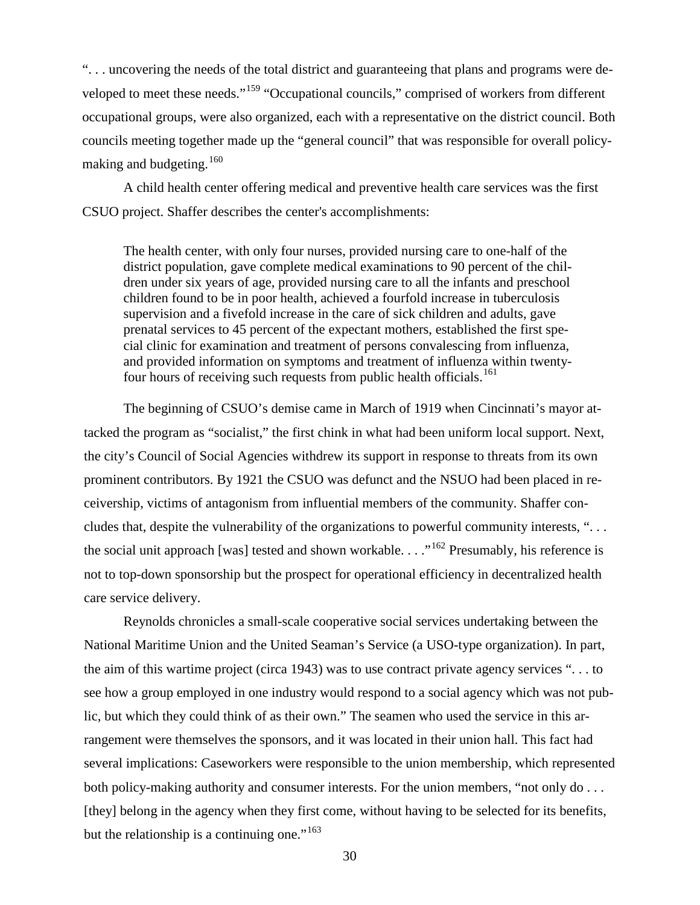". . . uncovering the needs of the total district and guaranteeing that plans and programs were developed to meet these needs."[159] "Occupational councils," comprised of workers from different occupational groups, were also organized, each with a representative on the district council. Both councils meeting together made up the "general council" that was responsible for overall policy-making and budgeting.[160]

A child health center offering medical and preventive health care services was the first CSUO project. Shaffer describes the center's accomplishments:

> The health center, with only four nurses, provided nursing care to one-half of the district population, gave complete medical examinations to 90 percent of the children under six years of age, provided nursing care to all the infants and preschool children found to be in poor health, achieved a fourfold increase in tuberculosis supervision and a fivefold increase in the care of sick children and adults, gave prenatal services to 45 percent of the expectant mothers, established the first special clinic for examination and treatment of persons convalescing from influenza, and provided information on symptoms and treatment of influenza within twenty-four hours of receiving such requests from public health officials.[161]

The beginning of CSUO's demise came in March of 1919 when Cincinnati's mayor attacked the program as "socialist," the first chink in what had been uniform local support. Next, the city's Council of Social Agencies withdrew its support in response to threats from its own prominent contributors. By 1921 the CSUO was defunct and the NSUO had been placed in receivership, victims of antagonism from influential members of the community. Shaffer concludes that, despite the vulnerability of the organizations to powerful community interests, ". . . the social unit approach [was] tested and shown workable. . . ."[162] Presumably, his reference is not to top-down sponsorship but the prospect for operational efficiency in decentralized health care service delivery.

Reynolds chronicles a small-scale cooperative social services undertaking between the National Maritime Union and the United Seaman's Service (a USO-type organization). In part, the aim of this wartime project (circa 1943) was to use contract private agency services ". . . to see how a group employed in one industry would respond to a social agency which was not public, but which they could think of as their own." The seamen who used the service in this arrangement were themselves the sponsors, and it was located in their union hall. This fact had several implications: Caseworkers were responsible to the union membership, which represented both policy-making authority and consumer interests. For the union members, "not only do . . . [they] belong in the agency when they first come, without having to be selected for its benefits, but the relationship is a continuing one."[163]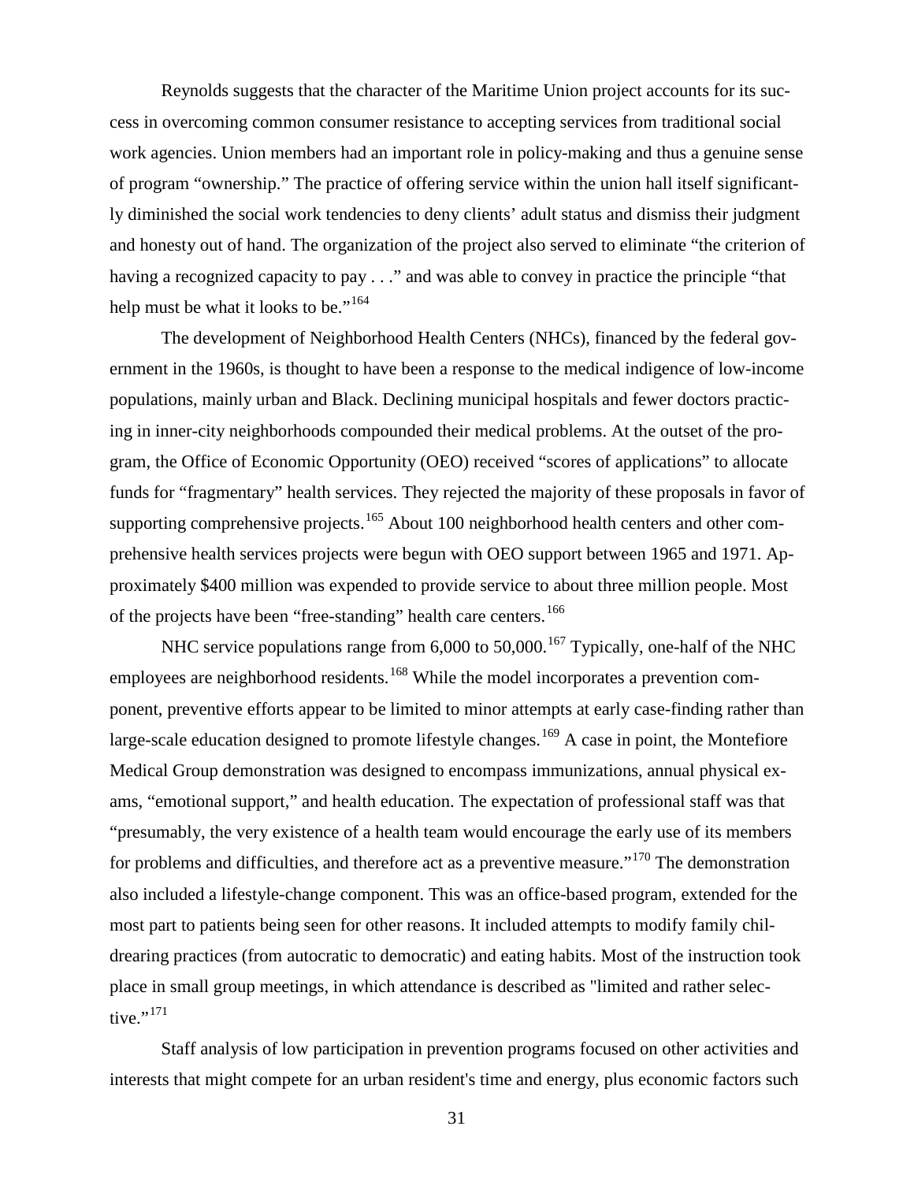Reynolds suggests that the character of the Maritime Union project accounts for its success in overcoming common consumer resistance to accepting services from traditional social work agencies. Union members had an important role in policy-making and thus a genuine sense of program "ownership." The practice of offering service within the union hall itself significantly diminished the social work tendencies to deny clients' adult status and dismiss their judgment and honesty out of hand. The organization of the project also served to eliminate "the criterion of having a recognized capacity to pay . . ." and was able to convey in practice the principle "that help must be what it looks to be."[164]

The development of Neighborhood Health Centers (NHCs), financed by the federal government in the 1960s, is thought to have been a response to the medical indigence of low-income populations, mainly urban and Black. Declining municipal hospitals and fewer doctors practicing in inner-city neighborhoods compounded their medical problems. At the outset of the program, the Office of Economic Opportunity (OEO) received "scores of applications" to allocate funds for "fragmentary" health services. They rejected the majority of these proposals in favor of supporting comprehensive projects.[165] About 100 neighborhood health centers and other comprehensive health services projects were begun with OEO support between 1965 and 1971. Approximately $400 million was expended to provide service to about three million people. Most of the projects have been "free-standing" health care centers.[166]

NHC service populations range from 6,000 to 50,000.[167] Typically, one-half of the NHC employees are neighborhood residents.[168] While the model incorporates a prevention component, preventive efforts appear to be limited to minor attempts at early case-finding rather than large-scale education designed to promote lifestyle changes.[169] A case in point, the Montefiore Medical Group demonstration was designed to encompass immunizations, annual physical exams, "emotional support," and health education. The expectation of professional staff was that "presumably, the very existence of a health team would encourage the early use of its members for problems and difficulties, and therefore act as a preventive measure."[170] The demonstration also included a lifestyle-change component. This was an office-based program, extended for the most part to patients being seen for other reasons. It included attempts to modify family childrearing practices (from autocratic to democratic) and eating habits. Most of the instruction took place in small group meetings, in which attendance is described as "limited and rather selective."[171]

Staff analysis of low participation in prevention programs focused on other activities and interests that might compete for an urban resident's time and energy, plus economic factors such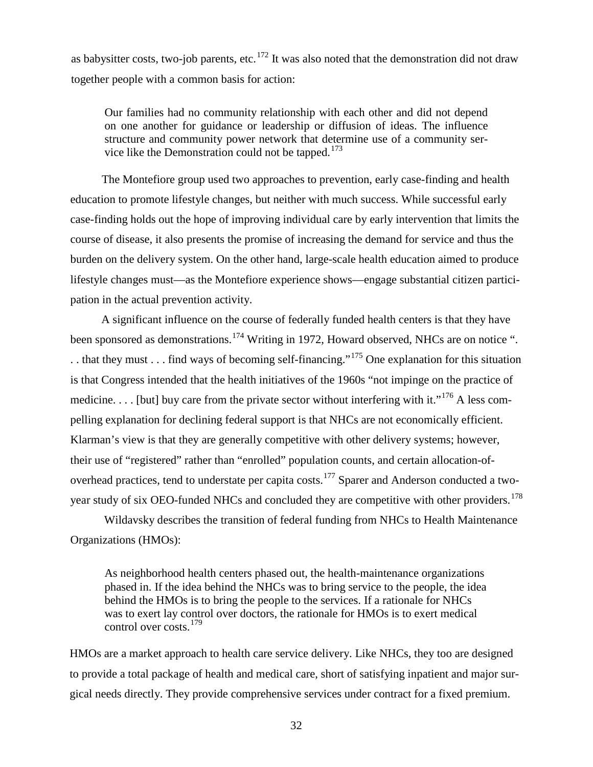as babysitter costs, two-job parents, etc.[172] It was also noted that the demonstration did not draw together people with a common basis for action:

> Our families had no community relationship with each other and did not depend on one another for guidance or leadership or diffusion of ideas. The influence structure and community power network that determine use of a community service like the Demonstration could not be tapped.[173]

The Montefiore group used two approaches to prevention, early case-finding and health education to promote lifestyle changes, but neither with much success. While successful early case-finding holds out the hope of improving individual care by early intervention that limits the course of disease, it also presents the promise of increasing the demand for service and thus the burden on the delivery system. On the other hand, large-scale health education aimed to produce lifestyle changes must—as the Montefiore experience shows—engage substantial citizen participation in the actual prevention activity.

A significant influence on the course of federally funded health centers is that they have been sponsored as demonstrations.[174] Writing in 1972, Howard observed, NHCs are on notice ". . . that they must . . . find ways of becoming self-financing."[175] One explanation for this situation is that Congress intended that the health initiatives of the 1960s "not impinge on the practice of medicine. . . . [but] buy care from the private sector without interfering with it."[176] A less compelling explanation for declining federal support is that NHCs are not economically efficient. Klarman's view is that they are generally competitive with other delivery systems; however, their use of "registered" rather than "enrolled" population counts, and certain allocation-of-overhead practices, tend to understate per capita costs.[177] Sparer and Anderson conducted a two-year study of six OEO-funded NHCs and concluded they are competitive with other providers.[178]

Wildavsky describes the transition of federal funding from NHCs to Health Maintenance Organizations (HMOs):

> As neighborhood health centers phased out, the health-maintenance organizations phased in. If the idea behind the NHCs was to bring service to the people, the idea behind the HMOs is to bring the people to the services. If a rationale for NHCs was to exert lay control over doctors, the rationale for HMOs is to exert medical control over costs.[179]

HMOs are a market approach to health care service delivery. Like NHCs, they too are designed to provide a total package of health and medical care, short of satisfying inpatient and major surgical needs directly. They provide comprehensive services under contract for a fixed premium.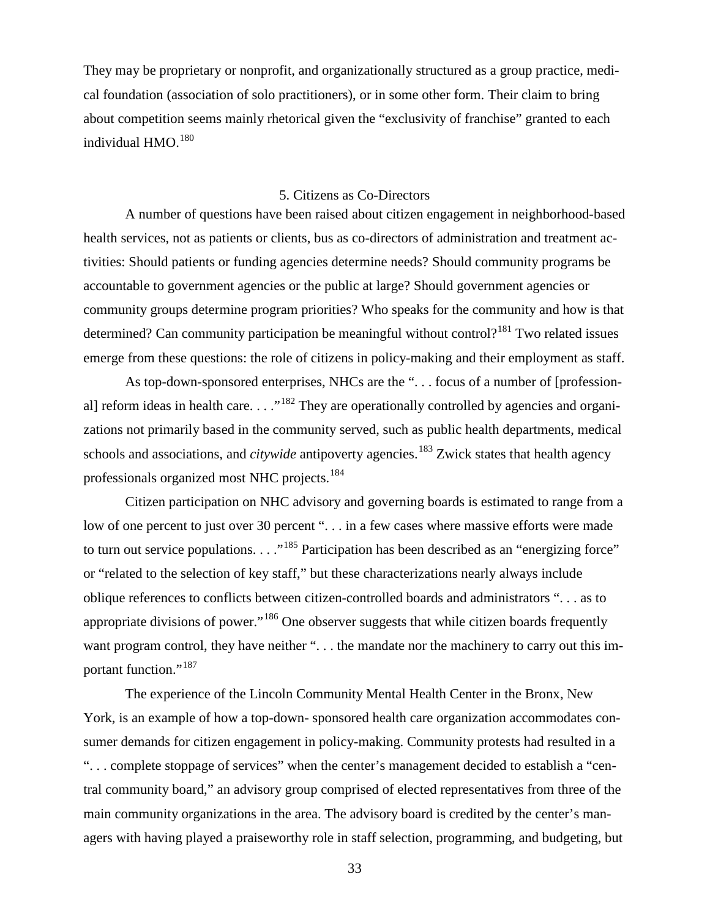They may be proprietary or nonprofit, and organizationally structured as a group practice, medical foundation (association of solo practitioners), or in some other form. Their claim to bring about competition seems mainly rhetorical given the "exclusivity of franchise" granted to each individual HMO.[180]

## 5. Citizens as Co-Directors

A number of questions have been raised about citizen engagement in neighborhood-based health services, not as patients or clients, bus as co-directors of administration and treatment activities: Should patients or funding agencies determine needs? Should community programs be accountable to government agencies or the public at large? Should government agencies or community groups determine program priorities? Who speaks for the community and how is that determined? Can community participation be meaningful without control?[181] Two related issues emerge from these questions: the role of citizens in policy-making and their employment as staff.

As top-down-sponsored enterprises, NHCs are the ". . . focus of a number of [professional] reform ideas in health care. . . ."[182] They are operationally controlled by agencies and organizations not primarily based in the community served, such as public health departments, medical schools and associations, and *citywide* antipoverty agencies.[183] Zwick states that health agency professionals organized most NHC projects.[184]

Citizen participation on NHC advisory and governing boards is estimated to range from a low of one percent to just over 30 percent ". . . in a few cases where massive efforts were made to turn out service populations. . . ."[185] Participation has been described as an "energizing force" or "related to the selection of key staff," but these characterizations nearly always include oblique references to conflicts between citizen-controlled boards and administrators ". . . as to appropriate divisions of power."[186] One observer suggests that while citizen boards frequently want program control, they have neither ". . . the mandate nor the machinery to carry out this important function."[187]

The experience of the Lincoln Community Mental Health Center in the Bronx, New York, is an example of how a top-down- sponsored health care organization accommodates consumer demands for citizen engagement in policy-making. Community protests had resulted in a ". . . complete stoppage of services" when the center's management decided to establish a "central community board," an advisory group comprised of elected representatives from three of the main community organizations in the area. The advisory board is credited by the center's managers with having played a praiseworthy role in staff selection, programming, and budgeting, but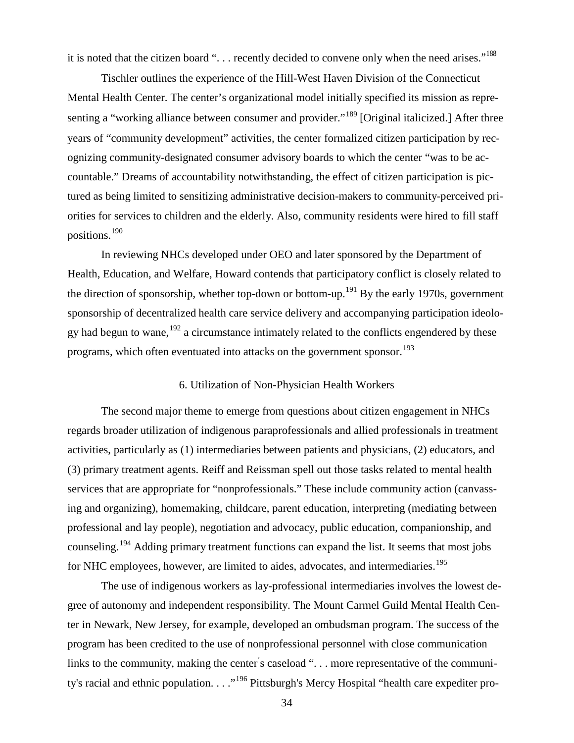it is noted that the citizen board ". . . recently decided to convene only when the need arises."[188]

Tischler outlines the experience of the Hill-West Haven Division of the Connecticut Mental Health Center. The center's organizational model initially specified its mission as representing a "working alliance between consumer and provider."[189] [Original italicized.] After three years of "community development" activities, the center formalized citizen participation by recognizing community-designated consumer advisory boards to which the center "was to be accountable." Dreams of accountability notwithstanding, the effect of citizen participation is pictured as being limited to sensitizing administrative decision-makers to community-perceived priorities for services to children and the elderly. Also, community residents were hired to fill staff positions.[190]

In reviewing NHCs developed under OEO and later sponsored by the Department of Health, Education, and Welfare, Howard contends that participatory conflict is closely related to the direction of sponsorship, whether top-down or bottom-up.[191] By the early 1970s, government sponsorship of decentralized health care service delivery and accompanying participation ideology had begun to wane,[192] a circumstance intimately related to the conflicts engendered by these programs, which often eventuated into attacks on the government sponsor.[193]

## 6. Utilization of Non-Physician Health Workers

The second major theme to emerge from questions about citizen engagement in NHCs regards broader utilization of indigenous paraprofessionals and allied professionals in treatment activities, particularly as (1) intermediaries between patients and physicians, (2) educators, and (3) primary treatment agents. Reiff and Reissman spell out those tasks related to mental health services that are appropriate for "nonprofessionals." These include community action (canvassing and organizing), homemaking, childcare, parent education, interpreting (mediating between professional and lay people), negotiation and advocacy, public education, companionship, and counseling.[194] Adding primary treatment functions can expand the list. It seems that most jobs for NHC employees, however, are limited to aides, advocates, and intermediaries.[195]

The use of indigenous workers as lay-professional intermediaries involves the lowest degree of autonomy and independent responsibility. The Mount Carmel Guild Mental Health Center in Newark, New Jersey, for example, developed an ombudsman program. The success of the program has been credited to the use of nonprofessional personnel with close communication links to the community, making the center's caseload ". . . more representative of the community's racial and ethnic population. . . ."[196] Pittsburgh's Mercy Hospital "health care expediter pro-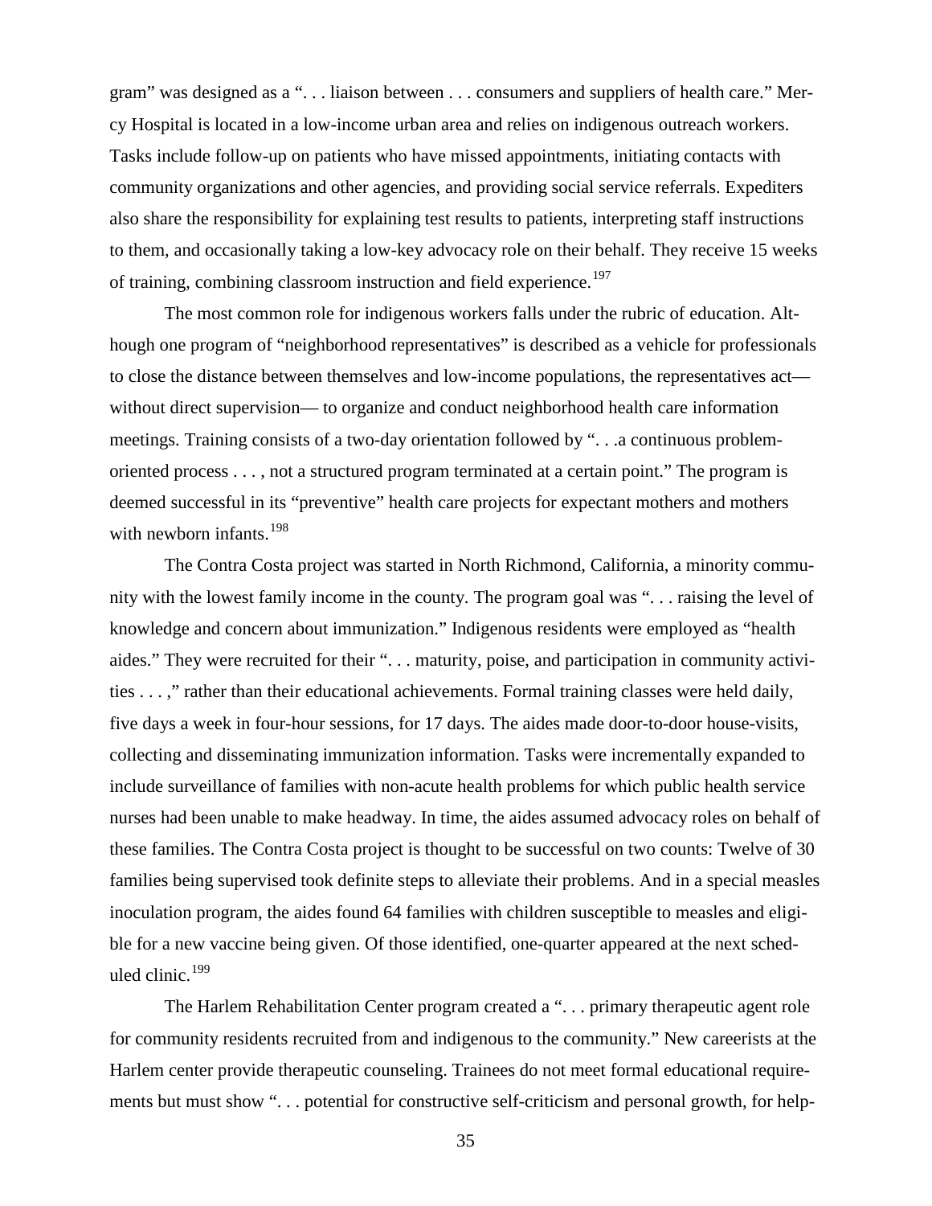gram" was designed as a ". . . liaison between . . . consumers and suppliers of health care." Mercy Hospital is located in a low-income urban area and relies on indigenous outreach workers. Tasks include follow-up on patients who have missed appointments, initiating contacts with community organizations and other agencies, and providing social service referrals. Expediters also share the responsibility for explaining test results to patients, interpreting staff instructions to them, and occasionally taking a low-key advocacy role on their behalf. They receive 15 weeks of training, combining classroom instruction and field experience.[197]

The most common role for indigenous workers falls under the rubric of education. Although one program of "neighborhood representatives" is described as a vehicle for professionals to close the distance between themselves and low-income populations, the representatives act—without direct supervision— to organize and conduct neighborhood health care information meetings. Training consists of a two-day orientation followed by ". . .a continuous problem-oriented process . . . , not a structured program terminated at a certain point." The program is deemed successful in its "preventive" health care projects for expectant mothers and mothers with newborn infants.[198]

The Contra Costa project was started in North Richmond, California, a minority community with the lowest family income in the county. The program goal was ". . . raising the level of knowledge and concern about immunization." Indigenous residents were employed as "health aides." They were recruited for their ". . . maturity, poise, and participation in community activities . . . ," rather than their educational achievements. Formal training classes were held daily, five days a week in four-hour sessions, for 17 days. The aides made door-to-door house-visits, collecting and disseminating immunization information. Tasks were incrementally expanded to include surveillance of families with non-acute health problems for which public health service nurses had been unable to make headway. In time, the aides assumed advocacy roles on behalf of these families. The Contra Costa project is thought to be successful on two counts: Twelve of 30 families being supervised took definite steps to alleviate their problems. And in a special measles inoculation program, the aides found 64 families with children susceptible to measles and eligible for a new vaccine being given. Of those identified, one-quarter appeared at the next scheduled clinic.[199]

The Harlem Rehabilitation Center program created a ". . . primary therapeutic agent role for community residents recruited from and indigenous to the community." New careerists at the Harlem center provide therapeutic counseling. Trainees do not meet formal educational requirements but must show ". . . potential for constructive self-criticism and personal growth, for help-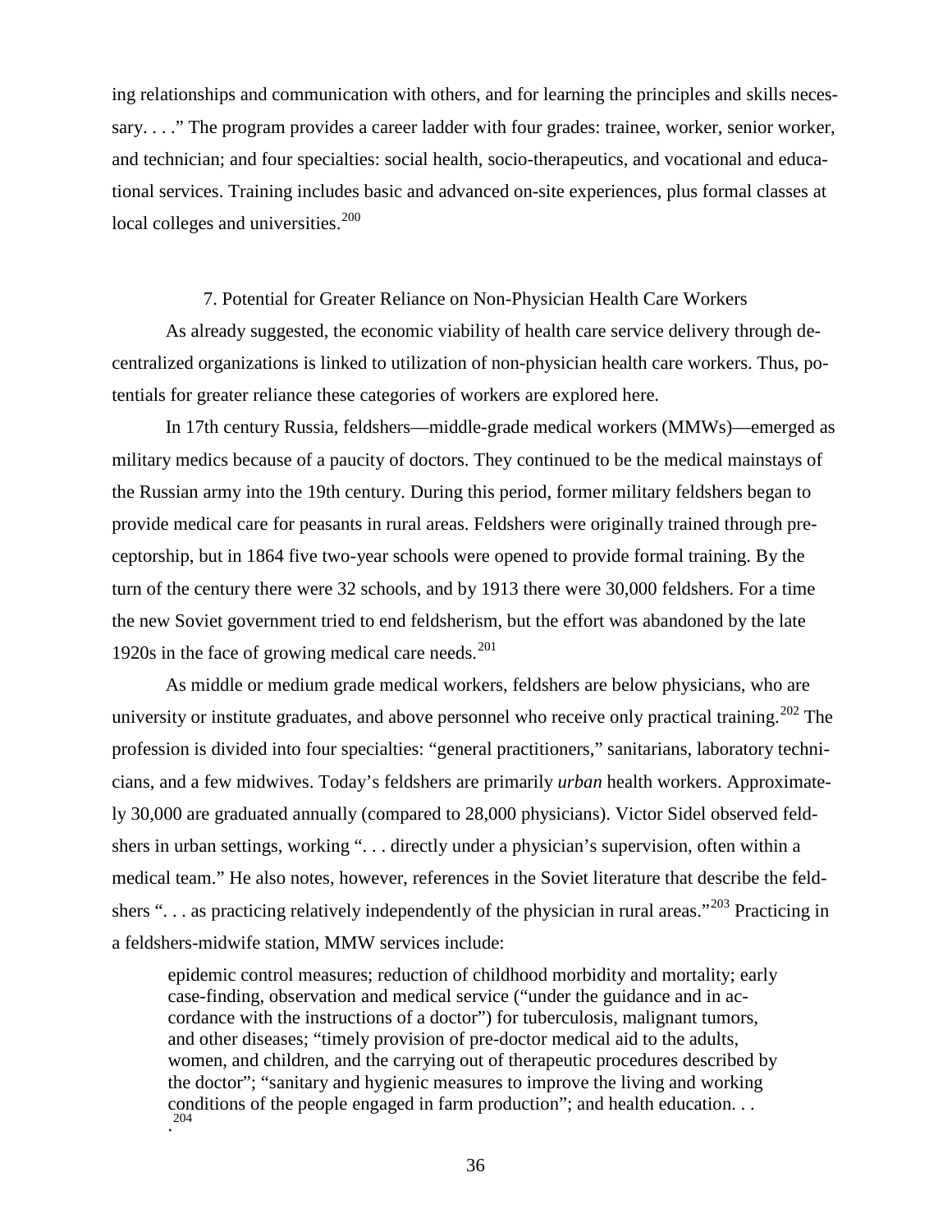ing relationships and communication with others, and for learning the principles and skills necessary. . . ." The program provides a career ladder with four grades: trainee, worker, senior worker, and technician; and four specialties: social health, socio-therapeutics, and vocational and educational services. Training includes basic and advanced on-site experiences, plus formal classes at local colleges and universities.[200]

### 7. Potential for Greater Reliance on Non-Physician Health Care Workers

As already suggested, the economic viability of health care service delivery through decentralized organizations is linked to utilization of non-physician health care workers. Thus, potentials for greater reliance these categories of workers are explored here.

In 17th century Russia, feldshers—middle-grade medical workers (MMWs)—emerged as military medics because of a paucity of doctors. They continued to be the medical mainstays of the Russian army into the 19th century. During this period, former military feldshers began to provide medical care for peasants in rural areas. Feldshers were originally trained through preceptorship, but in 1864 five two-year schools were opened to provide formal training. By the turn of the century there were 32 schools, and by 1913 there were 30,000 feldshers. For a time the new Soviet government tried to end feldsherism, but the effort was abandoned by the late 1920s in the face of growing medical care needs.[201]

As middle or medium grade medical workers, feldshers are below physicians, who are university or institute graduates, and above personnel who receive only practical training.[202] The profession is divided into four specialties: "general practitioners," sanitarians, laboratory technicians, and a few midwives. Today's feldshers are primarily *urban* health workers. Approximately 30,000 are graduated annually (compared to 28,000 physicians). Victor Sidel observed feldshers in urban settings, working ". . . directly under a physician's supervision, often within a medical team." He also notes, however, references in the Soviet literature that describe the feldshers ". . . as practicing relatively independently of the physician in rural areas."[203] Practicing in a feldshers-midwife station, MMW services include:

> epidemic control measures; reduction of childhood morbidity and mortality; early case-finding, observation and medical service ("under the guidance and in accordance with the instructions of a doctor") for tuberculosis, malignant tumors, and other diseases; "timely provision of pre-doctor medical aid to the adults, women, and children, and the carrying out of therapeutic procedures described by the doctor"; "sanitary and hygienic measures to improve the living and working conditions of the people engaged in farm production"; and health education. . . .[204]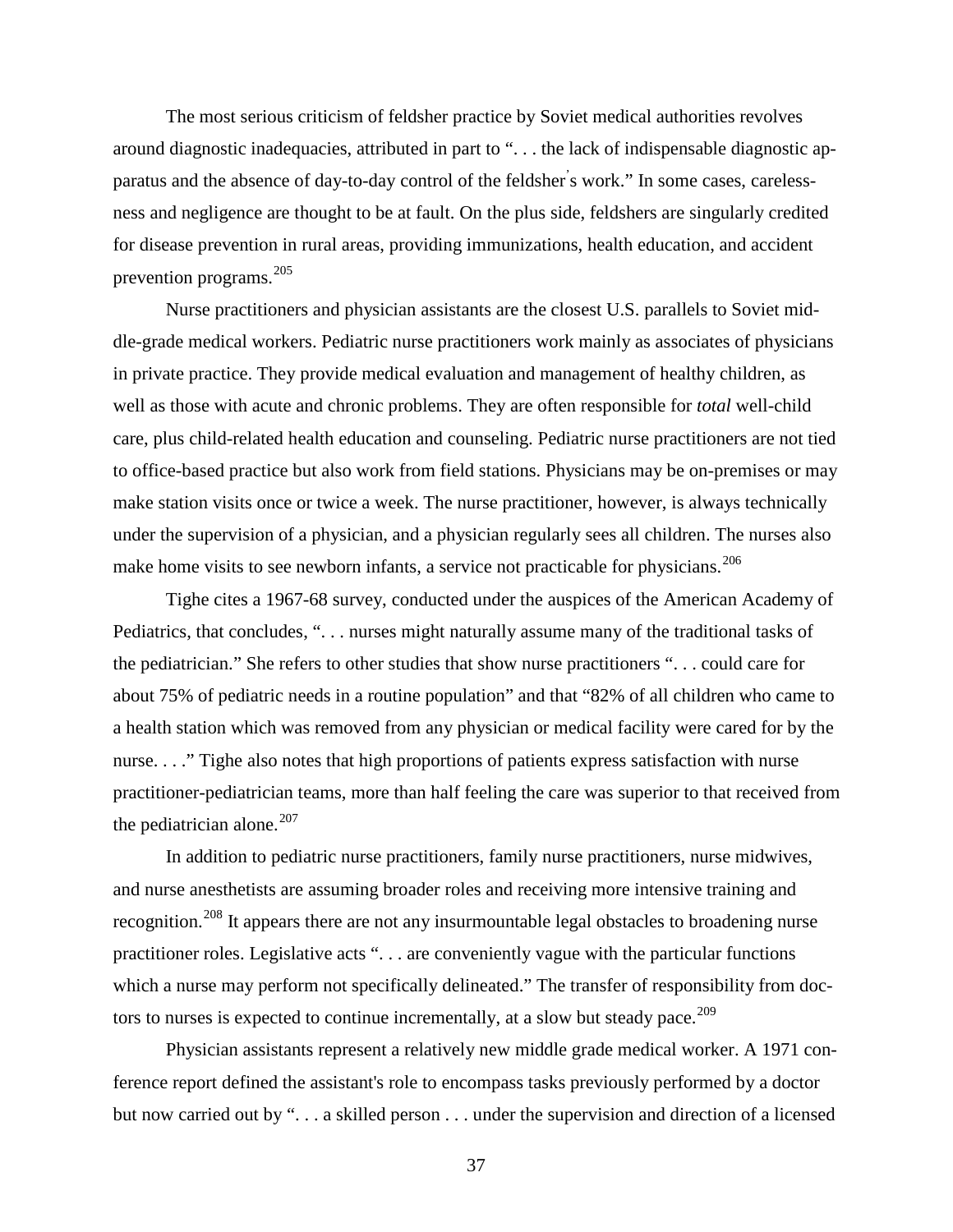The most serious criticism of feldsher practice by Soviet medical authorities revolves around diagnostic inadequacies, attributed in part to ". . . the lack of indispensable diagnostic apparatus and the absence of day-to-day control of the feldsher's work." In some cases, carelessness and negligence are thought to be at fault. On the plus side, feldshers are singularly credited for disease prevention in rural areas, providing immunizations, health education, and accident prevention programs.[205]

Nurse practitioners and physician assistants are the closest U.S. parallels to Soviet middle-grade medical workers. Pediatric nurse practitioners work mainly as associates of physicians in private practice. They provide medical evaluation and management of healthy children, as well as those with acute and chronic problems. They are often responsible for *total* well-child care, plus child-related health education and counseling. Pediatric nurse practitioners are not tied to office-based practice but also work from field stations. Physicians may be on-premises or may make station visits once or twice a week. The nurse practitioner, however, is always technically under the supervision of a physician, and a physician regularly sees all children. The nurses also make home visits to see newborn infants, a service not practicable for physicians.[206]

Tighe cites a 1967-68 survey, conducted under the auspices of the American Academy of Pediatrics, that concludes, ". . . nurses might naturally assume many of the traditional tasks of the pediatrician." She refers to other studies that show nurse practitioners ". . . could care for about 75% of pediatric needs in a routine population" and that "82% of all children who came to a health station which was removed from any physician or medical facility were cared for by the nurse. . . ." Tighe also notes that high proportions of patients express satisfaction with nurse practitioner-pediatrician teams, more than half feeling the care was superior to that received from the pediatrician alone.[207]

In addition to pediatric nurse practitioners, family nurse practitioners, nurse midwives, and nurse anesthetists are assuming broader roles and receiving more intensive training and recognition.[208] It appears there are not any insurmountable legal obstacles to broadening nurse practitioner roles. Legislative acts ". . . are conveniently vague with the particular functions which a nurse may perform not specifically delineated." The transfer of responsibility from doctors to nurses is expected to continue incrementally, at a slow but steady pace.[209]

Physician assistants represent a relatively new middle grade medical worker. A 1971 conference report defined the assistant's role to encompass tasks previously performed by a doctor but now carried out by ". . . a skilled person . . . under the supervision and direction of a licensed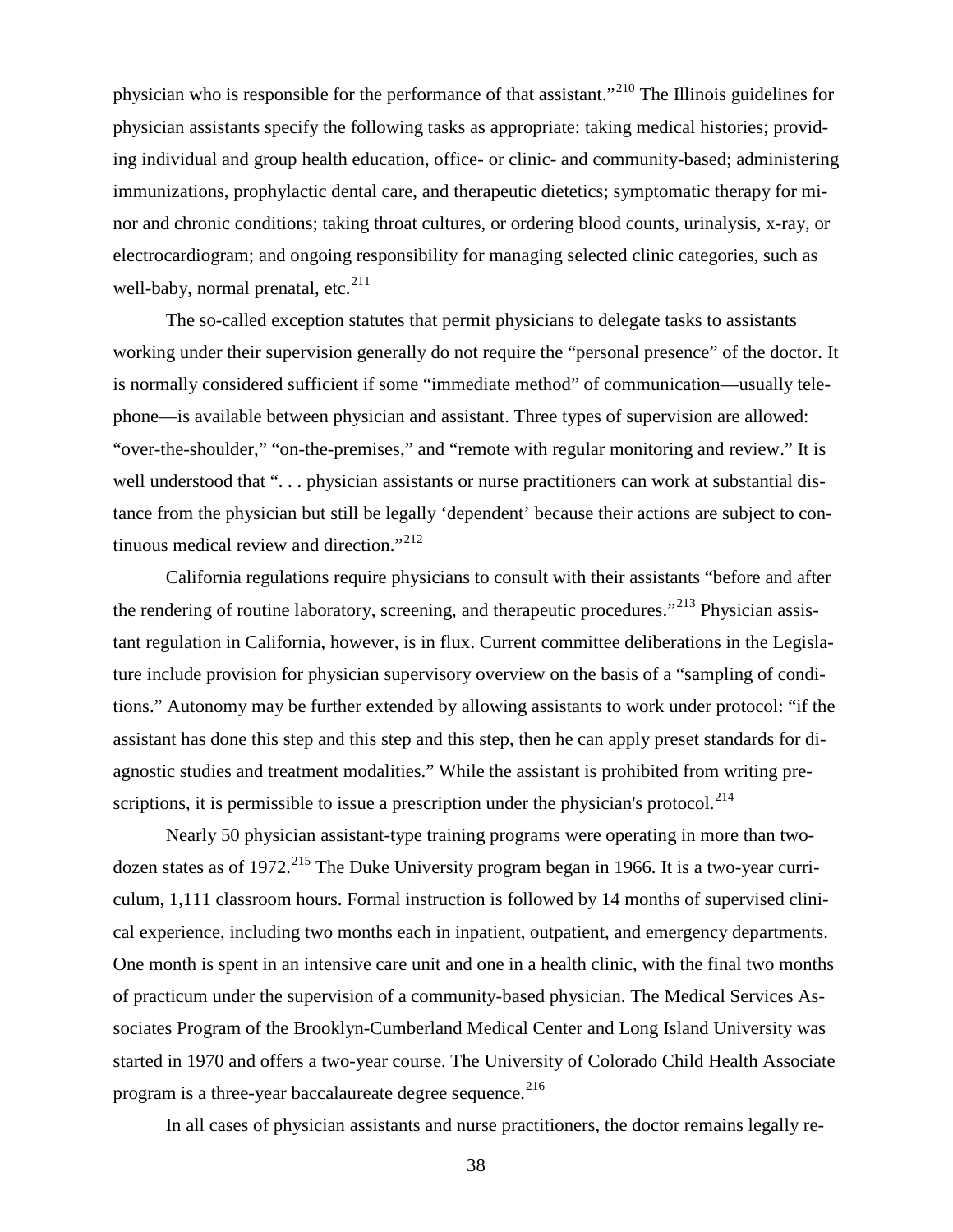physician who is responsible for the performance of that assistant."[210] The Illinois guidelines for physician assistants specify the following tasks as appropriate: taking medical histories; providing individual and group health education, office- or clinic- and community-based; administering immunizations, prophylactic dental care, and therapeutic dietetics; symptomatic therapy for minor and chronic conditions; taking throat cultures, or ordering blood counts, urinalysis, x-ray, or electrocardiogram; and ongoing responsibility for managing selected clinic categories, such as well-baby, normal prenatal, etc.[211]

The so-called exception statutes that permit physicians to delegate tasks to assistants working under their supervision generally do not require the "personal presence" of the doctor. It is normally considered sufficient if some "immediate method" of communication—usually telephone—is available between physician and assistant. Three types of supervision are allowed: "over-the-shoulder," "on-the-premises," and "remote with regular monitoring and review." It is well understood that ". . . physician assistants or nurse practitioners can work at substantial distance from the physician but still be legally 'dependent' because their actions are subject to continuous medical review and direction."[212]

California regulations require physicians to consult with their assistants "before and after the rendering of routine laboratory, screening, and therapeutic procedures."[213] Physician assistant regulation in California, however, is in flux. Current committee deliberations in the Legislature include provision for physician supervisory overview on the basis of a "sampling of conditions." Autonomy may be further extended by allowing assistants to work under protocol: "if the assistant has done this step and this step and this step, then he can apply preset standards for diagnostic studies and treatment modalities." While the assistant is prohibited from writing prescriptions, it is permissible to issue a prescription under the physician's protocol.[214]

Nearly 50 physician assistant-type training programs were operating in more than two-dozen states as of 1972.[215] The Duke University program began in 1966. It is a two-year curriculum, 1,111 classroom hours. Formal instruction is followed by 14 months of supervised clinical experience, including two months each in inpatient, outpatient, and emergency departments. One month is spent in an intensive care unit and one in a health clinic, with the final two months of practicum under the supervision of a community-based physician. The Medical Services Associates Program of the Brooklyn-Cumberland Medical Center and Long Island University was started in 1970 and offers a two-year course. The University of Colorado Child Health Associate program is a three-year baccalaureate degree sequence.[216]

In all cases of physician assistants and nurse practitioners, the doctor remains legally re-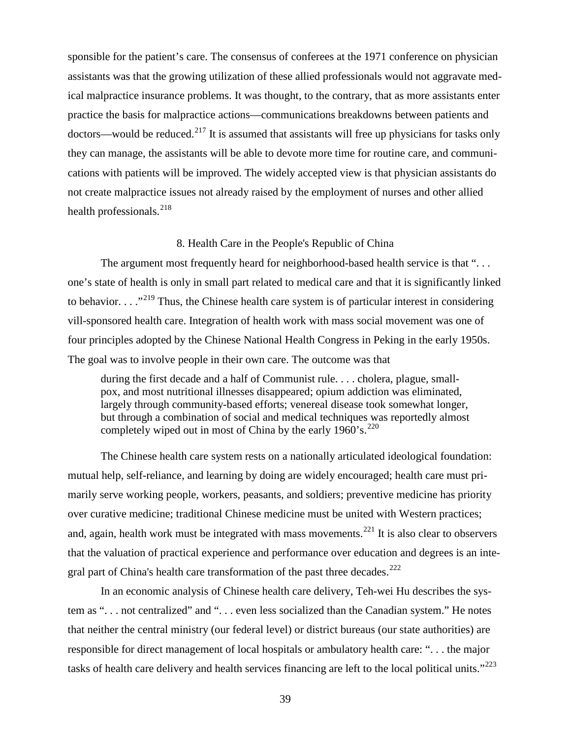sponsible for the patient's care. The consensus of conferees at the 1971 conference on physician assistants was that the growing utilization of these allied professionals would not aggravate medical malpractice insurance problems. It was thought, to the contrary, that as more assistants enter practice the basis for malpractice actions—communications breakdowns between patients and doctors—would be reduced.[217] It is assumed that assistants will free up physicians for tasks only they can manage, the assistants will be able to devote more time for routine care, and communications with patients will be improved. The widely accepted view is that physician assistants do not create malpractice issues not already raised by the employment of nurses and other allied health professionals.[218]

## 8. Health Care in the People's Republic of China

The argument most frequently heard for neighborhood-based health service is that ". . . one's state of health is only in small part related to medical care and that it is significantly linked to behavior. . . ."[219] Thus, the Chinese health care system is of particular interest in considering vill-sponsored health care. Integration of health work with mass social movement was one of four principles adopted by the Chinese National Health Congress in Peking in the early 1950s. The goal was to involve people in their own care. The outcome was that

> during the first decade and a half of Communist rule. . . . cholera, plague, smallpox, and most nutritional illnesses disappeared; opium addiction was eliminated, largely through community-based efforts; venereal disease took somewhat longer, but through a combination of social and medical techniques was reportedly almost completely wiped out in most of China by the early 1960's.[220]

The Chinese health care system rests on a nationally articulated ideological foundation: mutual help, self-reliance, and learning by doing are widely encouraged; health care must primarily serve working people, workers, peasants, and soldiers; preventive medicine has priority over curative medicine; traditional Chinese medicine must be united with Western practices; and, again, health work must be integrated with mass movements.[221] It is also clear to observers that the valuation of practical experience and performance over education and degrees is an integral part of China's health care transformation of the past three decades.[222]

In an economic analysis of Chinese health care delivery, Teh-wei Hu describes the system as ". . . not centralized" and ". . . even less socialized than the Canadian system." He notes that neither the central ministry (our federal level) or district bureaus (our state authorities) are responsible for direct management of local hospitals or ambulatory health care: ". . . the major tasks of health care delivery and health services financing are left to the local political units."[223]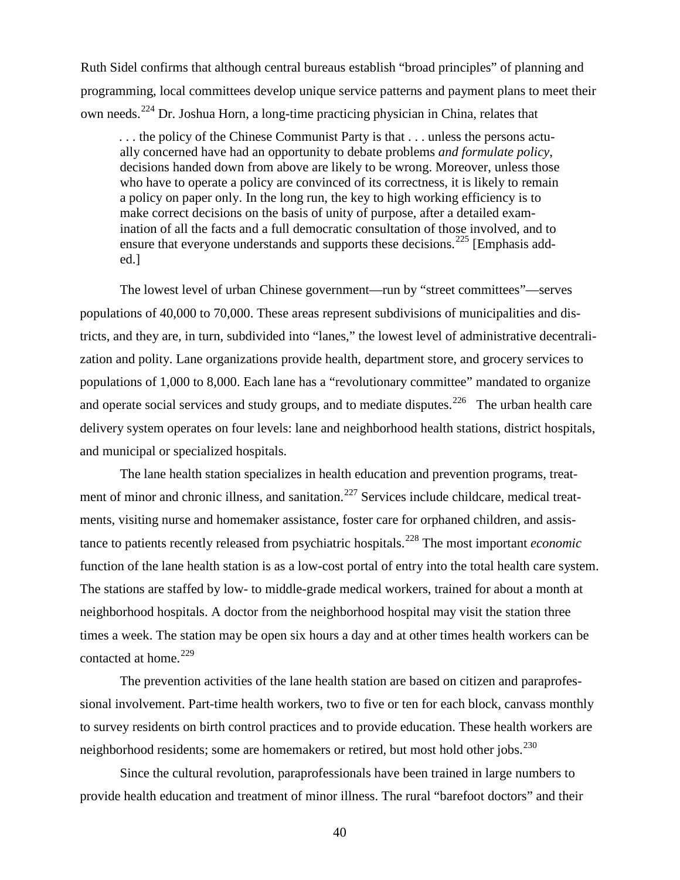Ruth Sidel confirms that although central bureaus establish "broad principles" of planning and programming, local committees develop unique service patterns and payment plans to meet their own needs.[224] Dr. Joshua Horn, a long-time practicing physician in China, relates that

> . . . the policy of the Chinese Communist Party is that . . . unless the persons actually concerned have had an opportunity to debate problems *and formulate policy*, decisions handed down from above are likely to be wrong. Moreover, unless those who have to operate a policy are convinced of its correctness, it is likely to remain a policy on paper only. In the long run, the key to high working efficiency is to make correct decisions on the basis of unity of purpose, after a detailed examination of all the facts and a full democratic consultation of those involved, and to ensure that everyone understands and supports these decisions.[225] [Emphasis added.]

The lowest level of urban Chinese government—run by "street committees"—serves populations of 40,000 to 70,000. These areas represent subdivisions of municipalities and districts, and they are, in turn, subdivided into "lanes," the lowest level of administrative decentralization and polity. Lane organizations provide health, department store, and grocery services to populations of 1,000 to 8,000. Each lane has a "revolutionary committee" mandated to organize and operate social services and study groups, and to mediate disputes.[226] The urban health care delivery system operates on four levels: lane and neighborhood health stations, district hospitals, and municipal or specialized hospitals.

The lane health station specializes in health education and prevention programs, treatment of minor and chronic illness, and sanitation.[227] Services include childcare, medical treatments, visiting nurse and homemaker assistance, foster care for orphaned children, and assistance to patients recently released from psychiatric hospitals.[228] The most important *economic* function of the lane health station is as a low-cost portal of entry into the total health care system. The stations are staffed by low- to middle-grade medical workers, trained for about a month at neighborhood hospitals. A doctor from the neighborhood hospital may visit the station three times a week. The station may be open six hours a day and at other times health workers can be contacted at home.[229]

The prevention activities of the lane health station are based on citizen and paraprofessional involvement. Part-time health workers, two to five or ten for each block, canvass monthly to survey residents on birth control practices and to provide education. These health workers are neighborhood residents; some are homemakers or retired, but most hold other jobs.[230]

Since the cultural revolution, paraprofessionals have been trained in large numbers to provide health education and treatment of minor illness. The rural "barefoot doctors" and their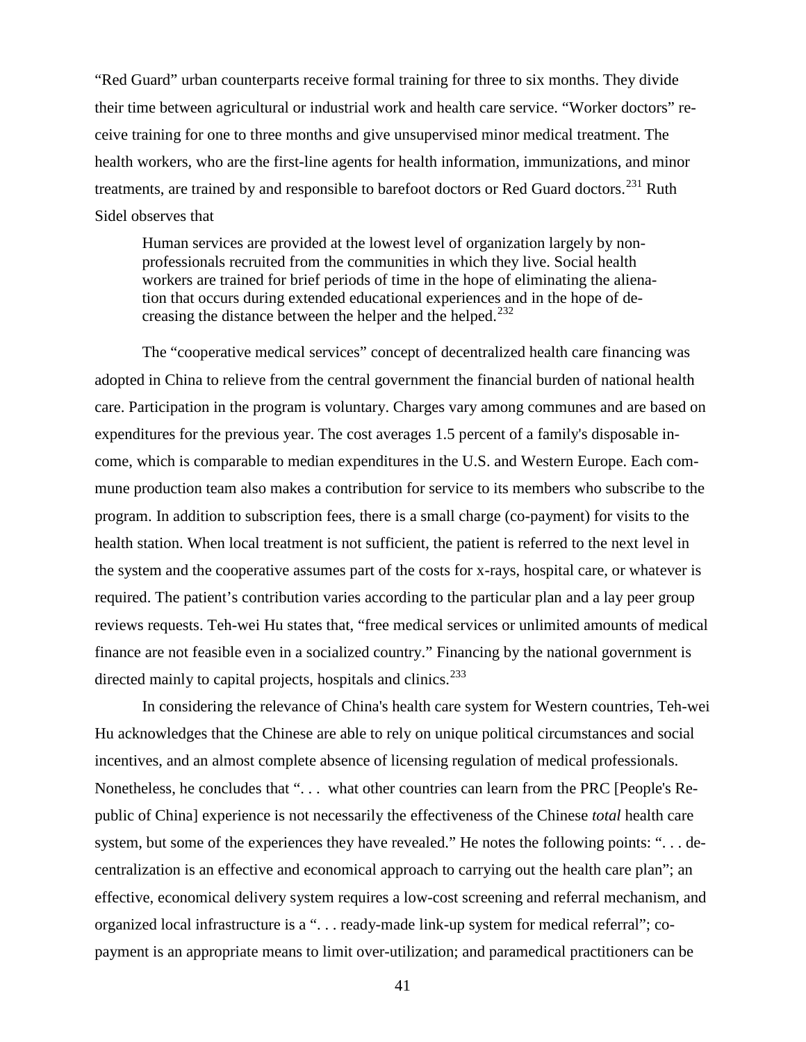"Red Guard" urban counterparts receive formal training for three to six months. They divide their time between agricultural or industrial work and health care service. "Worker doctors" receive training for one to three months and give unsupervised minor medical treatment. The health workers, who are the first-line agents for health information, immunizations, and minor treatments, are trained by and responsible to barefoot doctors or Red Guard doctors.[231] Ruth Sidel observes that

> Human services are provided at the lowest level of organization largely by nonprofessionals recruited from the communities in which they live. Social health workers are trained for brief periods of time in the hope of eliminating the alienation that occurs during extended educational experiences and in the hope of decreasing the distance between the helper and the helped.[232]

The "cooperative medical services" concept of decentralized health care financing was adopted in China to relieve from the central government the financial burden of national health care. Participation in the program is voluntary. Charges vary among communes and are based on expenditures for the previous year. The cost averages 1.5 percent of a family's disposable income, which is comparable to median expenditures in the U.S. and Western Europe. Each commune production team also makes a contribution for service to its members who subscribe to the program. In addition to subscription fees, there is a small charge (co-payment) for visits to the health station. When local treatment is not sufficient, the patient is referred to the next level in the system and the cooperative assumes part of the costs for x-rays, hospital care, or whatever is required. The patient's contribution varies according to the particular plan and a lay peer group reviews requests. Teh-wei Hu states that, "free medical services or unlimited amounts of medical finance are not feasible even in a socialized country." Financing by the national government is directed mainly to capital projects, hospitals and clinics.[233]

In considering the relevance of China's health care system for Western countries, Teh-wei Hu acknowledges that the Chinese are able to rely on unique political circumstances and social incentives, and an almost complete absence of licensing regulation of medical professionals. Nonetheless, he concludes that ". . . what other countries can learn from the PRC [People's Republic of China] experience is not necessarily the effectiveness of the Chinese *total* health care system, but some of the experiences they have revealed." He notes the following points: ". . . decentralization is an effective and economical approach to carrying out the health care plan"; an effective, economical delivery system requires a low-cost screening and referral mechanism, and organized local infrastructure is a ". . . ready-made link-up system for medical referral"; co-payment is an appropriate means to limit over-utilization; and paramedical practitioners can be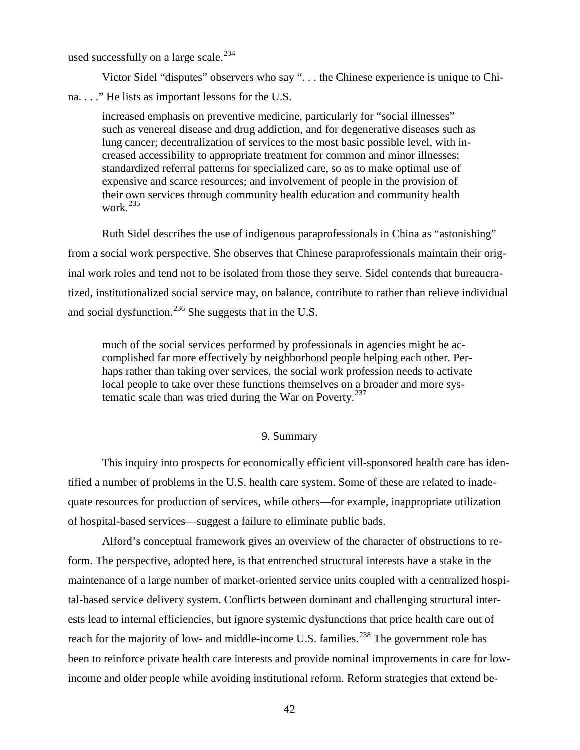used successfully on a large scale.[234]

Victor Sidel "disputes" observers who say ". . . the Chinese experience is unique to China. . . ." He lists as important lessons for the U.S.

> increased emphasis on preventive medicine, particularly for "social illnesses" such as venereal disease and drug addiction, and for degenerative diseases such as lung cancer; decentralization of services to the most basic possible level, with increased accessibility to appropriate treatment for common and minor illnesses; standardized referral patterns for specialized care, so as to make optimal use of expensive and scarce resources; and involvement of people in the provision of their own services through community health education and community health work.[235]

Ruth Sidel describes the use of indigenous paraprofessionals in China as "astonishing" from a social work perspective. She observes that Chinese paraprofessionals maintain their original work roles and tend not to be isolated from those they serve. Sidel contends that bureaucratized, institutionalized social service may, on balance, contribute to rather than relieve individual and social dysfunction.[236] She suggests that in the U.S.

> much of the social services performed by professionals in agencies might be accomplished far more effectively by neighborhood people helping each other. Perhaps rather than taking over services, the social work profession needs to activate local people to take over these functions themselves on a broader and more systematic scale than was tried during the War on Poverty.[237]

## 9. Summary

This inquiry into prospects for economically efficient vill-sponsored health care has identified a number of problems in the U.S. health care system. Some of these are related to inadequate resources for production of services, while others—for example, inappropriate utilization of hospital-based services—suggest a failure to eliminate public bads.

Alford's conceptual framework gives an overview of the character of obstructions to reform. The perspective, adopted here, is that entrenched structural interests have a stake in the maintenance of a large number of market-oriented service units coupled with a centralized hospital-based service delivery system. Conflicts between dominant and challenging structural interests lead to internal efficiencies, but ignore systemic dysfunctions that price health care out of reach for the majority of low- and middle-income U.S. families.[238] The government role has been to reinforce private health care interests and provide nominal improvements in care for low-income and older people while avoiding institutional reform. Reform strategies that extend be-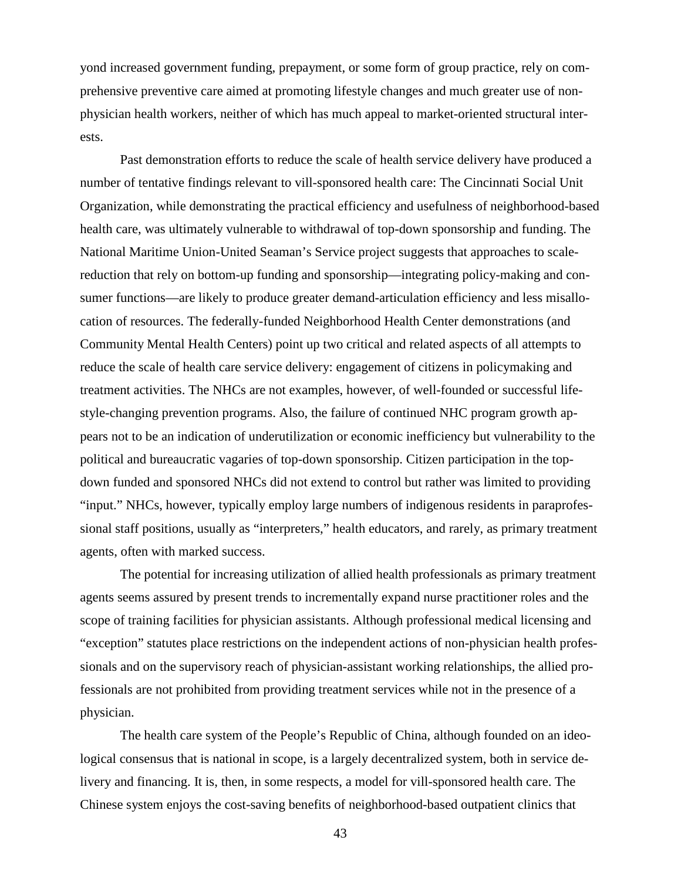yond increased government funding, prepayment, or some form of group practice, rely on comprehensive preventive care aimed at promoting lifestyle changes and much greater use of non-physician health workers, neither of which has much appeal to market-oriented structural interests.

Past demonstration efforts to reduce the scale of health service delivery have produced a number of tentative findings relevant to vill-sponsored health care: The Cincinnati Social Unit Organization, while demonstrating the practical efficiency and usefulness of neighborhood-based health care, was ultimately vulnerable to withdrawal of top-down sponsorship and funding. The National Maritime Union-United Seaman's Service project suggests that approaches to scale-reduction that rely on bottom-up funding and sponsorship—integrating policy-making and consumer functions—are likely to produce greater demand-articulation efficiency and less misallocation of resources. The federally-funded Neighborhood Health Center demonstrations (and Community Mental Health Centers) point up two critical and related aspects of all attempts to reduce the scale of health care service delivery: engagement of citizens in policymaking and treatment activities. The NHCs are not examples, however, of well-founded or successful lifestyle-changing prevention programs. Also, the failure of continued NHC program growth appears not to be an indication of underutilization or economic inefficiency but vulnerability to the political and bureaucratic vagaries of top-down sponsorship. Citizen participation in the top-down funded and sponsored NHCs did not extend to control but rather was limited to providing "input." NHCs, however, typically employ large numbers of indigenous residents in paraprofessional staff positions, usually as "interpreters," health educators, and rarely, as primary treatment agents, often with marked success.

The potential for increasing utilization of allied health professionals as primary treatment agents seems assured by present trends to incrementally expand nurse practitioner roles and the scope of training facilities for physician assistants. Although professional medical licensing and "exception" statutes place restrictions on the independent actions of non-physician health professionals and on the supervisory reach of physician-assistant working relationships, the allied professionals are not prohibited from providing treatment services while not in the presence of a physician.

The health care system of the People's Republic of China, although founded on an ideological consensus that is national in scope, is a largely decentralized system, both in service delivery and financing. It is, then, in some respects, a model for vill-sponsored health care. The Chinese system enjoys the cost-saving benefits of neighborhood-based outpatient clinics that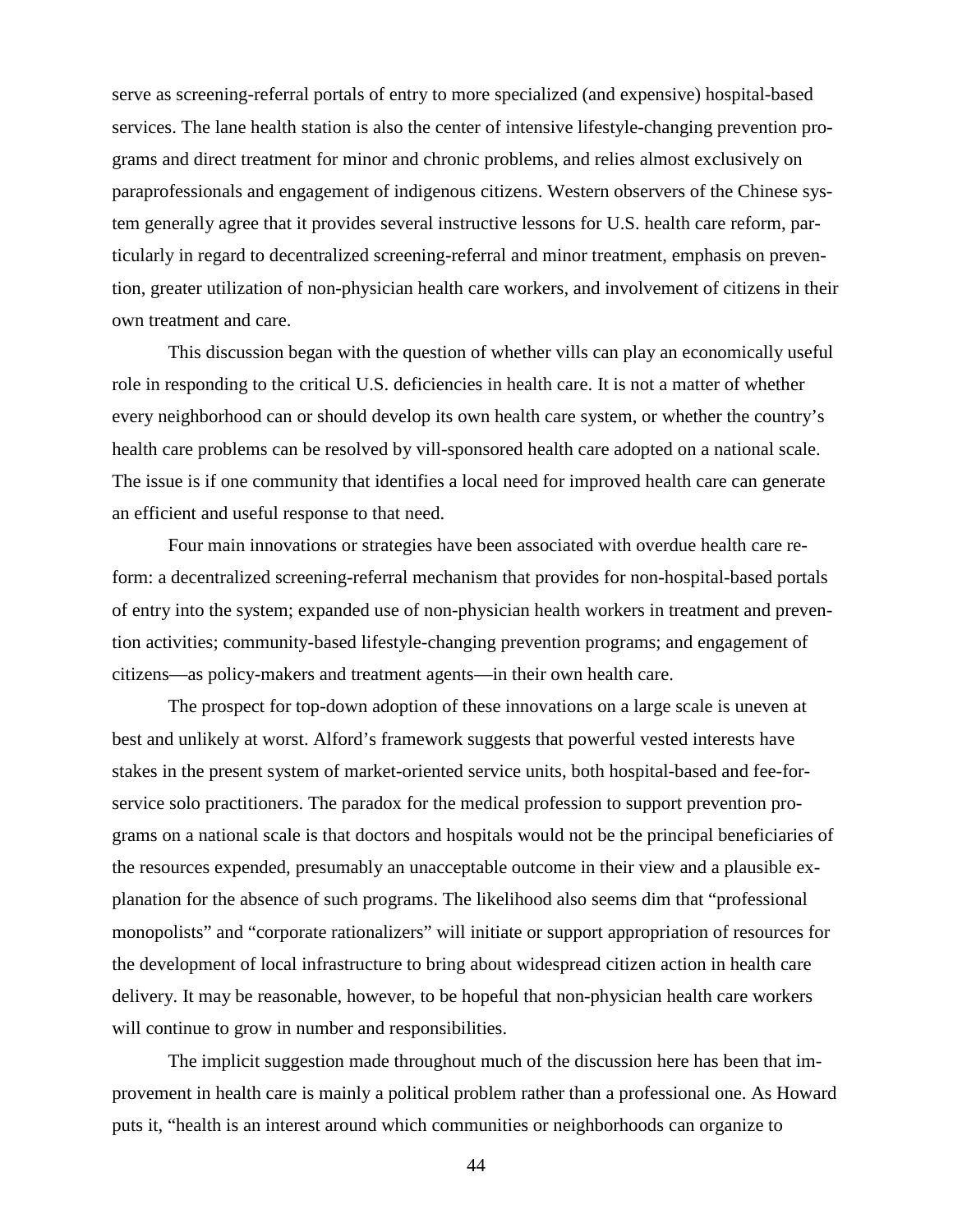serve as screening-referral portals of entry to more specialized (and expensive) hospital-based services. The lane health station is also the center of intensive lifestyle-changing prevention programs and direct treatment for minor and chronic problems, and relies almost exclusively on paraprofessionals and engagement of indigenous citizens. Western observers of the Chinese system generally agree that it provides several instructive lessons for U.S. health care reform, particularly in regard to decentralized screening-referral and minor treatment, emphasis on prevention, greater utilization of non-physician health care workers, and involvement of citizens in their own treatment and care.

This discussion began with the question of whether vills can play an economically useful role in responding to the critical U.S. deficiencies in health care. It is not a matter of whether every neighborhood can or should develop its own health care system, or whether the country's health care problems can be resolved by vill-sponsored health care adopted on a national scale. The issue is if one community that identifies a local need for improved health care can generate an efficient and useful response to that need.

Four main innovations or strategies have been associated with overdue health care reform: a decentralized screening-referral mechanism that provides for non-hospital-based portals of entry into the system; expanded use of non-physician health workers in treatment and prevention activities; community-based lifestyle-changing prevention programs; and engagement of citizens—as policy-makers and treatment agents—in their own health care.

The prospect for top-down adoption of these innovations on a large scale is uneven at best and unlikely at worst. Alford's framework suggests that powerful vested interests have stakes in the present system of market-oriented service units, both hospital-based and fee-for-service solo practitioners. The paradox for the medical profession to support prevention programs on a national scale is that doctors and hospitals would not be the principal beneficiaries of the resources expended, presumably an unacceptable outcome in their view and a plausible explanation for the absence of such programs. The likelihood also seems dim that "professional monopolists" and "corporate rationalizers" will initiate or support appropriation of resources for the development of local infrastructure to bring about widespread citizen action in health care delivery. It may be reasonable, however, to be hopeful that non-physician health care workers will continue to grow in number and responsibilities.

The implicit suggestion made throughout much of the discussion here has been that improvement in health care is mainly a political problem rather than a professional one. As Howard puts it, "health is an interest around which communities or neighborhoods can organize to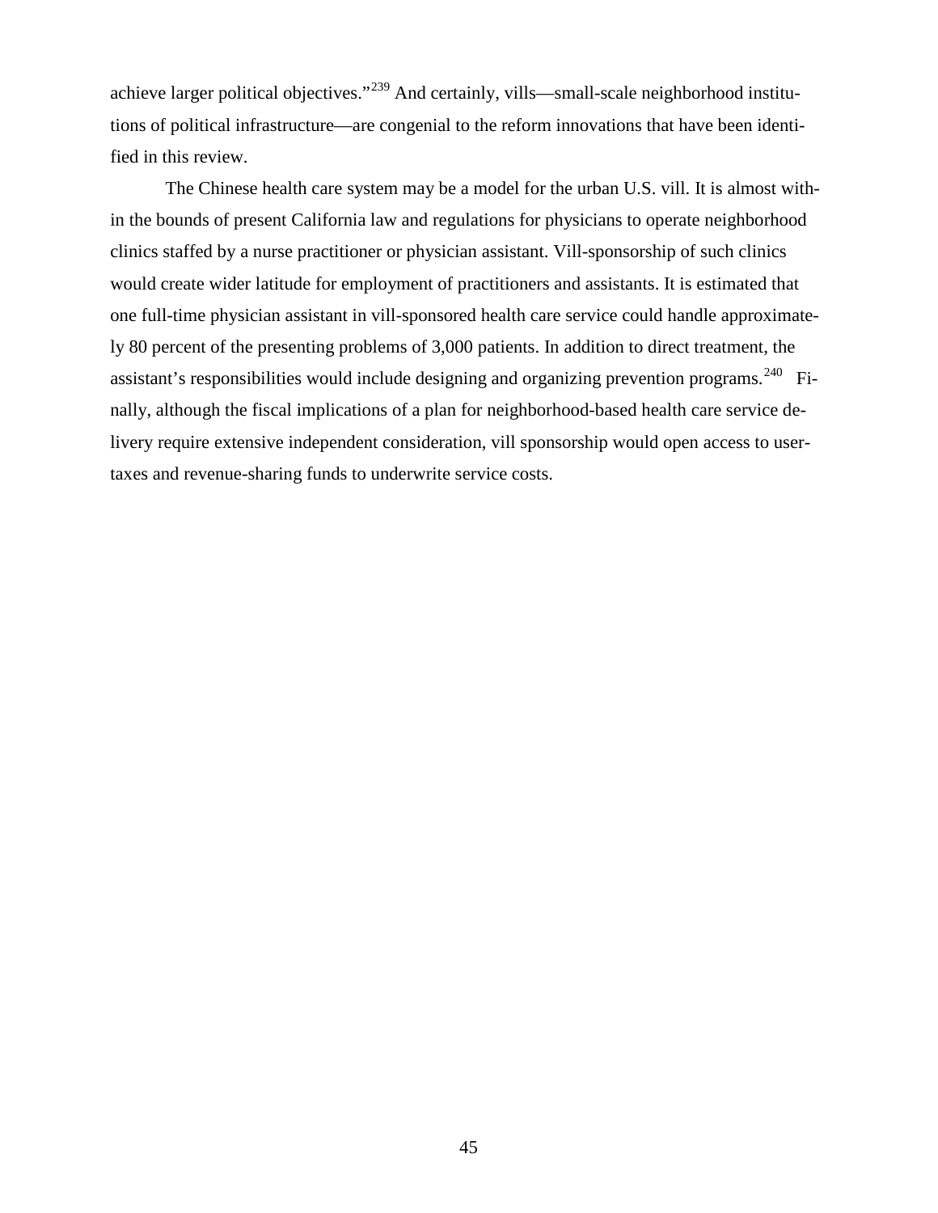achieve larger political objectives."[239] And certainly, vills—small-scale neighborhood institutions of political infrastructure—are congenial to the reform innovations that have been identified in this review.

The Chinese health care system may be a model for the urban U.S. vill. It is almost within the bounds of present California law and regulations for physicians to operate neighborhood clinics staffed by a nurse practitioner or physician assistant. Vill-sponsorship of such clinics would create wider latitude for employment of practitioners and assistants. It is estimated that one full-time physician assistant in vill-sponsored health care service could handle approximately 80 percent of the presenting problems of 3,000 patients. In addition to direct treatment, the assistant's responsibilities would include designing and organizing prevention programs.[240] Finally, although the fiscal implications of a plan for neighborhood-based health care service delivery require extensive independent consideration, vill sponsorship would open access to user-taxes and revenue-sharing funds to underwrite service costs.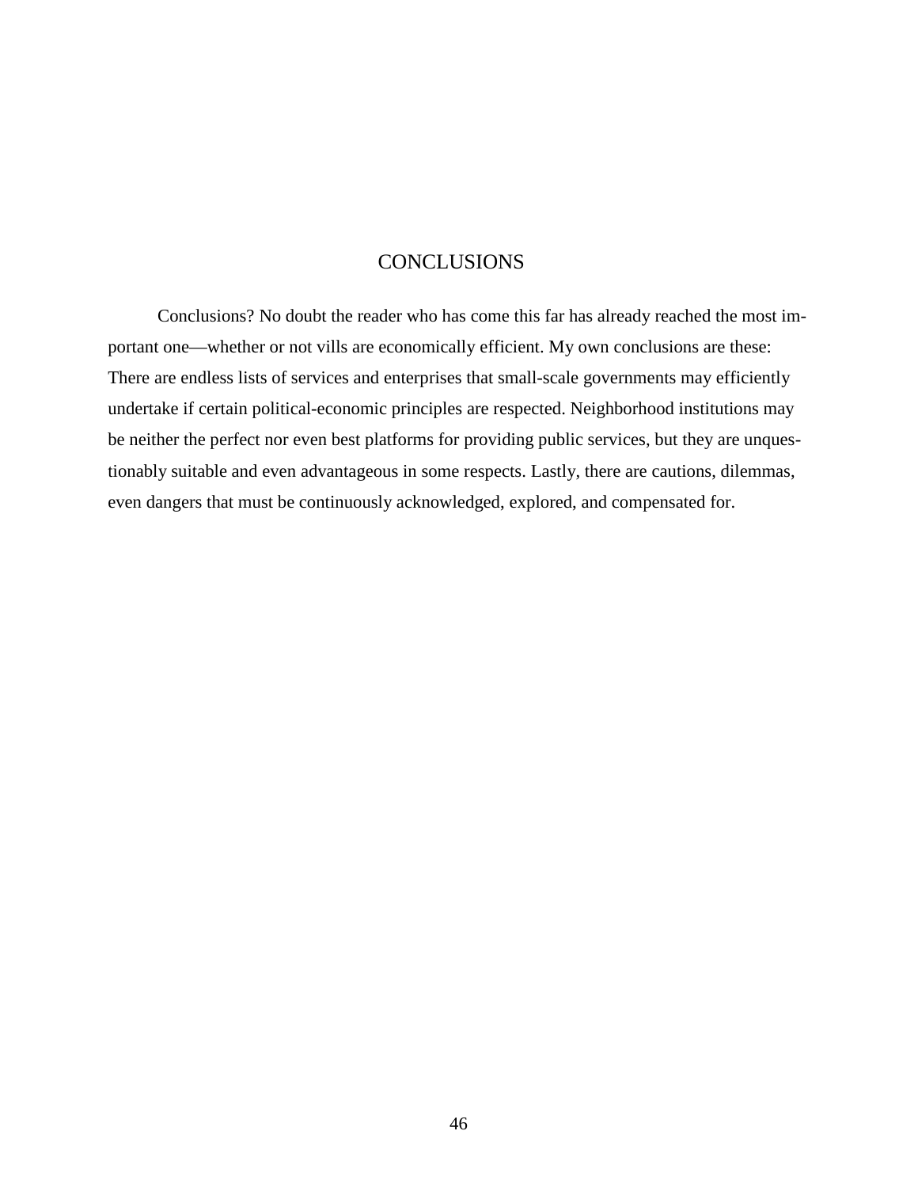# CONCLUSIONS

Conclusions? No doubt the reader who has come this far has already reached the most important one—whether or not vills are economically efficient. My own conclusions are these: There are endless lists of services and enterprises that small-scale governments may efficiently undertake if certain political-economic principles are respected. Neighborhood institutions may be neither the perfect nor even best platforms for providing public services, but they are unquestionably suitable and even advantageous in some respects. Lastly, there are cautions, dilemmas, even dangers that must be continuously acknowledged, explored, and compensated for.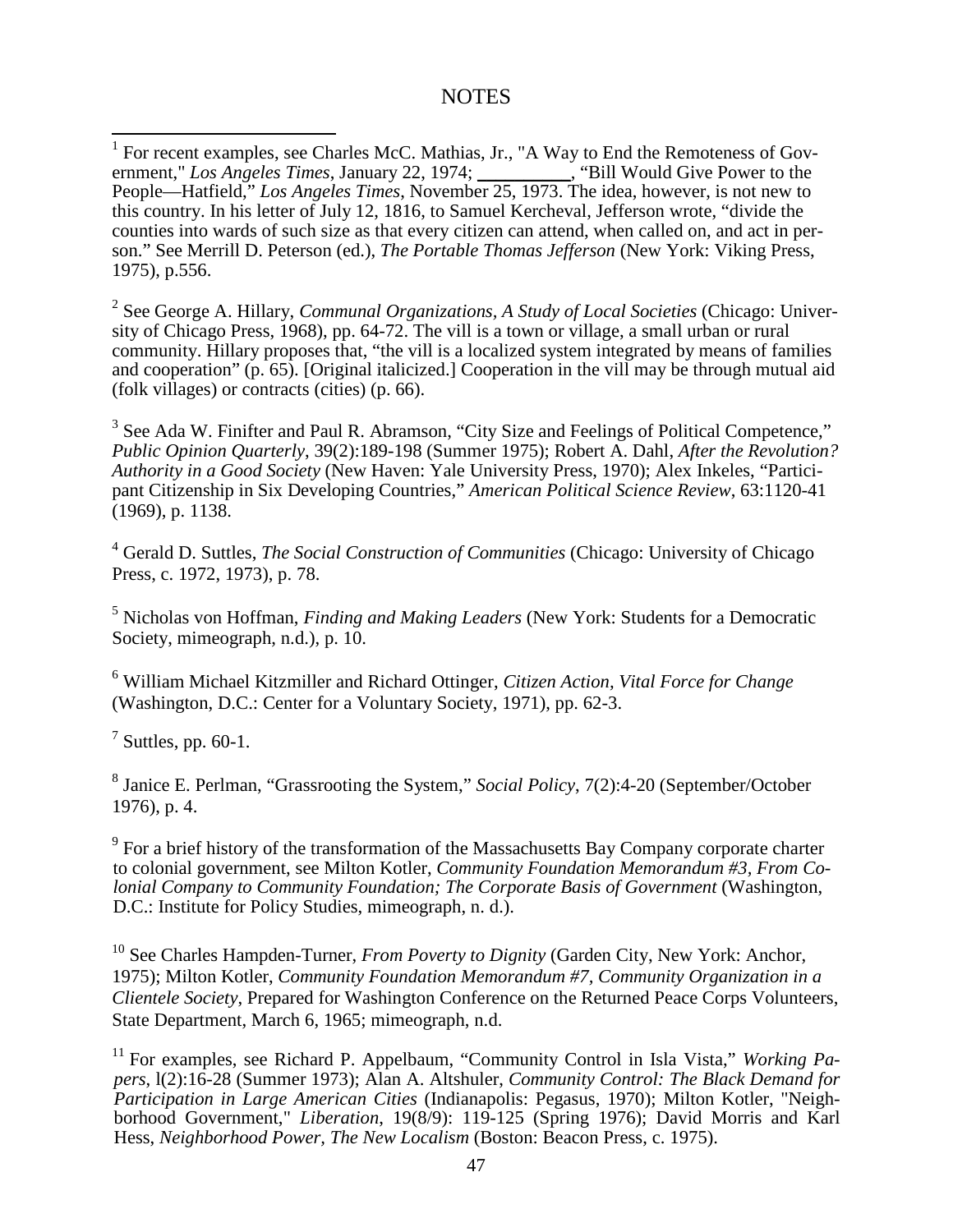# NOTES

[1] For recent examples, see Charles McC. Mathias, Jr., "A Way to End the Remoteness of Government," *Los Angeles Times*, January 22, 1974; __________, "Bill Would Give Power to the People—Hatfield," *Los Angeles Times*, November 25, 1973. The idea, however, is not new to this country. In his letter of July 12, 1816, to Samuel Kercheval, Jefferson wrote, "divide the counties into wards of such size as that every citizen can attend, when called on, and act in person." See Merrill D. Peterson (ed.), *The Portable Thomas Jefferson* (New York: Viking Press, 1975), p.556.

[2] See George A. Hillary, *Communal Organizations, A Study of Local Societies* (Chicago: University of Chicago Press, 1968), pp. 64-72. The vill is a town or village, a small urban or rural community. Hillary proposes that, "the vill is a localized system integrated by means of families and cooperation" (p. 65). [Original italicized.] Cooperation in the vill may be through mutual aid (folk villages) or contracts (cities) (p. 66).

[3] See Ada W. Finifter and Paul R. Abramson, "City Size and Feelings of Political Competence," *Public Opinion Quarterly*, 39(2):189-198 (Summer 1975); Robert A. Dahl, *After the Revolution? Authority in a Good Society* (New Haven: Yale University Press, 1970); Alex Inkeles, "Participant Citizenship in Six Developing Countries," *American Political Science Review*, 63:1120-41 (1969), p. 1138.

[4] Gerald D. Suttles, *The Social Construction of Communities* (Chicago: University of Chicago Press, c. 1972, 1973), p. 78.

[5] Nicholas von Hoffman, *Finding and Making Leaders* (New York: Students for a Democratic Society, mimeograph, n.d.), p. 10.

[6] William Michael Kitzmiller and Richard Ottinger, *Citizen Action, Vital Force for Change* (Washington, D.C.: Center for a Voluntary Society, 1971), pp. 62-3.

[7] Suttles, pp. 60-1.

[8] Janice E. Perlman, "Grassrooting the System," *Social Policy*, 7(2):4-20 (September/October 1976), p. 4.

[9] For a brief history of the transformation of the Massachusetts Bay Company corporate charter to colonial government, see Milton Kotler, *Community Foundation Memorandum #3, From Colonial Company to Community Foundation; The Corporate Basis of Government* (Washington, D.C.: Institute for Policy Studies, mimeograph, n. d.).

[10] See Charles Hampden-Turner, *From Poverty to Dignity* (Garden City, New York: Anchor, 1975); Milton Kotler, *Community Foundation Memorandum #7, Community Organization in a Clientele Society*, Prepared for Washington Conference on the Returned Peace Corps Volunteers, State Department, March 6, 1965; mimeograph, n.d.

[11] For examples, see Richard P. Appelbaum, "Community Control in Isla Vista," *Working Papers*, l(2):16-28 (Summer 1973); Alan A. Altshuler, *Community Control: The Black Demand for Participation in Large American Cities* (Indianapolis: Pegasus, 1970); Milton Kotler, "Neighborhood Government," *Liberation*, 19(8/9): 119-125 (Spring 1976); David Morris and Karl Hess, *Neighborhood Power, The New Localism* (Boston: Beacon Press, c. 1975).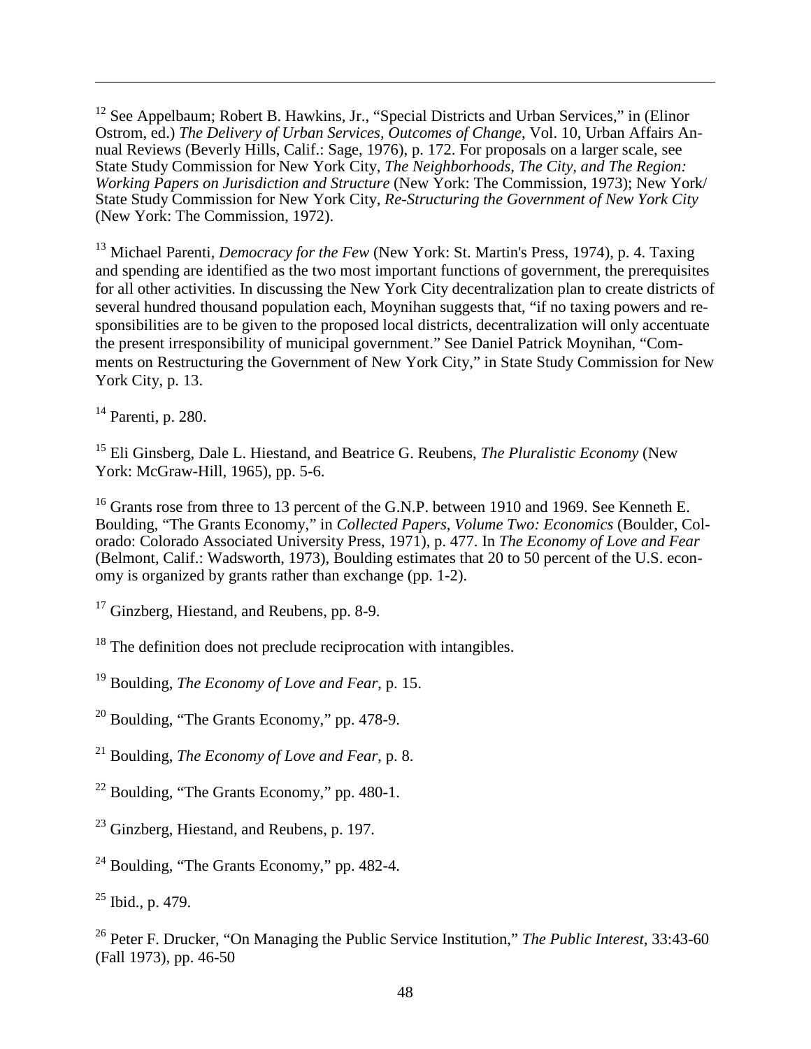[12] See Appelbaum; Robert B. Hawkins, Jr., “Special Districts and Urban Services,” in (Elinor Ostrom, ed.) *The Delivery of Urban Services, Outcomes of Change*, Vol. 10, Urban Affairs Annual Reviews (Beverly Hills, Calif.: Sage, 1976), p. 172. For proposals on a larger scale, see State Study Commission for New York City, *The Neighborhoods, The City, and The Region: Working Papers on Jurisdiction and Structure* (New York: The Commission, 1973); New York/ State Study Commission for New York City, *Re-Structuring the Government of New York City* (New York: The Commission, 1972).

[13] Michael Parenti, *Democracy for the Few* (New York: St. Martin's Press, 1974), p. 4. Taxing and spending are identified as the two most important functions of government, the prerequisites for all other activities. In discussing the New York City decentralization plan to create districts of several hundred thousand population each, Moynihan suggests that, “if no taxing powers and responsibilities are to be given to the proposed local districts, decentralization will only accentuate the present irresponsibility of municipal government.” See Daniel Patrick Moynihan, “Comments on Restructuring the Government of New York City,” in State Study Commission for New York City, p. 13.

[14] Parenti, p. 280.

[15] Eli Ginsberg, Dale L. Hiestand, and Beatrice G. Reubens, *The Pluralistic Economy* (New York: McGraw-Hill, 1965), pp. 5-6.

[16] Grants rose from three to 13 percent of the G.N.P. between 1910 and 1969. See Kenneth E. Boulding, “The Grants Economy,” in *Collected Papers, Volume Two: Economics* (Boulder, Colorado: Colorado Associated University Press, 1971), p. 477. In *The Economy of Love and Fear* (Belmont, Calif.: Wadsworth, 1973), Boulding estimates that 20 to 50 percent of the U.S. economy is organized by grants rather than exchange (pp. 1-2).

[17] Ginzberg, Hiestand, and Reubens, pp. 8-9.

[18] The definition does not preclude reciprocation with intangibles.

[19] Boulding, *The Economy of Love and Fear*, p. 15.

[20] Boulding, “The Grants Economy,” pp. 478-9.

[21] Boulding, *The Economy of Love and Fear*, p. 8.

[22] Boulding, “The Grants Economy,” pp. 480-1.

[23] Ginzberg, Hiestand, and Reubens, p. 197.

[24] Boulding, “The Grants Economy,” pp. 482-4.

[25] Ibid., p. 479.

[26] Peter F. Drucker, “On Managing the Public Service Institution,” *The Public Interest*, 33:43-60 (Fall 1973), pp. 46-50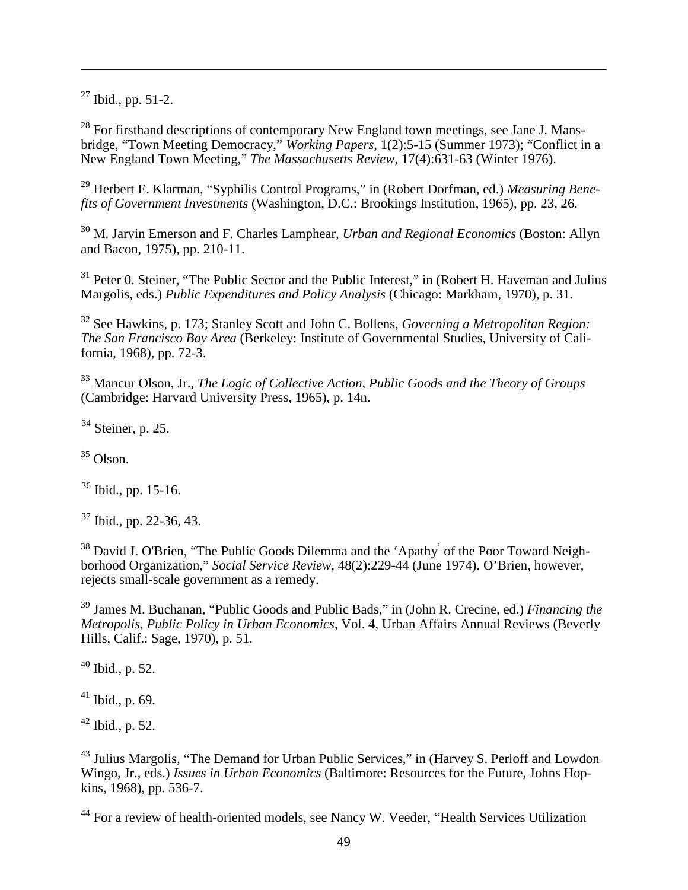[27] Ibid., pp. 51-2.

[28] For firsthand descriptions of contemporary New England town meetings, see Jane J. Mansbridge, "Town Meeting Democracy," *Working Papers*, 1(2):5-15 (Summer 1973); "Conflict in a New England Town Meeting," *The Massachusetts Review*, 17(4):631-63 (Winter 1976).

[29] Herbert E. Klarman, "Syphilis Control Programs," in (Robert Dorfman, ed.) *Measuring Benefits of Government Investments* (Washington, D.C.: Brookings Institution, 1965), pp. 23, 26.

[30] M. Jarvin Emerson and F. Charles Lamphear, *Urban and Regional Economics* (Boston: Allyn and Bacon, 1975), pp. 210-11.

[31] Peter 0. Steiner, "The Public Sector and the Public Interest," in (Robert H. Haveman and Julius Margolis, eds.) *Public Expenditures and Policy Analysis* (Chicago: Markham, 1970), p. 31.

[32] See Hawkins, p. 173; Stanley Scott and John C. Bollens, *Governing a Metropolitan Region: The San Francisco Bay Area* (Berkeley: Institute of Governmental Studies, University of California, 1968), pp. 72-3.

[33] Mancur Olson, Jr., *The Logic of Collective Action, Public Goods and the Theory of Groups* (Cambridge: Harvard University Press, 1965), p. 14n.

[34] Steiner, p. 25.

[35] Olson.

[36] Ibid., pp. 15-16.

[37] Ibid., pp. 22-36, 43.

[38] David J. O'Brien, "The Public Goods Dilemma and the 'Apathy' of the Poor Toward Neighborhood Organization," *Social Service Review*, 48(2):229-44 (June 1974). O'Brien, however, rejects small-scale government as a remedy.

[39] James M. Buchanan, "Public Goods and Public Bads," in (John R. Crecine, ed.) *Financing the Metropolis, Public Policy in Urban Economics*, Vol. 4, Urban Affairs Annual Reviews (Beverly Hills, Calif.: Sage, 1970), p. 51.

[40] Ibid., p. 52.

[41] Ibid., p. 69.

[42] Ibid., p. 52.

[43] Julius Margolis, "The Demand for Urban Public Services," in (Harvey S. Perloff and Lowdon Wingo, Jr., eds.) *Issues in Urban Economics* (Baltimore: Resources for the Future, Johns Hopkins, 1968), pp. 536-7.

[44] For a review of health-oriented models, see Nancy W. Veeder, "Health Services Utilization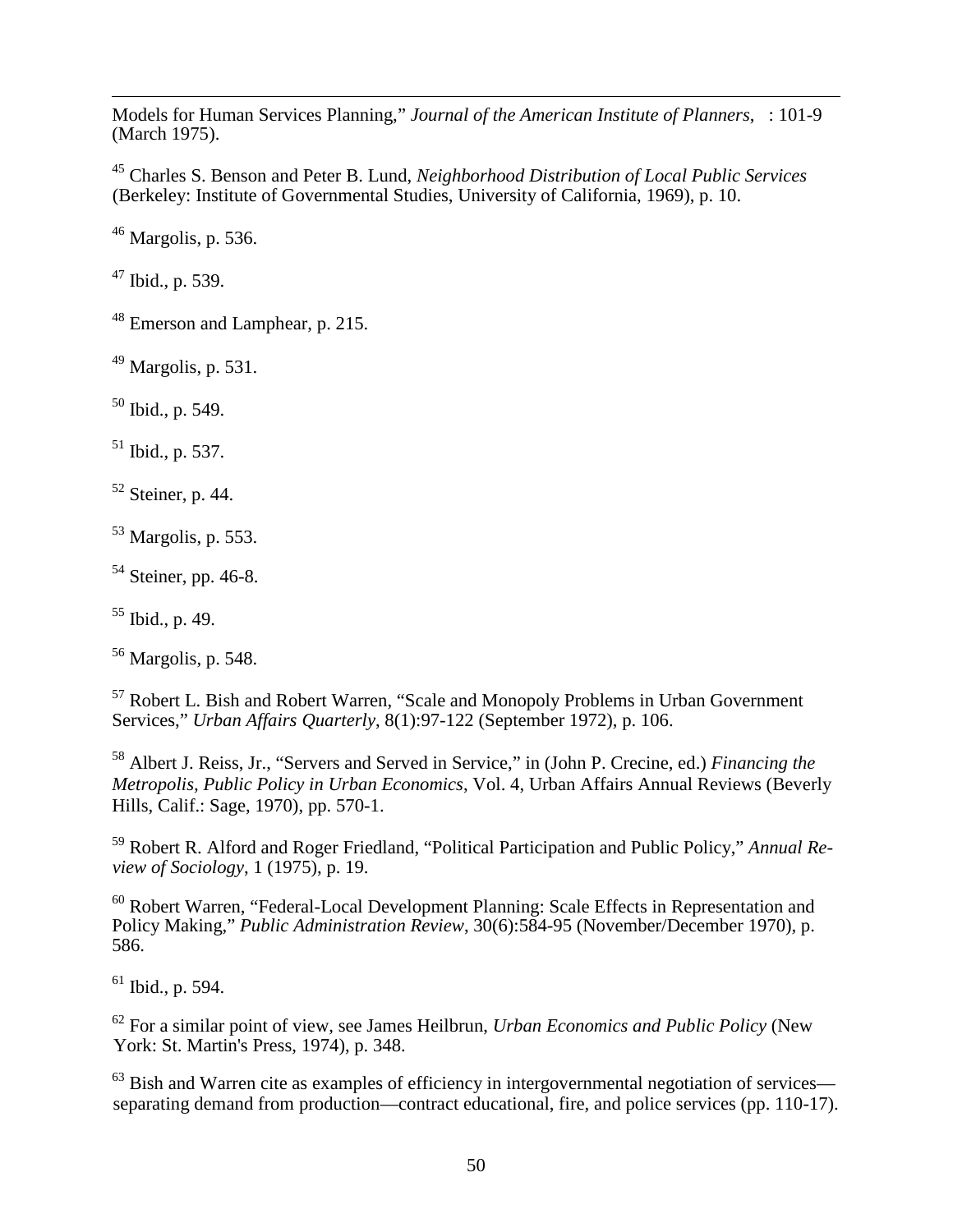Models for Human Services Planning," *Journal of the American Institute of Planners*, : 101-9 (March 1975).

[45] Charles S. Benson and Peter B. Lund, *Neighborhood Distribution of Local Public Services* (Berkeley: Institute of Governmental Studies, University of California, 1969), p. 10.

[46] Margolis, p. 536.

[47] Ibid., p. 539.

[48] Emerson and Lamphear, p. 215.

[49] Margolis, p. 531.

[50] Ibid., p. 549.

[51] Ibid., p. 537.

[52] Steiner, p. 44.

[53] Margolis, p. 553.

[54] Steiner, pp. 46-8.

[55] Ibid., p. 49.

[56] Margolis, p. 548.

[57] Robert L. Bish and Robert Warren, "Scale and Monopoly Problems in Urban Government Services," *Urban Affairs Quarterly*, 8(1):97-122 (September 1972), p. 106.

[58] Albert J. Reiss, Jr., "Servers and Served in Service," in (John P. Crecine, ed.) *Financing the Metropolis, Public Policy in Urban Economics*, Vol. 4, Urban Affairs Annual Reviews (Beverly Hills, Calif.: Sage, 1970), pp. 570-1.

[59] Robert R. Alford and Roger Friedland, "Political Participation and Public Policy," *Annual Review of Sociology*, 1 (1975), p. 19.

[60] Robert Warren, "Federal-Local Development Planning: Scale Effects in Representation and Policy Making," *Public Administration Review*, 30(6):584-95 (November/December 1970), p. 586.

[61] Ibid., p. 594.

[62] For a similar point of view, see James Heilbrun, *Urban Economics and Public Policy* (New York: St. Martin's Press, 1974), p. 348.

[63] Bish and Warren cite as examples of efficiency in intergovernmental negotiation of services—separating demand from production—contract educational, fire, and police services (pp. 110-17).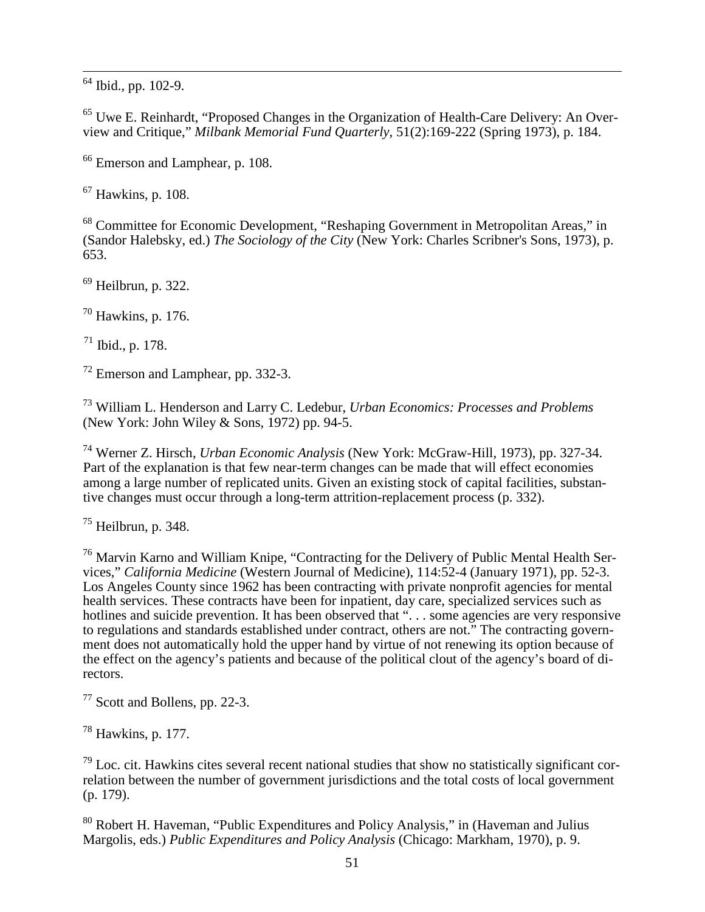[64] Ibid., pp. 102-9.

[65] Uwe E. Reinhardt, "Proposed Changes in the Organization of Health-Care Delivery: An Overview and Critique," *Milbank Memorial Fund Quarterly*, 51(2):169-222 (Spring 1973), p. 184.

[66] Emerson and Lamphear, p. 108.

[67] Hawkins, p. 108.

[68] Committee for Economic Development, "Reshaping Government in Metropolitan Areas," in (Sandor Halebsky, ed.) *The Sociology of the City* (New York: Charles Scribner's Sons, 1973), p. 653.

[69] Heilbrun, p. 322.

[70] Hawkins, p. 176.

[71] Ibid., p. 178.

[72] Emerson and Lamphear, pp. 332-3.

[73] William L. Henderson and Larry C. Ledebur, *Urban Economics: Processes and Problems* (New York: John Wiley & Sons, 1972) pp. 94-5.

[74] Werner Z. Hirsch, *Urban Economic Analysis* (New York: McGraw-Hill, 1973), pp. 327-34. Part of the explanation is that few near-term changes can be made that will effect economies among a large number of replicated units. Given an existing stock of capital facilities, substantive changes must occur through a long-term attrition-replacement process (p. 332).

[75] Heilbrun, p. 348.

[76] Marvin Karno and William Knipe, "Contracting for the Delivery of Public Mental Health Services," *California Medicine* (Western Journal of Medicine), 114:52-4 (January 1971), pp. 52-3. Los Angeles County since 1962 has been contracting with private nonprofit agencies for mental health services. These contracts have been for inpatient, day care, specialized services such as hotlines and suicide prevention. It has been observed that ". . . some agencies are very responsive to regulations and standards established under contract, others are not." The contracting government does not automatically hold the upper hand by virtue of not renewing its option because of the effect on the agency's patients and because of the political clout of the agency's board of directors.

[77] Scott and Bollens, pp. 22-3.

[78] Hawkins, p. 177.

[79] Loc. cit. Hawkins cites several recent national studies that show no statistically significant correlation between the number of government jurisdictions and the total costs of local government (p. 179).

[80] Robert H. Haveman, "Public Expenditures and Policy Analysis," in (Haveman and Julius Margolis, eds.) *Public Expenditures and Policy Analysis* (Chicago: Markham, 1970), p. 9.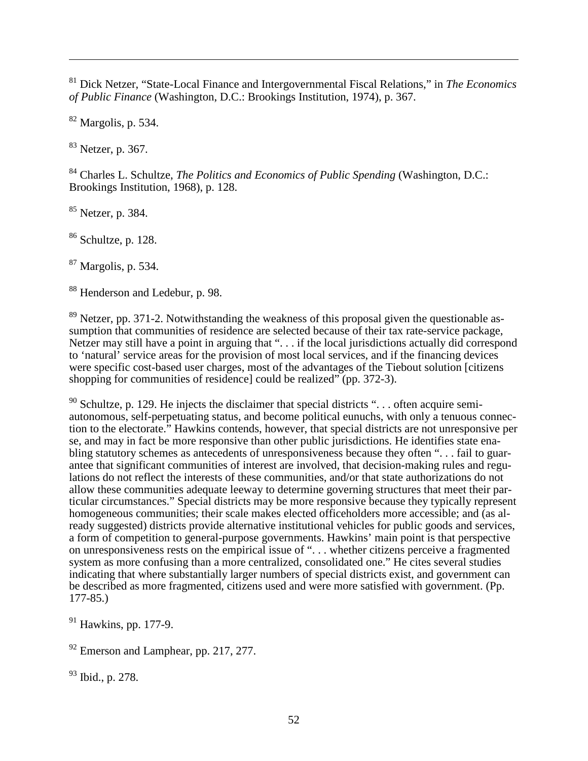[81] Dick Netzer, "State-Local Finance and Intergovernmental Fiscal Relations," in *The Economics of Public Finance* (Washington, D.C.: Brookings Institution, 1974), p. 367.

[82] Margolis, p. 534.

[83] Netzer, p. 367.

[84] Charles L. Schultze, *The Politics and Economics of Public Spending* (Washington, D.C.: Brookings Institution, 1968), p. 128.

[85] Netzer, p. 384.

[86] Schultze, p. 128.

[87] Margolis, p. 534.

[88] Henderson and Ledebur, p. 98.

[89] Netzer, pp. 371-2. Notwithstanding the weakness of this proposal given the questionable assumption that communities of residence are selected because of their tax rate-service package, Netzer may still have a point in arguing that ". . . if the local jurisdictions actually did correspond to 'natural' service areas for the provision of most local services, and if the financing devices were specific cost-based user charges, most of the advantages of the Tiebout solution [citizens shopping for communities of residence] could be realized" (pp. 372-3).

[90] Schultze, p. 129. He injects the disclaimer that special districts ". . . often acquire semi-autonomous, self-perpetuating status, and become political eunuchs, with only a tenuous connection to the electorate." Hawkins contends, however, that special districts are not unresponsive per se, and may in fact be more responsive than other public jurisdictions. He identifies state enabling statutory schemes as antecedents of unresponsiveness because they often ". . . fail to guarantee that significant communities of interest are involved, that decision-making rules and regulations do not reflect the interests of these communities, and/or that state authorizations do not allow these communities adequate leeway to determine governing structures that meet their particular circumstances." Special districts may be more responsive because they typically represent homogeneous communities; their scale makes elected officeholders more accessible; and (as already suggested) districts provide alternative institutional vehicles for public goods and services, a form of competition to general-purpose governments. Hawkins' main point is that perspective on unresponsiveness rests on the empirical issue of ". . . whether citizens perceive a fragmented system as more confusing than a more centralized, consolidated one." He cites several studies indicating that where substantially larger numbers of special districts exist, and government can be described as more fragmented, citizens used and were more satisfied with government. (Pp. 177-85.)

[91] Hawkins, pp. 177-9.

[92] Emerson and Lamphear, pp. 217, 277.

[93] Ibid., p. 278.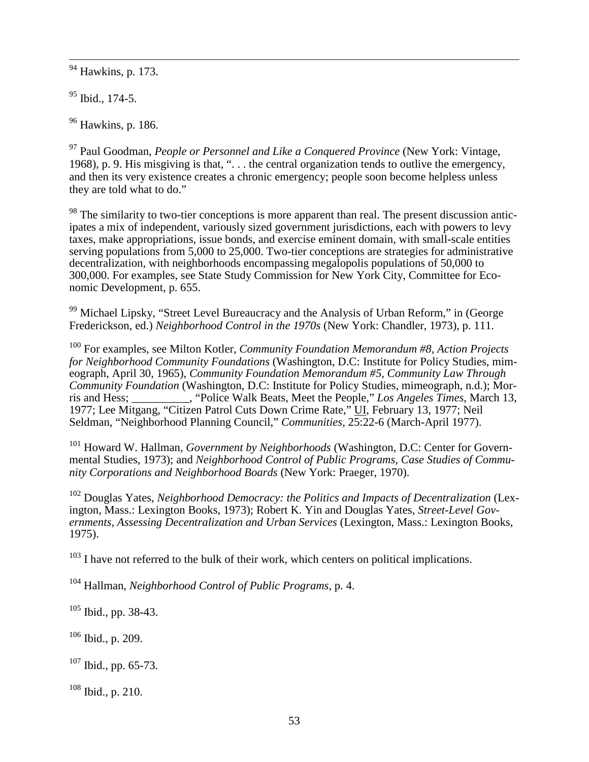[94] Hawkins, p. 173.

[95] Ibid., 174-5.

[96] Hawkins, p. 186.

[97] Paul Goodman, *People or Personnel and Like a Conquered Province* (New York: Vintage, 1968), p. 9. His misgiving is that, ". . . the central organization tends to outlive the emergency, and then its very existence creates a chronic emergency; people soon become helpless unless they are told what to do."

[98] The similarity to two-tier conceptions is more apparent than real. The present discussion anticipates a mix of independent, variously sized government jurisdictions, each with powers to levy taxes, make appropriations, issue bonds, and exercise eminent domain, with small-scale entities serving populations from 5,000 to 25,000. Two-tier conceptions are strategies for administrative decentralization, with neighborhoods encompassing megalopolis populations of 50,000 to 300,000. For examples, see State Study Commission for New York City, Committee for Economic Development, p. 655.

[99] Michael Lipsky, "Street Level Bureaucracy and the Analysis of Urban Reform," in (George Frederickson, ed.) *Neighborhood Control in the 1970s* (New York: Chandler, 1973), p. 111.

[100] For examples, see Milton Kotler, *Community Foundation Memorandum #8, Action Projects for Neighborhood Community Foundations* (Washington, D.C: Institute for Policy Studies, mimeograph, April 30, 1965), *Community Foundation Memorandum #5, Community Law Through Community Foundation* (Washington, D.C: Institute for Policy Studies, mimeograph, n.d.); Morris and Hess; __________, "Police Walk Beats, Meet the People," *Los Angeles Times*, March 13, 1977; Lee Mitgang, "Citizen Patrol Cuts Down Crime Rate," UI, February 13, 1977; Neil Seldman, "Neighborhood Planning Council," *Communities*, 25:22-6 (March-April 1977).

[101] Howard W. Hallman, *Government by Neighborhoods* (Washington, D.C: Center for Governmental Studies, 1973); and *Neighborhood Control of Public Programs, Case Studies of Community Corporations and Neighborhood Boards* (New York: Praeger, 1970).

[102] Douglas Yates, *Neighborhood Democracy: the Politics and Impacts of Decentralization* (Lexington, Mass.: Lexington Books, 1973); Robert K. Yin and Douglas Yates, *Street-Level Governments, Assessing Decentralization and Urban Services* (Lexington, Mass.: Lexington Books, 1975).

[103] I have not referred to the bulk of their work, which centers on political implications.

[104] Hallman, *Neighborhood Control of Public Programs*, p. 4.

[105] Ibid., pp. 38-43.

[106] Ibid., p. 209.

[107] Ibid., pp. 65-73.

[108] Ibid., p. 210.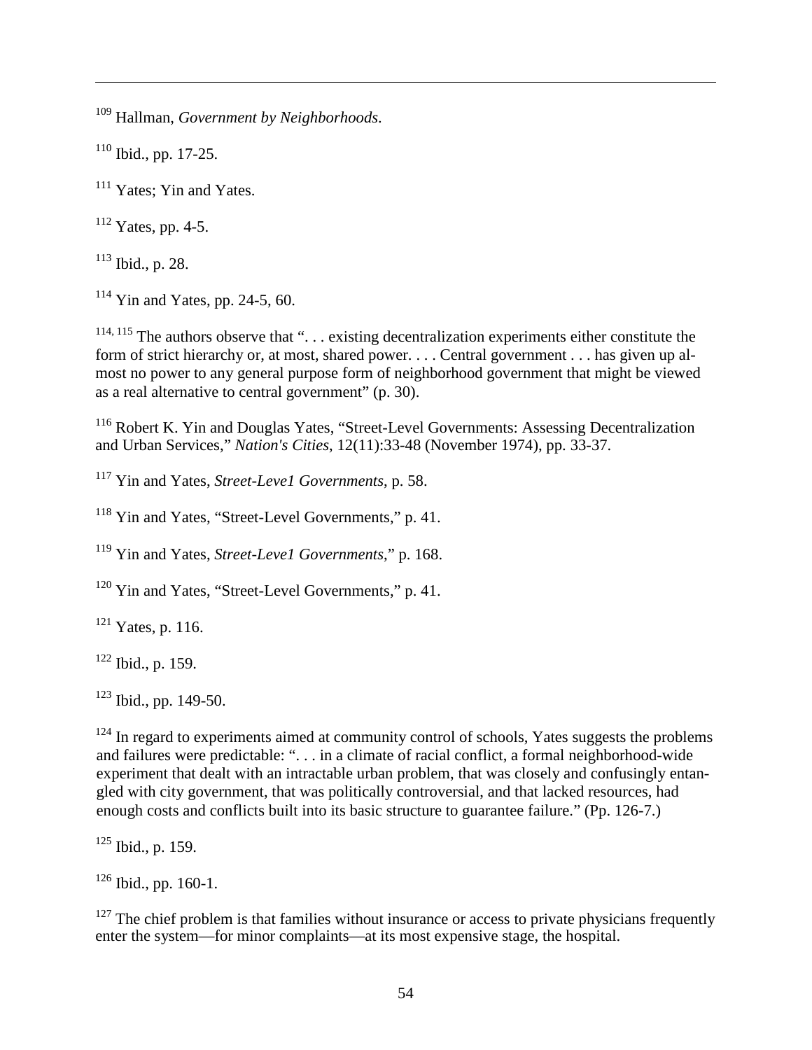[109] Hallman, *Government by Neighborhoods*.

[110] Ibid., pp. 17-25.

[111] Yates; Yin and Yates.

[112] Yates, pp. 4-5.

[113] Ibid., p. 28.

[114] Yin and Yates, pp. 24-5, 60.

[114, 115] The authors observe that ". . . existing decentralization experiments either constitute the form of strict hierarchy or, at most, shared power. . . . Central government . . . has given up almost no power to any general purpose form of neighborhood government that might be viewed as a real alternative to central government" (p. 30).

[116] Robert K. Yin and Douglas Yates, "Street-Level Governments: Assessing Decentralization and Urban Services," *Nation's Cities*, 12(11):33-48 (November 1974), pp. 33-37.

[117] Yin and Yates, *Street-Leve1 Governments*, p. 58.

[118] Yin and Yates, "Street-Level Governments," p. 41.

[119] Yin and Yates, *Street-Leve1 Governments*," p. 168.

[120] Yin and Yates, "Street-Level Governments," p. 41.

[121] Yates, p. 116.

[122] Ibid., p. 159.

[123] Ibid., pp. 149-50.

[124] In regard to experiments aimed at community control of schools, Yates suggests the problems and failures were predictable: ". . . in a climate of racial conflict, a formal neighborhood-wide experiment that dealt with an intractable urban problem, that was closely and confusingly entangled with city government, that was politically controversial, and that lacked resources, had enough costs and conflicts built into its basic structure to guarantee failure." (Pp. 126-7.)

[125] Ibid., p. 159.

[126] Ibid., pp. 160-1.

[127] The chief problem is that families without insurance or access to private physicians frequently enter the system—for minor complaints—at its most expensive stage, the hospital.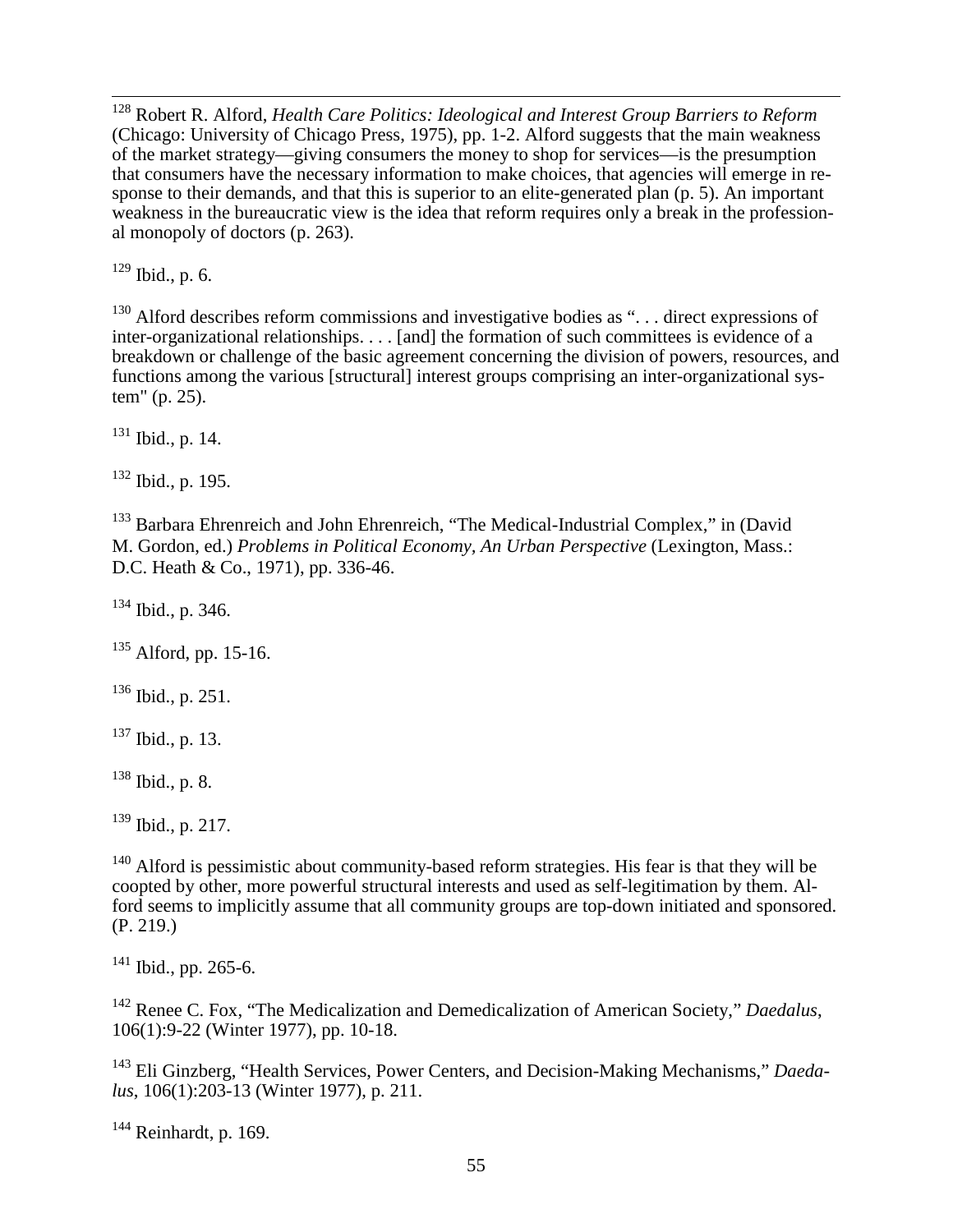[128] Robert R. Alford, *Health Care Politics: Ideological and Interest Group Barriers to Reform* (Chicago: University of Chicago Press, 1975), pp. 1-2. Alford suggests that the main weakness of the market strategy—giving consumers the money to shop for services—is the presumption that consumers have the necessary information to make choices, that agencies will emerge in response to their demands, and that this is superior to an elite-generated plan (p. 5). An important weakness in the bureaucratic view is the idea that reform requires only a break in the professional monopoly of doctors (p. 263).

[129] Ibid., p. 6.

[130] Alford describes reform commissions and investigative bodies as ". . . direct expressions of inter-organizational relationships. . . . [and] the formation of such committees is evidence of a breakdown or challenge of the basic agreement concerning the division of powers, resources, and functions among the various [structural] interest groups comprising an inter-organizational system" (p. 25).

[131] Ibid., p. 14.

[132] Ibid., p. 195.

[133] Barbara Ehrenreich and John Ehrenreich, "The Medical-Industrial Complex," in (David M. Gordon, ed.) *Problems in Political Economy, An Urban Perspective* (Lexington, Mass.: D.C. Heath & Co., 1971), pp. 336-46.

[134] Ibid., p. 346.

[135] Alford, pp. 15-16.

[136] Ibid., p. 251.

[137] Ibid., p. 13.

[138] Ibid., p. 8.

[139] Ibid., p. 217.

[140] Alford is pessimistic about community-based reform strategies. His fear is that they will be coopted by other, more powerful structural interests and used as self-legitimation by them. Alford seems to implicitly assume that all community groups are top-down initiated and sponsored. (P. 219.)

[141] Ibid., pp. 265-6.

[142] Renee C. Fox, "The Medicalization and Demedicalization of American Society," *Daedalus*, 106(1):9-22 (Winter 1977), pp. 10-18.

[143] Eli Ginzberg, "Health Services, Power Centers, and Decision-Making Mechanisms," *Daedalus*, 106(1):203-13 (Winter 1977), p. 211.

[144] Reinhardt, p. 169.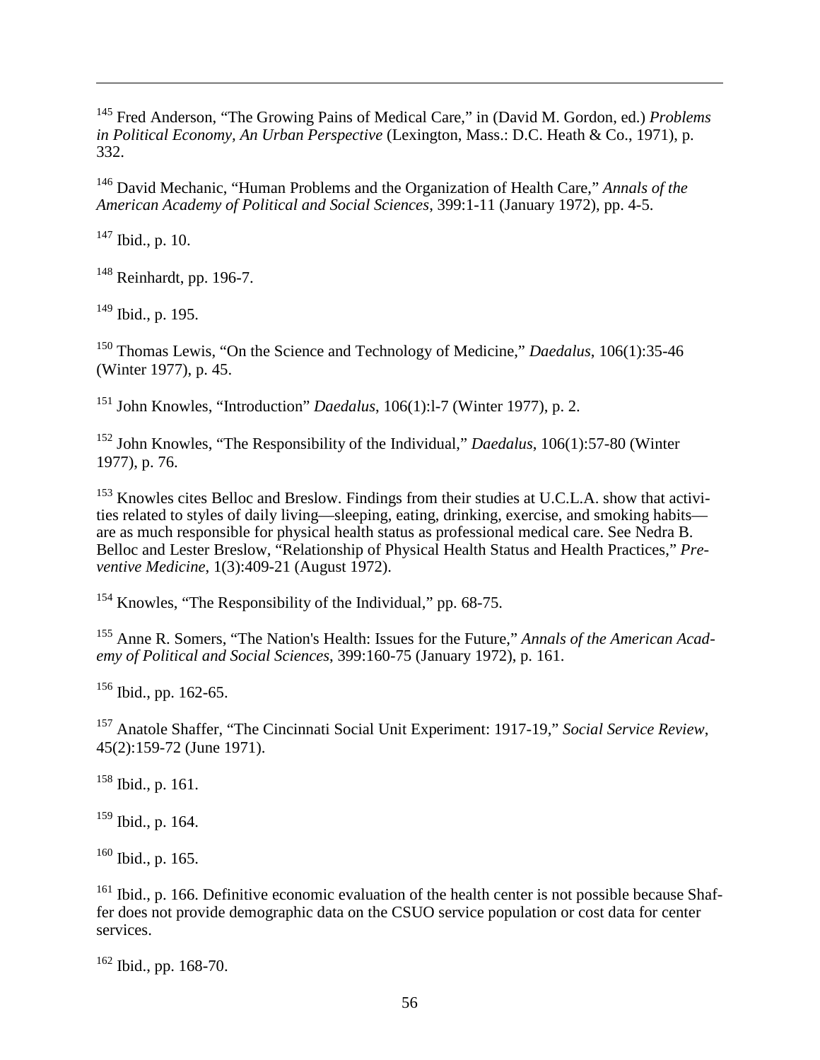[145] Fred Anderson, "The Growing Pains of Medical Care," in (David M. Gordon, ed.) *Problems in Political Economy, An Urban Perspective* (Lexington, Mass.: D.C. Heath & Co., 1971), p. 332.

[146] David Mechanic, "Human Problems and the Organization of Health Care," *Annals of the American Academy of Political and Social Sciences*, 399:1-11 (January 1972), pp. 4-5.

[147] Ibid., p. 10.

[148] Reinhardt, pp. 196-7.

[149] Ibid., p. 195.

[150] Thomas Lewis, "On the Science and Technology of Medicine," *Daedalus*, 106(1):35-46 (Winter 1977), p. 45.

[151] John Knowles, "Introduction" *Daedalus*, 106(1):l-7 (Winter 1977), p. 2.

[152] John Knowles, "The Responsibility of the Individual," *Daedalus*, 106(1):57-80 (Winter 1977), p. 76.

[153] Knowles cites Belloc and Breslow. Findings from their studies at U.C.L.A. show that activities related to styles of daily living—sleeping, eating, drinking, exercise, and smoking habits—are as much responsible for physical health status as professional medical care. See Nedra B. Belloc and Lester Breslow, "Relationship of Physical Health Status and Health Practices," *Preventive Medicine*, 1(3):409-21 (August 1972).

[154] Knowles, "The Responsibility of the Individual," pp. 68-75.

[155] Anne R. Somers, "The Nation's Health: Issues for the Future," *Annals of the American Academy of Political and Social Sciences*, 399:160-75 (January 1972), p. 161.

[156] Ibid., pp. 162-65.

[157] Anatole Shaffer, "The Cincinnati Social Unit Experiment: 1917-19," *Social Service Review*, 45(2):159-72 (June 1971).

[158] Ibid., p. 161.

[159] Ibid., p. 164.

[160] Ibid., p. 165.

[161] Ibid., p. 166. Definitive economic evaluation of the health center is not possible because Shaffer does not provide demographic data on the CSUO service population or cost data for center services.

[162] Ibid., pp. 168-70.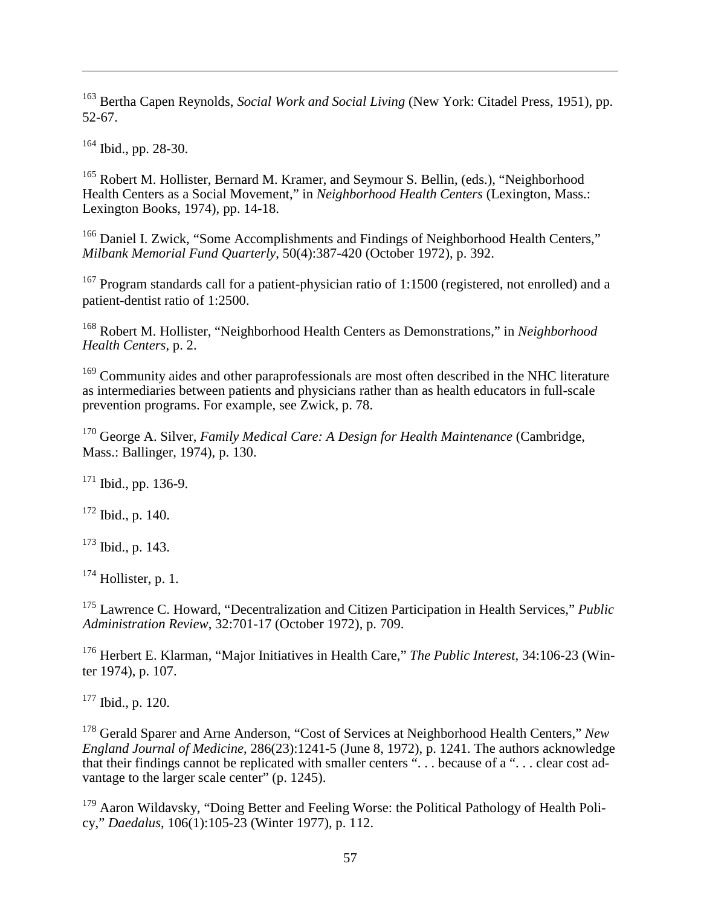[163] Bertha Capen Reynolds, *Social Work and Social Living* (New York: Citadel Press, 1951), pp. 52-67.

[164] Ibid., pp. 28-30.

[165] Robert M. Hollister, Bernard M. Kramer, and Seymour S. Bellin, (eds.), "Neighborhood Health Centers as a Social Movement," in *Neighborhood Health Centers* (Lexington, Mass.: Lexington Books, 1974), pp. 14-18.

[166] Daniel I. Zwick, "Some Accomplishments and Findings of Neighborhood Health Centers," *Milbank Memorial Fund Quarterly*, 50(4):387-420 (October 1972), p. 392.

[167] Program standards call for a patient-physician ratio of 1:1500 (registered, not enrolled) and a patient-dentist ratio of 1:2500.

[168] Robert M. Hollister, "Neighborhood Health Centers as Demonstrations," in *Neighborhood Health Centers*, p. 2.

[169] Community aides and other paraprofessionals are most often described in the NHC literature as intermediaries between patients and physicians rather than as health educators in full-scale prevention programs. For example, see Zwick, p. 78.

[170] George A. Silver, *Family Medical Care: A Design for Health Maintenance* (Cambridge, Mass.: Ballinger, 1974), p. 130.

[171] Ibid., pp. 136-9.

[172] Ibid., p. 140.

[173] Ibid., p. 143.

[174] Hollister, p. 1.

[175] Lawrence C. Howard, "Decentralization and Citizen Participation in Health Services," *Public Administration Review*, 32:701-17 (October 1972), p. 709.

[176] Herbert E. Klarman, "Major Initiatives in Health Care," *The Public Interest*, 34:106-23 (Winter 1974), p. 107.

[177] Ibid., p. 120.

[178] Gerald Sparer and Arne Anderson, "Cost of Services at Neighborhood Health Centers," *New England Journal of Medicine*, 286(23):1241-5 (June 8, 1972), p. 1241. The authors acknowledge that their findings cannot be replicated with smaller centers ". . . because of a ". . . clear cost advantage to the larger scale center" (p. 1245).

[179] Aaron Wildavsky, "Doing Better and Feeling Worse: the Political Pathology of Health Policy," *Daedalus*, 106(1):105-23 (Winter 1977), p. 112.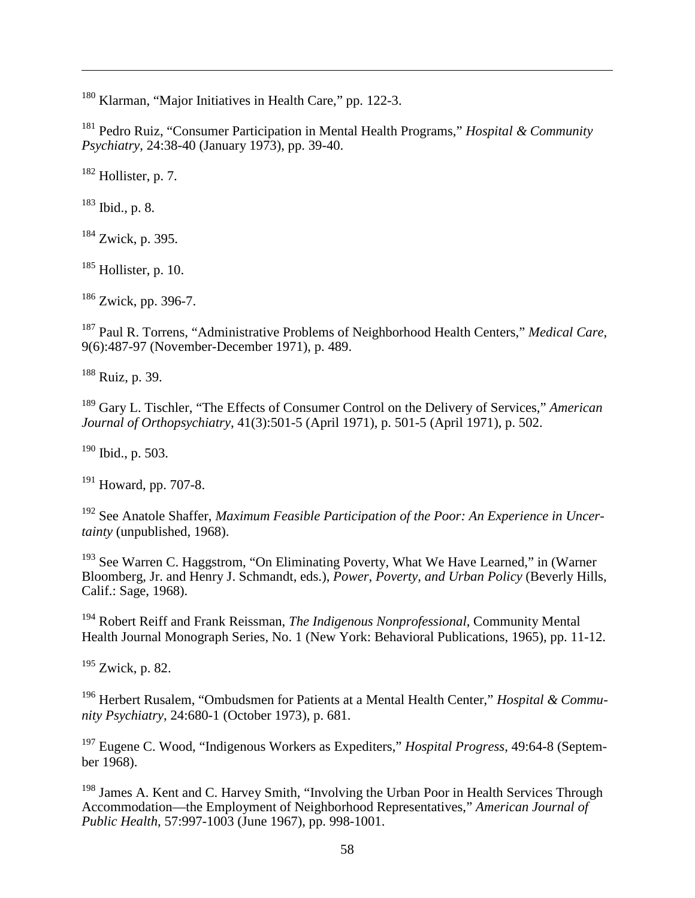[180] Klarman, "Major Initiatives in Health Care," pp. 122-3.

[181] Pedro Ruiz, "Consumer Participation in Mental Health Programs," *Hospital & Community Psychiatry*, 24:38-40 (January 1973), pp. 39-40.

[182] Hollister, p. 7.

[183] Ibid., p. 8.

[184] Zwick, p. 395.

[185] Hollister, p. 10.

[186] Zwick, pp. 396-7.

[187] Paul R. Torrens, "Administrative Problems of Neighborhood Health Centers," *Medical Care*, 9(6):487-97 (November-December 1971), p. 489.

[188] Ruiz, p. 39.

[189] Gary L. Tischler, "The Effects of Consumer Control on the Delivery of Services," *American Journal of Orthopsychiatry*, 41(3):501-5 (April 1971), p. 501-5 (April 1971), p. 502.

[190] Ibid., p. 503.

[191] Howard, pp. 707-8.

[192] See Anatole Shaffer, *Maximum Feasible Participation of the Poor: An Experience in Uncertainty* (unpublished, 1968).

[193] See Warren C. Haggstrom, "On Eliminating Poverty, What We Have Learned," in (Warner Bloomberg, Jr. and Henry J. Schmandt, eds.), *Power, Poverty, and Urban Policy* (Beverly Hills, Calif.: Sage, 1968).

[194] Robert Reiff and Frank Reissman, *The Indigenous Nonprofessional*, Community Mental Health Journal Monograph Series, No. 1 (New York: Behavioral Publications, 1965), pp. 11-12.

[195] Zwick, p. 82.

[196] Herbert Rusalem, "Ombudsmen for Patients at a Mental Health Center," *Hospital & Community Psychiatry*, 24:680-1 (October 1973), p. 681.

[197] Eugene C. Wood, "Indigenous Workers as Expediters," *Hospital Progress*, 49:64-8 (September 1968).

[198] James A. Kent and C. Harvey Smith, "Involving the Urban Poor in Health Services Through Accommodation—the Employment of Neighborhood Representatives," *American Journal of Public Health*, 57:997-1003 (June 1967), pp. 998-1001.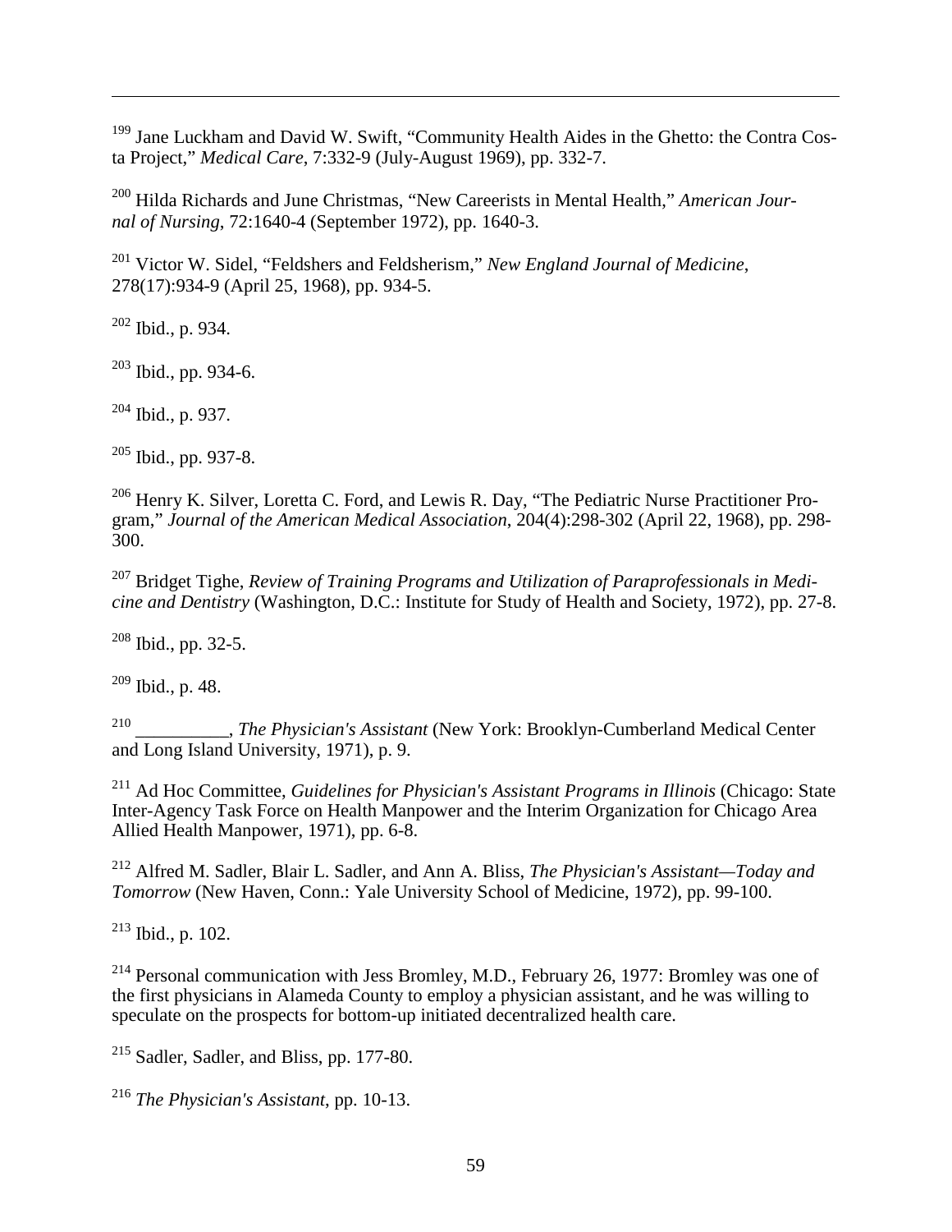[199] Jane Luckham and David W. Swift, "Community Health Aides in the Ghetto: the Contra Costa Project," *Medical Care*, 7:332-9 (July-August 1969), pp. 332-7.

[200] Hilda Richards and June Christmas, "New Careerists in Mental Health," *American Journal of Nursing*, 72:1640-4 (September 1972), pp. 1640-3.

[201] Victor W. Sidel, "Feldshers and Feldsherism," *New England Journal of Medicine*, 278(17):934-9 (April 25, 1968), pp. 934-5.

[202] Ibid., p. 934.

[203] Ibid., pp. 934-6.

[204] Ibid., p. 937.

[205] Ibid., pp. 937-8.

[206] Henry K. Silver, Loretta C. Ford, and Lewis R. Day, "The Pediatric Nurse Practitioner Program," *Journal of the American Medical Association*, 204(4):298-302 (April 22, 1968), pp. 298-300.

[207] Bridget Tighe, *Review of Training Programs and Utilization of Paraprofessionals in Medicine and Dentistry* (Washington, D.C.: Institute for Study of Health and Society, 1972), pp. 27-8.

[208] Ibid., pp. 32-5.

[209] Ibid., p. 48.

[210] __________, *The Physician's Assistant* (New York: Brooklyn-Cumberland Medical Center and Long Island University, 1971), p. 9.

[211] Ad Hoc Committee, *Guidelines for Physician's Assistant Programs in Illinois* (Chicago: State Inter-Agency Task Force on Health Manpower and the Interim Organization for Chicago Area Allied Health Manpower, 1971), pp. 6-8.

[212] Alfred M. Sadler, Blair L. Sadler, and Ann A. Bliss, *The Physician's Assistant—Today and Tomorrow* (New Haven, Conn.: Yale University School of Medicine, 1972), pp. 99-100.

[213] Ibid., p. 102.

[214] Personal communication with Jess Bromley, M.D., February 26, 1977: Bromley was one of the first physicians in Alameda County to employ a physician assistant, and he was willing to speculate on the prospects for bottom-up initiated decentralized health care.

[215] Sadler, Sadler, and Bliss, pp. 177-80.

[216] *The Physician's Assistant*, pp. 10-13.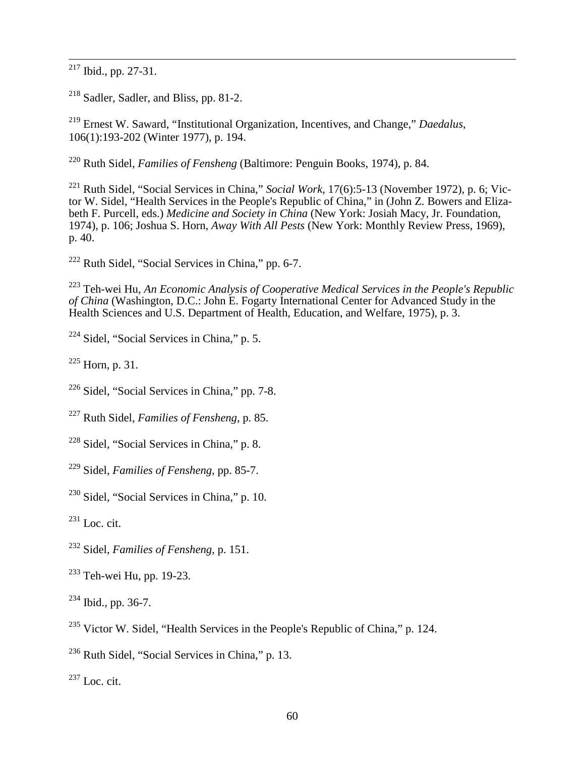[217] Ibid., pp. 27-31.

[218] Sadler, Sadler, and Bliss, pp. 81-2.

[219] Ernest W. Saward, "Institutional Organization, Incentives, and Change," *Daedalus*, 106(1):193-202 (Winter 1977), p. 194.

[220] Ruth Sidel, *Families of Fensheng* (Baltimore: Penguin Books, 1974), p. 84.

[221] Ruth Sidel, "Social Services in China," *Social Work*, 17(6):5-13 (November 1972), p. 6; Victor W. Sidel, "Health Services in the People's Republic of China," in (John Z. Bowers and Elizabeth F. Purcell, eds.) *Medicine and Society in China* (New York: Josiah Macy, Jr. Foundation, 1974), p. 106; Joshua S. Horn, *Away With All Pests* (New York: Monthly Review Press, 1969), p. 40.

[222] Ruth Sidel, "Social Services in China," pp. 6-7.

[223] Teh-wei Hu, *An Economic Analysis of Cooperative Medical Services in the People's Republic of China* (Washington, D.C.: John E. Fogarty International Center for Advanced Study in the Health Sciences and U.S. Department of Health, Education, and Welfare, 1975), p. 3.

[224] Sidel, "Social Services in China," p. 5.

[225] Horn, p. 31.

[226] Sidel, "Social Services in China," pp. 7-8.

[227] Ruth Sidel, *Families of Fensheng*, p. 85.

[228] Sidel, "Social Services in China," p. 8.

[229] Sidel, *Families of Fensheng*, pp. 85-7.

[230] Sidel, "Social Services in China," p. 10.

[231] Loc. cit.

[232] Sidel, *Families of Fensheng*, p. 151.

[233] Teh-wei Hu, pp. 19-23.

[234] Ibid., pp. 36-7.

[235] Victor W. Sidel, "Health Services in the People's Republic of China," p. 124.

[236] Ruth Sidel, "Social Services in China," p. 13.

[237] Loc. cit.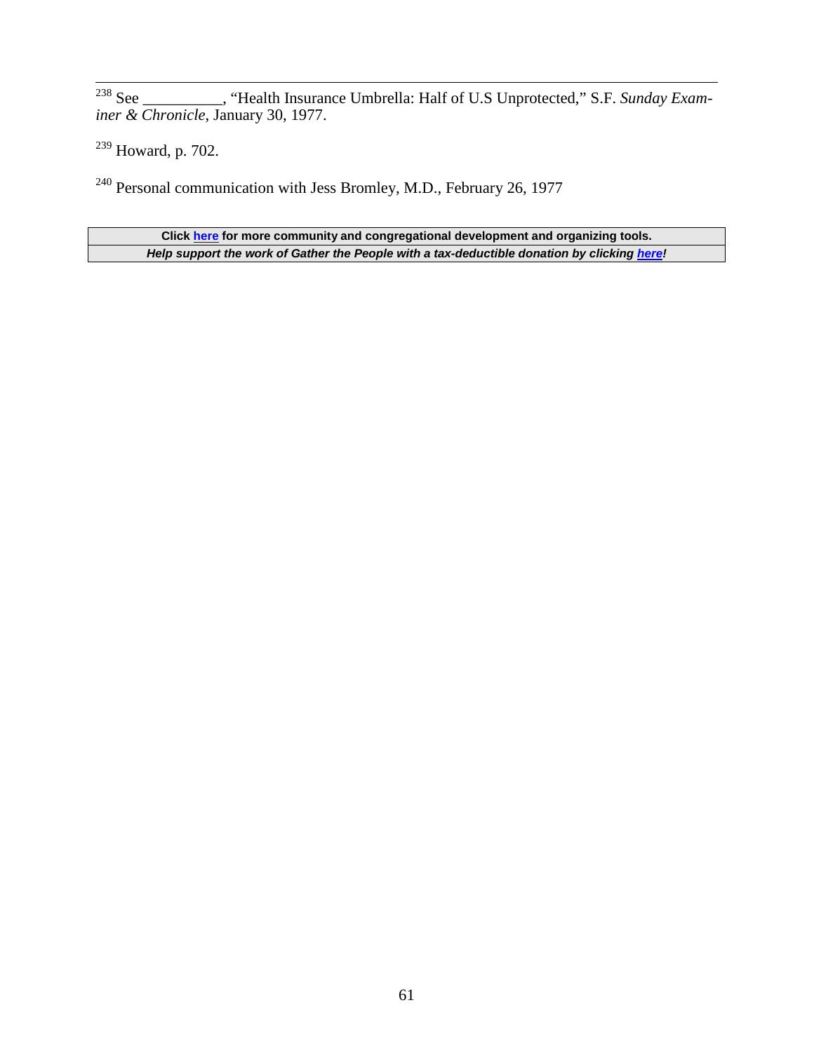[238] See __________, "Health Insurance Umbrella: Half of U.S Unprotected," S.F. *Sunday Examiner & Chronicle*, January 30, 1977.

[239] Howard, p. 702.

[240] Personal communication with Jess Bromley, M.D., February 26, 1977

| |
|---|
| **Click here for more community and congregational development and organizing tools.** |
| ***Help support the work of Gather the People with a tax-deductible donation by clicking here!*** |